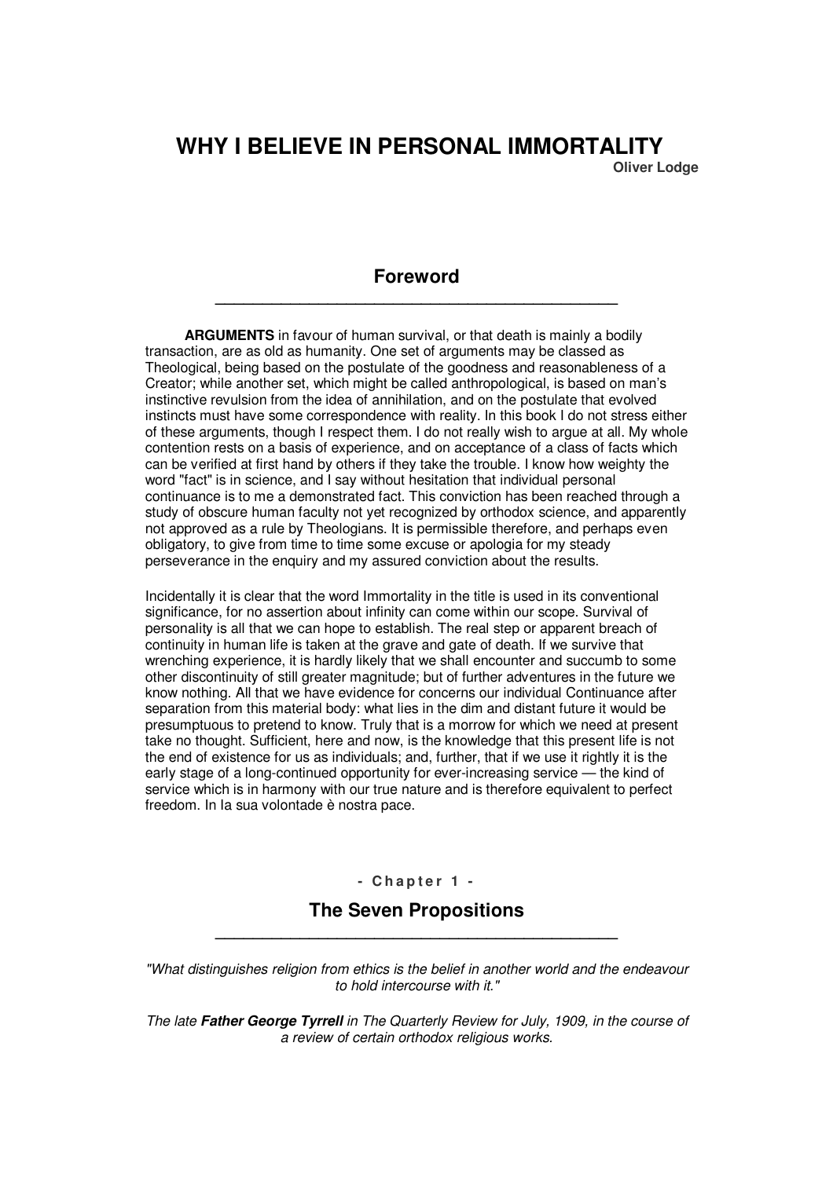# WHY I BELIEVE IN PERSONAL IMMORTALITY

**Oliver Lodge**

## Foreword

**ARGUMENTS** in favour of human survival, or that death is mainly a bodily transaction, are as old as humanity. One set of arguments may be classed as Theological, being based on the postulate of the goodness and reasonableness of a Creator; while another set, which might be called anthropological, is based on man's instinctive revulsion from the idea of annihilation, and on the postulate that evolved instincts must have some correspondence with reality. In this book I do not stress either of these arguments, though I respect them. I do not really wish to argue at all. My whole contention rests on a basis of experience, and on acceptance of a class of facts which can be verified at first hand by others if they take the trouble. I know how weighty the word "fact" is in science, and I say without hesitation that individual personal continuance is to me a demonstrated fact. This conviction has been reached through a study of obscure human faculty not yet recognized by orthodox science, and apparently not approved as a rule by Theologians. It is permissible therefore, and perhaps even obligatory, to give from time to time some excuse or apologia for my steady perseverance in the enquiry and my assured conviction about the results.

Incidentally it is clear that the word Immortality in the title is used in its conventional significance, for no assertion about infinity can come within our scope. Survival of personality is all that we can hope to establish. The real step or apparent breach of continuity in human life is taken at the grave and gate of death. If we survive that wrenching experience, it is hardly likely that we shall encounter and succumb to some other discontinuity of still greater magnitude; but of further adventures in the future we know nothing. All that we have evidence for concerns our individual Continuance after separation from this material body: what lies in the dim and distant future it would be presumptuous to pretend to know. Truly that is a morrow for which we need at present take no thought. Sufficient, here and now, is the knowledge that this present life is not the end of existence for us as individuals; and, further, that if we use it rightly it is the early stage of a long-continued opportunity for ever-increasing service — the kind of service which is in harmony with our true nature and is therefore equivalent to perfect freedom. In la sua volontade è nostra pace.

## - Chapter 1 -

## The Seven Propositions

*"What distinguishes religion from ethics is the belief in another world and the endeavour to hold intercourse with it."*

*The late **Father George Tyrrell** in The Quarterly Review for July, 1909, in the course of a review of certain orthodox religious works.*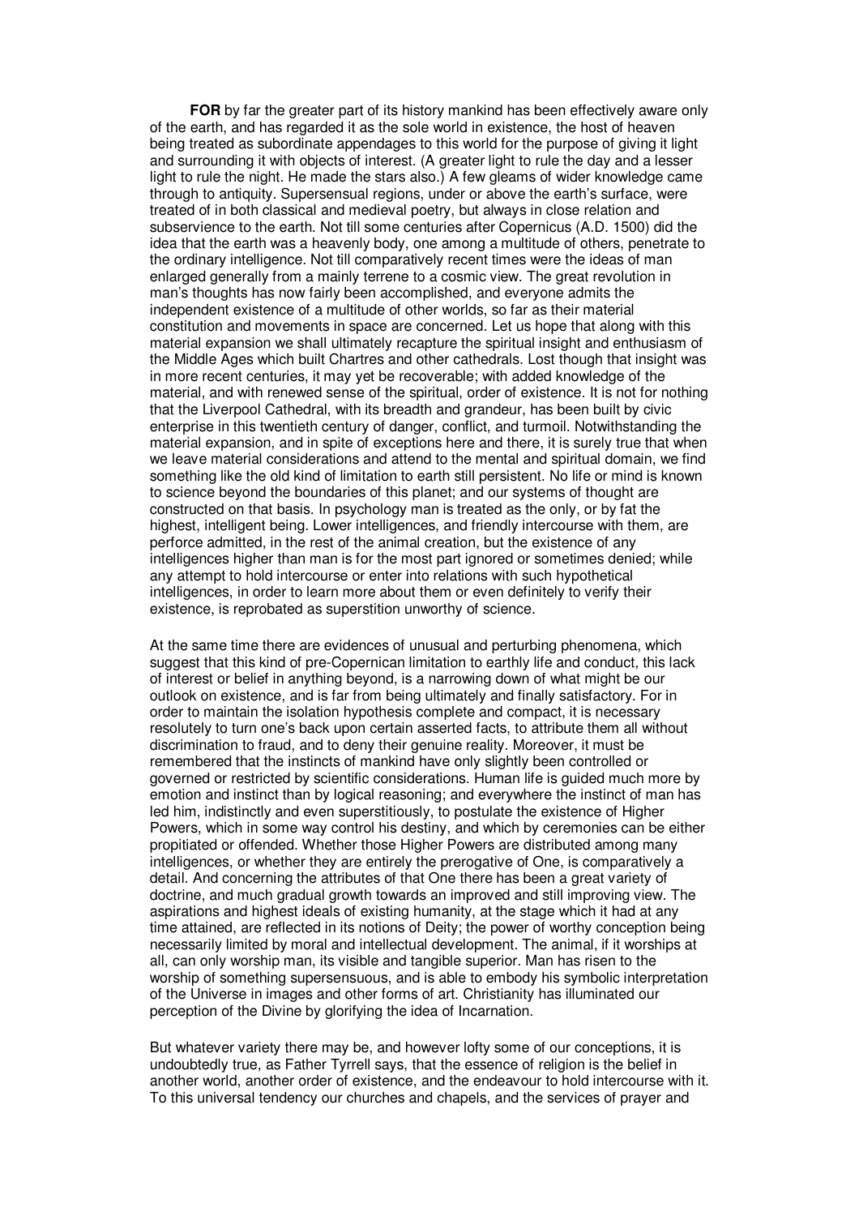**FOR** by far the greater part of its history mankind has been effectively aware only of the earth, and has regarded it as the sole world in existence, the host of heaven being treated as subordinate appendages to this world for the purpose of giving it light and surrounding it with objects of interest. (A greater light to rule the day and a lesser light to rule the night. He made the stars also.) A few gleams of wider knowledge came through to antiquity. Supersensual regions, under or above the earth's surface, were treated of in both classical and medieval poetry, but always in close relation and subservience to the earth. Not till some centuries after Copernicus (A.D. 1500) did the idea that the earth was a heavenly body, one among a multitude of others, penetrate to the ordinary intelligence. Not till comparatively recent times were the ideas of man enlarged generally from a mainly terrene to a cosmic view. The great revolution in man's thoughts has now fairly been accomplished, and everyone admits the independent existence of a multitude of other worlds, so far as their material constitution and movements in space are concerned. Let us hope that along with this material expansion we shall ultimately recapture the spiritual insight and enthusiasm of the Middle Ages which built Chartres and other cathedrals. Lost though that insight was in more recent centuries, it may yet be recoverable; with added knowledge of the material, and with renewed sense of the spiritual, order of existence. It is not for nothing that the Liverpool Cathedral, with its breadth and grandeur, has been built by civic enterprise in this twentieth century of danger, conflict, and turmoil. Notwithstanding the material expansion, and in spite of exceptions here and there, it is surely true that when we leave material considerations and attend to the mental and spiritual domain, we find something like the old kind of limitation to earth still persistent. No life or mind is known to science beyond the boundaries of this planet; and our systems of thought are constructed on that basis. In psychology man is treated as the only, or by fat the highest, intelligent being. Lower intelligences, and friendly intercourse with them, are perforce admitted, in the rest of the animal creation, but the existence of any intelligences higher than man is for the most part ignored or sometimes denied; while any attempt to hold intercourse or enter into relations with such hypothetical intelligences, in order to learn more about them or even definitely to verify their existence, is reprobated as superstition unworthy of science.

At the same time there are evidences of unusual and perturbing phenomena, which suggest that this kind of pre-Copernican limitation to earthly life and conduct, this lack of interest or belief in anything beyond, is a narrowing down of what might be our outlook on existence, and is far from being ultimately and finally satisfactory. For in order to maintain the isolation hypothesis complete and compact, it is necessary resolutely to turn one's back upon certain asserted facts, to attribute them all without discrimination to fraud, and to deny their genuine reality. Moreover, it must be remembered that the instincts of mankind have only slightly been controlled or governed or restricted by scientific considerations. Human life is guided much more by emotion and instinct than by logical reasoning; and everywhere the instinct of man has led him, indistinctly and even superstitiously, to postulate the existence of Higher Powers, which in some way control his destiny, and which by ceremonies can be either propitiated or offended. Whether those Higher Powers are distributed among many intelligences, or whether they are entirely the prerogative of One, is comparatively a detail. And concerning the attributes of that One there has been a great variety of doctrine, and much gradual growth towards an improved and still improving view. The aspirations and highest ideals of existing humanity, at the stage which it had at any time attained, are reflected in its notions of Deity; the power of worthy conception being necessarily limited by moral and intellectual development. The animal, if it worships at all, can only worship man, its visible and tangible superior. Man has risen to the worship of something supersensuous, and is able to embody his symbolic interpretation of the Universe in images and other forms of art. Christianity has illuminated our perception of the Divine by glorifying the idea of Incarnation.

But whatever variety there may be, and however lofty some of our conceptions, it is undoubtedly true, as Father Tyrrell says, that the essence of religion is the belief in another world, another order of existence, and the endeavour to hold intercourse with it. To this universal tendency our churches and chapels, and the services of prayer and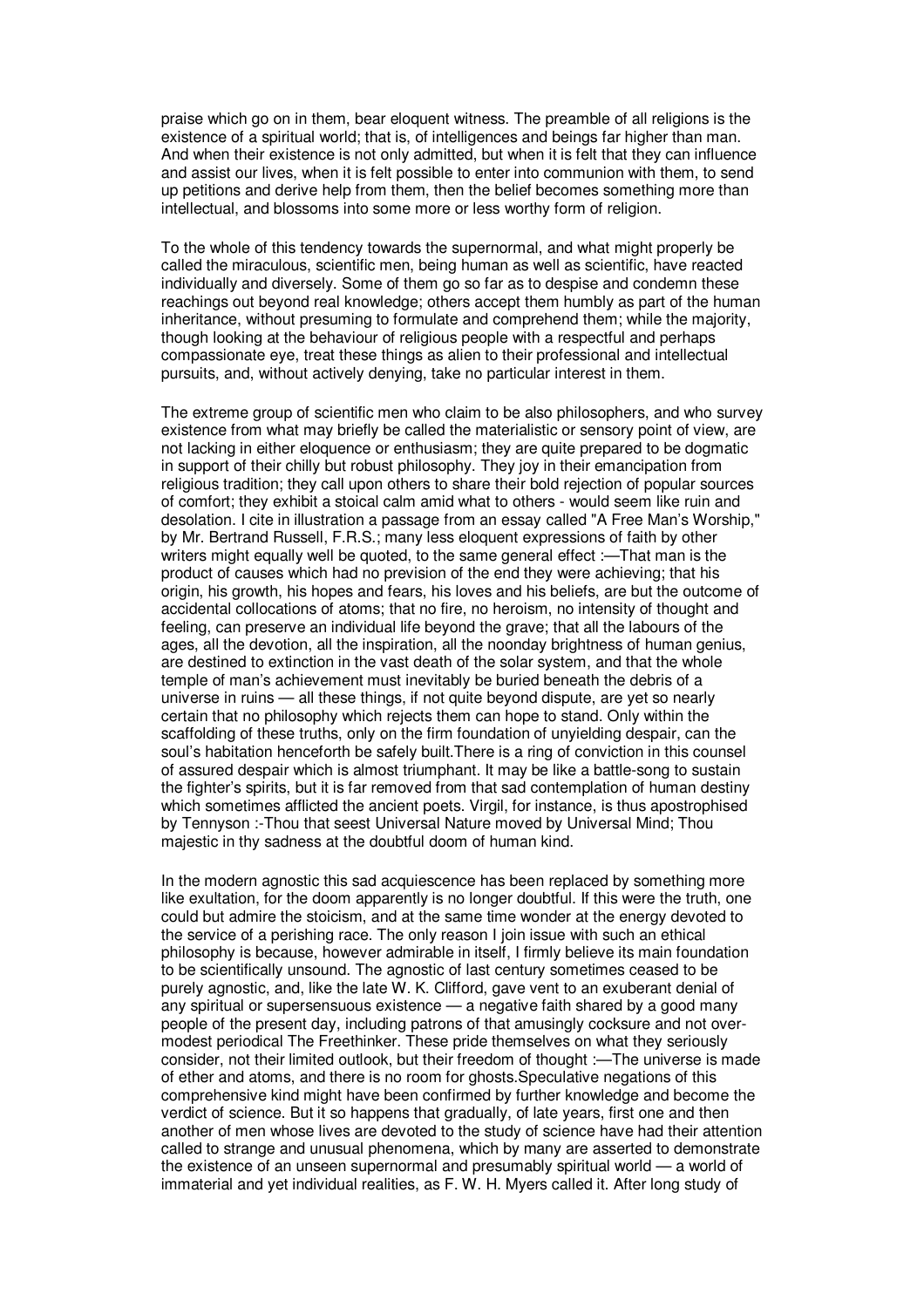praise which go on in them, bear eloquent witness. The preamble of all religions is the existence of a spiritual world; that is, of intelligences and beings far higher than man. And when their existence is not only admitted, but when it is felt that they can influence and assist our lives, when it is felt possible to enter into communion with them, to send up petitions and derive help from them, then the belief becomes something more than intellectual, and blossoms into some more or less worthy form of religion.

To the whole of this tendency towards the supernormal, and what might properly be called the miraculous, scientific men, being human as well as scientific, have reacted individually and diversely. Some of them go so far as to despise and condemn these reachings out beyond real knowledge; others accept them humbly as part of the human inheritance, without presuming to formulate and comprehend them; while the majority, though looking at the behaviour of religious people with a respectful and perhaps compassionate eye, treat these things as alien to their professional and intellectual pursuits, and, without actively denying, take no particular interest in them.

The extreme group of scientific men who claim to be also philosophers, and who survey existence from what may briefly be called the materialistic or sensory point of view, are not lacking in either eloquence or enthusiasm; they are quite prepared to be dogmatic in support of their chilly but robust philosophy. They joy in their emancipation from religious tradition; they call upon others to share their bold rejection of popular sources of comfort; they exhibit a stoical calm amid what to others - would seem like ruin and desolation. I cite in illustration a passage from an essay called "A Free Man's Worship," by Mr. Bertrand Russell, F.R.S.; many less eloquent expressions of faith by other writers might equally well be quoted, to the same general effect :—That man is the product of causes which had no prevision of the end they were achieving; that his origin, his growth, his hopes and fears, his loves and his beliefs, are but the outcome of accidental collocations of atoms; that no fire, no heroism, no intensity of thought and feeling, can preserve an individual life beyond the grave; that all the labours of the ages, all the devotion, all the inspiration, all the noonday brightness of human genius, are destined to extinction in the vast death of the solar system, and that the whole temple of man's achievement must inevitably be buried beneath the debris of a universe in ruins — all these things, if not quite beyond dispute, are yet so nearly certain that no philosophy which rejects them can hope to stand. Only within the scaffolding of these truths, only on the firm foundation of unyielding despair, can the soul's habitation henceforth be safely built.There is a ring of conviction in this counsel of assured despair which is almost triumphant. It may be like a battle-song to sustain the fighter's spirits, but it is far removed from that sad contemplation of human destiny which sometimes afflicted the ancient poets. Virgil, for instance, is thus apostrophised by Tennyson :-Thou that seest Universal Nature moved by Universal Mind; Thou majestic in thy sadness at the doubtful doom of human kind.

In the modern agnostic this sad acquiescence has been replaced by something more like exultation, for the doom apparently is no longer doubtful. If this were the truth, one could but admire the stoicism, and at the same time wonder at the energy devoted to the service of a perishing race. The only reason I join issue with such an ethical philosophy is because, however admirable in itself, I firmly believe its main foundation to be scientifically unsound. The agnostic of last century sometimes ceased to be purely agnostic, and, like the late W. K. Clifford, gave vent to an exuberant denial of any spiritual or supersensuous existence — a negative faith shared by a good many people of the present day, including patrons of that amusingly cocksure and not over-modest periodical The Freethinker. These pride themselves on what they seriously consider, not their limited outlook, but their freedom of thought :—The universe is made of ether and atoms, and there is no room for ghosts.Speculative negations of this comprehensive kind might have been confirmed by further knowledge and become the verdict of science. But it so happens that gradually, of late years, first one and then another of men whose lives are devoted to the study of science have had their attention called to strange and unusual phenomena, which by many are asserted to demonstrate the existence of an unseen supernormal and presumably spiritual world — a world of immaterial and yet individual realities, as F. W. H. Myers called it. After long study of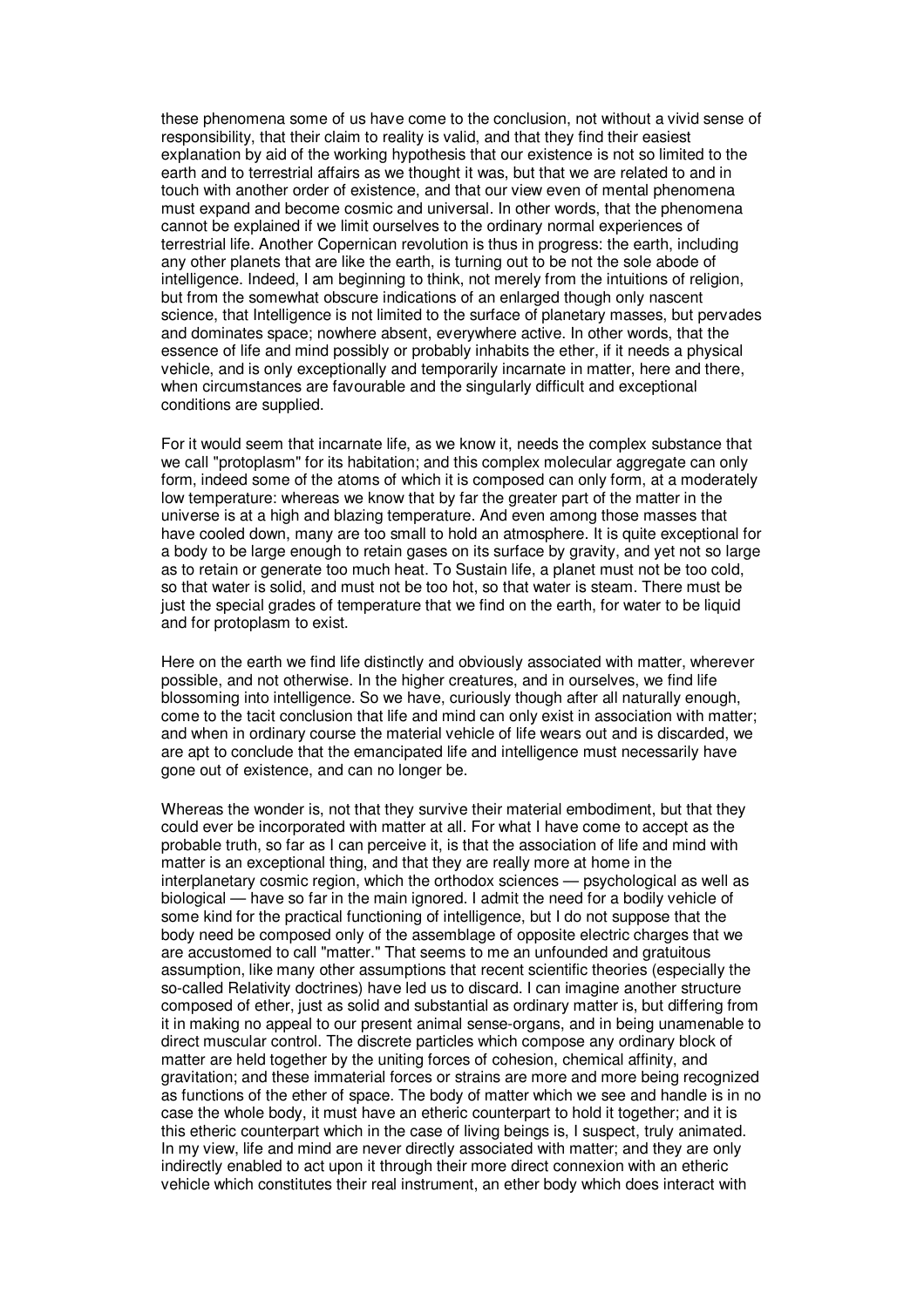these phenomena some of us have come to the conclusion, not without a vivid sense of responsibility, that their claim to reality is valid, and that they find their easiest explanation by aid of the working hypothesis that our existence is not so limited to the earth and to terrestrial affairs as we thought it was, but that we are related to and in touch with another order of existence, and that our view even of mental phenomena must expand and become cosmic and universal. In other words, that the phenomena cannot be explained if we limit ourselves to the ordinary normal experiences of terrestrial life. Another Copernican revolution is thus in progress: the earth, including any other planets that are like the earth, is turning out to be not the sole abode of intelligence. Indeed, I am beginning to think, not merely from the intuitions of religion, but from the somewhat obscure indications of an enlarged though only nascent science, that Intelligence is not limited to the surface of planetary masses, but pervades and dominates space; nowhere absent, everywhere active. In other words, that the essence of life and mind possibly or probably inhabits the ether, if it needs a physical vehicle, and is only exceptionally and temporarily incarnate in matter, here and there, when circumstances are favourable and the singularly difficult and exceptional conditions are supplied.

For it would seem that incarnate life, as we know it, needs the complex substance that we call "protoplasm" for its habitation; and this complex molecular aggregate can only form, indeed some of the atoms of which it is composed can only form, at a moderately low temperature: whereas we know that by far the greater part of the matter in the universe is at a high and blazing temperature. And even among those masses that have cooled down, many are too small to hold an atmosphere. It is quite exceptional for a body to be large enough to retain gases on its surface by gravity, and yet not so large as to retain or generate too much heat. To Sustain life, a planet must not be too cold, so that water is solid, and must not be too hot, so that water is steam. There must be just the special grades of temperature that we find on the earth, for water to be liquid and for protoplasm to exist.

Here on the earth we find life distinctly and obviously associated with matter, wherever possible, and not otherwise. In the higher creatures, and in ourselves, we find life blossoming into intelligence. So we have, curiously though after all naturally enough, come to the tacit conclusion that life and mind can only exist in association with matter; and when in ordinary course the material vehicle of life wears out and is discarded, we are apt to conclude that the emancipated life and intelligence must necessarily have gone out of existence, and can no longer be.

Whereas the wonder is, not that they survive their material embodiment, but that they could ever be incorporated with matter at all. For what I have come to accept as the probable truth, so far as I can perceive it, is that the association of life and mind with matter is an exceptional thing, and that they are really more at home in the interplanetary cosmic region, which the orthodox sciences — psychological as well as biological — have so far in the main ignored. I admit the need for a bodily vehicle of some kind for the practical functioning of intelligence, but I do not suppose that the body need be composed only of the assemblage of opposite electric charges that we are accustomed to call "matter." That seems to me an unfounded and gratuitous assumption, like many other assumptions that recent scientific theories (especially the so-called Relativity doctrines) have led us to discard. I can imagine another structure composed of ether, just as solid and substantial as ordinary matter is, but differing from it in making no appeal to our present animal sense-organs, and in being unamenable to direct muscular control. The discrete particles which compose any ordinary block of matter are held together by the uniting forces of cohesion, chemical affinity, and gravitation; and these immaterial forces or strains are more and more being recognized as functions of the ether of space. The body of matter which we see and handle is in no case the whole body, it must have an etheric counterpart to hold it together; and it is this etheric counterpart which in the case of living beings is, I suspect, truly animated. In my view, life and mind are never directly associated with matter; and they are only indirectly enabled to act upon it through their more direct connexion with an etheric vehicle which constitutes their real instrument, an ether body which does interact with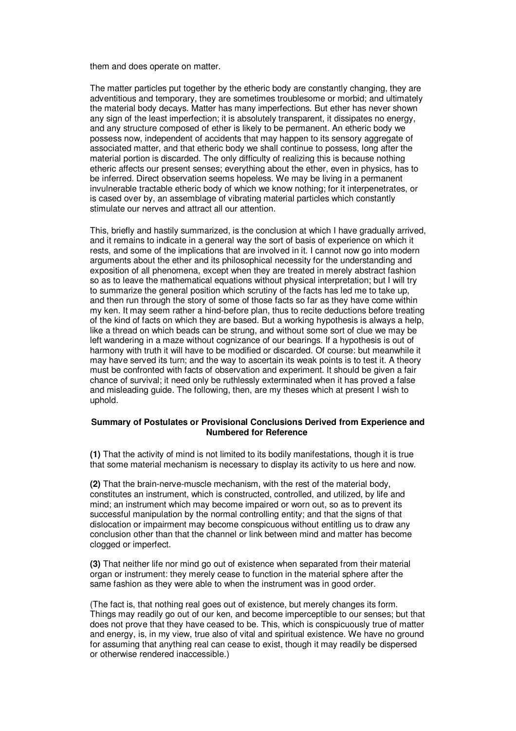them and does operate on matter.

The matter particles put together by the etheric body are constantly changing, they are adventitious and temporary, they are sometimes troublesome or morbid; and ultimately the material body decays. Matter has many imperfections. But ether has never shown any sign of the least imperfection; it is absolutely transparent, it dissipates no energy, and any structure composed of ether is likely to be permanent. An etheric body we possess now, independent of accidents that may happen to its sensory aggregate of associated matter, and that etheric body we shall continue to possess, long after the material portion is discarded. The only difficulty of realizing this is because nothing etheric affects our present senses; everything about the ether, even in physics, has to be inferred. Direct observation seems hopeless. We may be living in a permanent invulnerable tractable etheric body of which we know nothing; for it interpenetrates, or is cased over by, an assemblage of vibrating material particles which constantly stimulate our nerves and attract all our attention.

This, briefly and hastily summarized, is the conclusion at which I have gradually arrived, and it remains to indicate in a general way the sort of basis of experience on which it rests, and some of the implications that are involved in it. I cannot now go into modern arguments about the ether and its philosophical necessity for the understanding and exposition of all phenomena, except when they are treated in merely abstract fashion so as to leave the mathematical equations without physical interpretation; but I will try to summarize the general position which scrutiny of the facts has led me to take up, and then run through the story of some of those facts so far as they have come within my ken. It may seem rather a hind-before plan, thus to recite deductions before treating of the kind of facts on which they are based. But a working hypothesis is always a help, like a thread on which beads can be strung, and without some sort of clue we may be left wandering in a maze without cognizance of our bearings. If a hypothesis is out of harmony with truth it will have to be modified or discarded. Of course: but meanwhile it may have served its turn; and the way to ascertain its weak points is to test it. A theory must be confronted with facts of observation and experiment. It should be given a fair chance of survival; it need only be ruthlessly exterminated when it has proved a false and misleading guide. The following, then, are my theses which at present I wish to uphold.

**Summary of Postulates or Provisional Conclusions Derived from Experience and Numbered for Reference**

**(1)** That the activity of mind is not limited to its bodily manifestations, though it is true that some material mechanism is necessary to display its activity to us here and now.

**(2)** That the brain-nerve-muscle mechanism, with the rest of the material body, constitutes an instrument, which is constructed, controlled, and utilized, by life and mind; an instrument which may become impaired or worn out, so as to prevent its successful manipulation by the normal controlling entity; and that the signs of that dislocation or impairment may become conspicuous without entitling us to draw any conclusion other than that the channel or link between mind and matter has become clogged or imperfect.

**(3)** That neither life nor mind go out of existence when separated from their material organ or instrument: they merely cease to function in the material sphere after the same fashion as they were able to when the instrument was in good order.

(The fact is, that nothing real goes out of existence, but merely changes its form. Things may readily go out of our ken, and become imperceptible to our senses; but that does not prove that they have ceased to be. This, which is conspicuously true of matter and energy, is, in my view, true also of vital and spiritual existence. We have no ground for assuming that anything real can cease to exist, though it may readily be dispersed or otherwise rendered inaccessible.)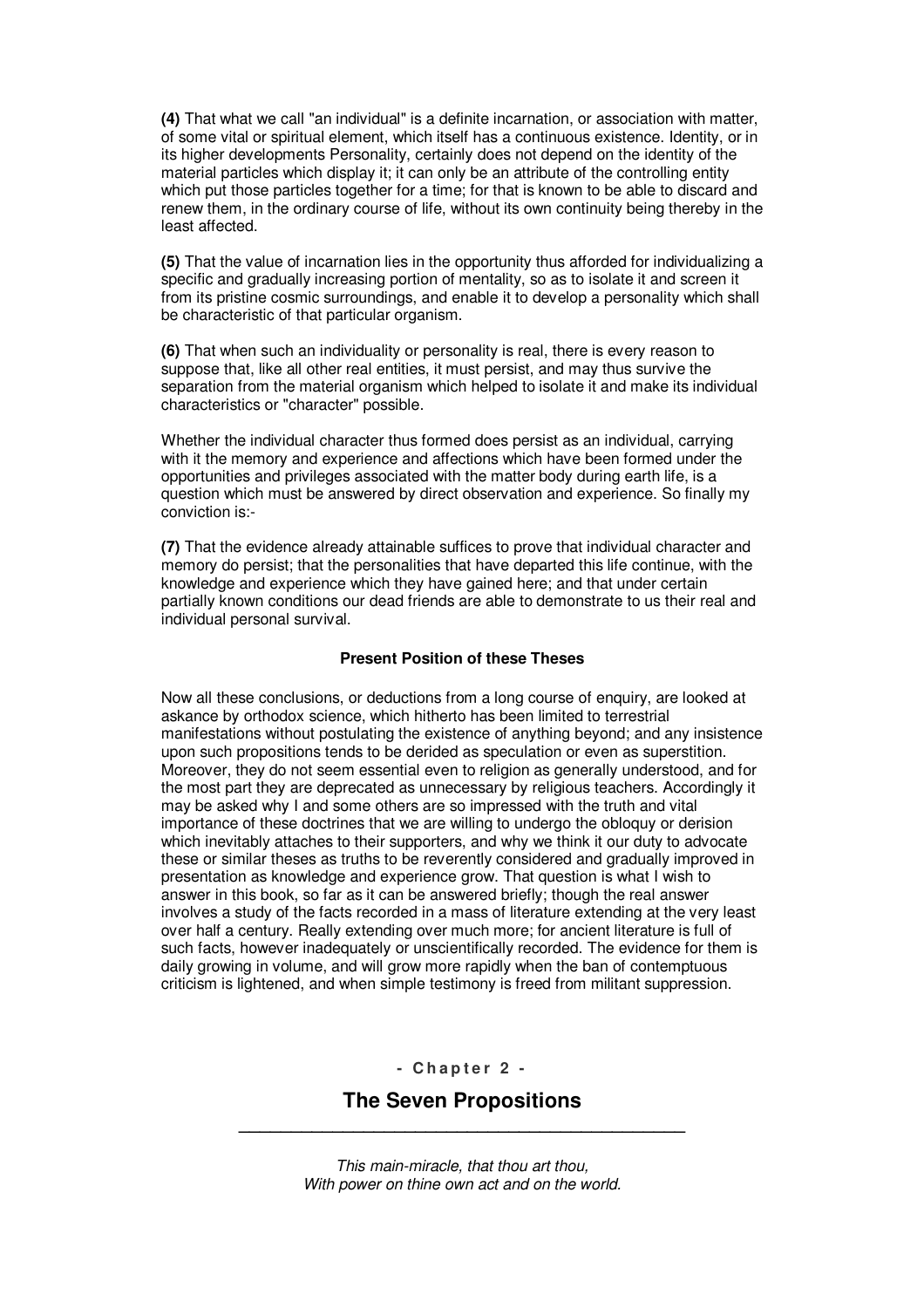**(4)** That what we call "an individual" is a definite incarnation, or association with matter, of some vital or spiritual element, which itself has a continuous existence. Identity, or in its higher developments Personality, certainly does not depend on the identity of the material particles which display it; it can only be an attribute of the controlling entity which put those particles together for a time; for that is known to be able to discard and renew them, in the ordinary course of life, without its own continuity being thereby in the least affected.

**(5)** That the value of incarnation lies in the opportunity thus afforded for individualizing a specific and gradually increasing portion of mentality, so as to isolate it and screen it from its pristine cosmic surroundings, and enable it to develop a personality which shall be characteristic of that particular organism.

**(6)** That when such an individuality or personality is real, there is every reason to suppose that, like all other real entities, it must persist, and may thus survive the separation from the material organism which helped to isolate it and make its individual characteristics or "character" possible.

Whether the individual character thus formed does persist as an individual, carrying with it the memory and experience and affections which have been formed under the opportunities and privileges associated with the matter body during earth life, is a question which must be answered by direct observation and experience. So finally my conviction is:-

**(7)** That the evidence already attainable suffices to prove that individual character and memory do persist; that the personalities that have departed this life continue, with the knowledge and experience which they have gained here; and that under certain partially known conditions our dead friends are able to demonstrate to us their real and individual personal survival.

### Present Position of these Theses

Now all these conclusions, or deductions from a long course of enquiry, are looked at askance by orthodox science, which hitherto has been limited to terrestrial manifestations without postulating the existence of anything beyond; and any insistence upon such propositions tends to be derided as speculation or even as superstition. Moreover, they do not seem essential even to religion as generally understood, and for the most part they are deprecated as unnecessary by religious teachers. Accordingly it may be asked why I and some others are so impressed with the truth and vital importance of these doctrines that we are willing to undergo the obloquy or derision which inevitably attaches to their supporters, and why we think it our duty to advocate these or similar theses as truths to be reverently considered and gradually improved in presentation as knowledge and experience grow. That question is what I wish to answer in this book, so far as it can be answered briefly; though the real answer involves a study of the facts recorded in a mass of literature extending at the very least over half a century. Really extending over much more; for ancient literature is full of such facts, however inadequately or unscientifically recorded. The evidence for them is daily growing in volume, and will grow more rapidly when the ban of contemptuous criticism is lightened, and when simple testimony is freed from militant suppression.

- Chapter 2 -

## The Seven Propositions

*This main-miracle, that thou art thou,*
*With power on thine own act and on the world.*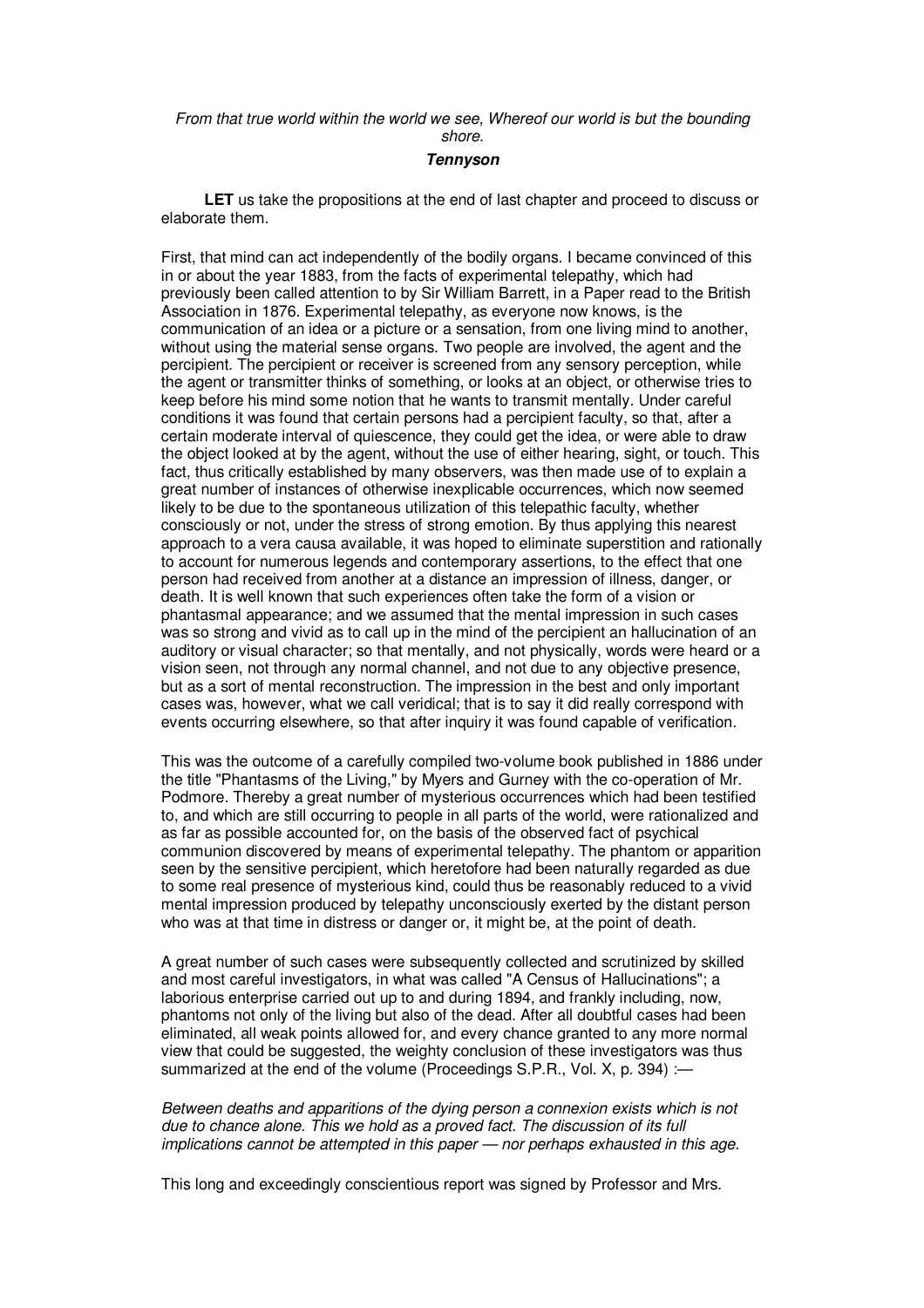*From that true world within the world we see, Whereof our world is but the bounding shore.*

***Tennyson***

**LET** us take the propositions at the end of last chapter and proceed to discuss or elaborate them.

First, that mind can act independently of the bodily organs. I became convinced of this in or about the year 1883, from the facts of experimental telepathy, which had previously been called attention to by Sir William Barrett, in a Paper read to the British Association in 1876. Experimental telepathy, as everyone now knows, is the communication of an idea or a picture or a sensation, from one living mind to another, without using the material sense organs. Two people are involved, the agent and the percipient. The percipient or receiver is screened from any sensory perception, while the agent or transmitter thinks of something, or looks at an object, or otherwise tries to keep before his mind some notion that he wants to transmit mentally. Under careful conditions it was found that certain persons had a percipient faculty, so that, after a certain moderate interval of quiescence, they could get the idea, or were able to draw the object looked at by the agent, without the use of either hearing, sight, or touch. This fact, thus critically established by many observers, was then made use of to explain a great number of instances of otherwise inexplicable occurrences, which now seemed likely to be due to the spontaneous utilization of this telepathic faculty, whether consciously or not, under the stress of strong emotion. By thus applying this nearest approach to a vera causa available, it was hoped to eliminate superstition and rationally to account for numerous legends and contemporary assertions, to the effect that one person had received from another at a distance an impression of illness, danger, or death. It is well known that such experiences often take the form of a vision or phantasmal appearance; and we assumed that the mental impression in such cases was so strong and vivid as to call up in the mind of the percipient an hallucination of an auditory or visual character; so that mentally, and not physically, words were heard or a vision seen, not through any normal channel, and not due to any objective presence, but as a sort of mental reconstruction. The impression in the best and only important cases was, however, what we call veridical; that is to say it did really correspond with events occurring elsewhere, so that after inquiry it was found capable of verification.

This was the outcome of a carefully compiled two-volume book published in 1886 under the title "Phantasms of the Living," by Myers and Gurney with the co-operation of Mr. Podmore. Thereby a great number of mysterious occurrences which had been testified to, and which are still occurring to people in all parts of the world, were rationalized and as far as possible accounted for, on the basis of the observed fact of psychical communion discovered by means of experimental telepathy. The phantom or apparition seen by the sensitive percipient, which heretofore had been naturally regarded as due to some real presence of mysterious kind, could thus be reasonably reduced to a vivid mental impression produced by telepathy unconsciously exerted by the distant person who was at that time in distress or danger or, it might be, at the point of death.

A great number of such cases were subsequently collected and scrutinized by skilled and most careful investigators, in what was called "A Census of Hallucinations"; a laborious enterprise carried out up to and during 1894, and frankly including, now, phantoms not only of the living but also of the dead. After all doubtful cases had been eliminated, all weak points allowed for, and every chance granted to any more normal view that could be suggested, the weighty conclusion of these investigators was thus summarized at the end of the volume (Proceedings S.P.R., Vol. X, p. 394) :—

*Between deaths and apparitions of the dying person a connexion exists which is not due to chance alone. This we hold as a proved fact. The discussion of its full implications cannot be attempted in this paper — nor perhaps exhausted in this age.*

This long and exceedingly conscientious report was signed by Professor and Mrs.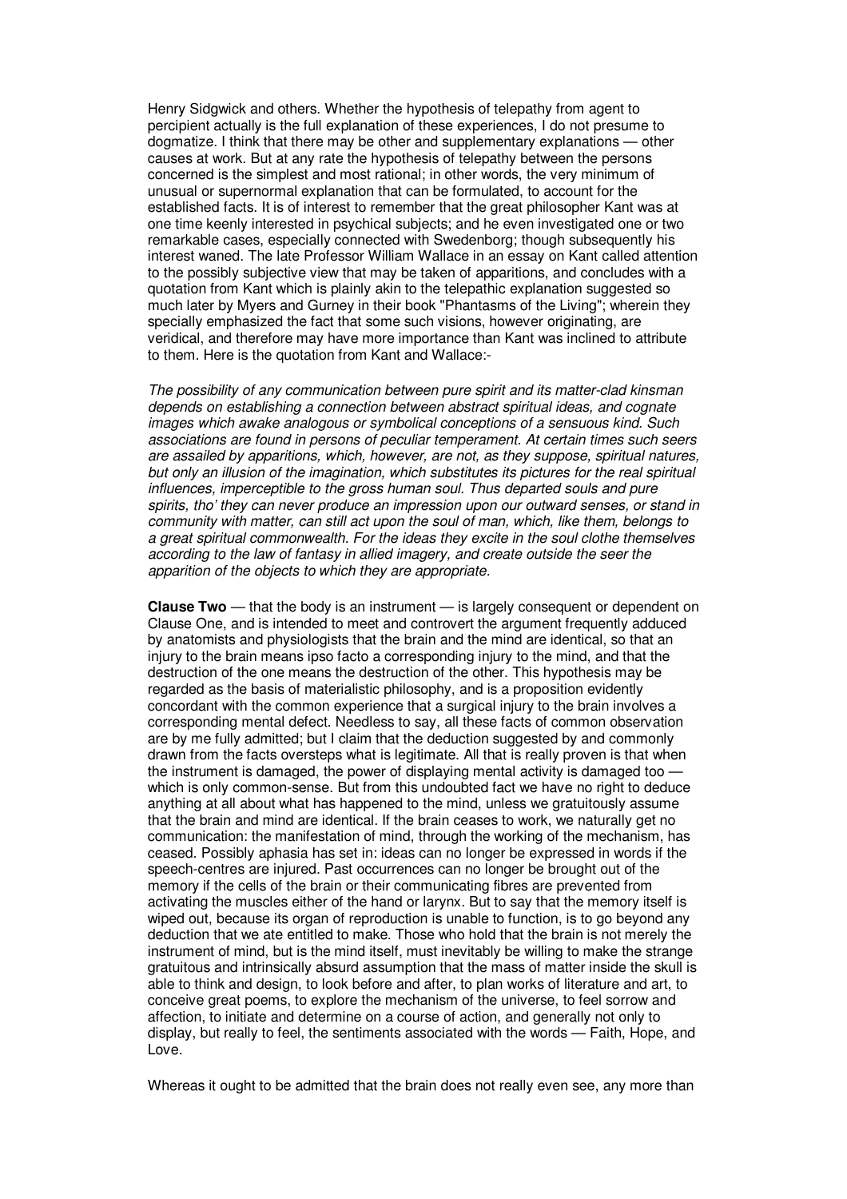Henry Sidgwick and others. Whether the hypothesis of telepathy from agent to percipient actually is the full explanation of these experiences, I do not presume to dogmatize. I think that there may be other and supplementary explanations — other causes at work. But at any rate the hypothesis of telepathy between the persons concerned is the simplest and most rational; in other words, the very minimum of unusual or supernormal explanation that can be formulated, to account for the established facts. It is of interest to remember that the great philosopher Kant was at one time keenly interested in psychical subjects; and he even investigated one or two remarkable cases, especially connected with Swedenborg; though subsequently his interest waned. The late Professor William Wallace in an essay on Kant called attention to the possibly subjective view that may be taken of apparitions, and concludes with a quotation from Kant which is plainly akin to the telepathic explanation suggested so much later by Myers and Gurney in their book "Phantasms of the Living"; wherein they specially emphasized the fact that some such visions, however originating, are veridical, and therefore may have more importance than Kant was inclined to attribute to them. Here is the quotation from Kant and Wallace:-

*The possibility of any communication between pure spirit and its matter-clad kinsman depends on establishing a connection between abstract spiritual ideas, and cognate images which awake analogous or symbolical conceptions of a sensuous kind. Such associations are found in persons of peculiar temperament. At certain times such seers are assailed by apparitions, which, however, are not, as they suppose, spiritual natures, but only an illusion of the imagination, which substitutes its pictures for the real spiritual influences, imperceptible to the gross human soul. Thus departed souls and pure spirits, tho' they can never produce an impression upon our outward senses, or stand in community with matter, can still act upon the soul of man, which, like them, belongs to a great spiritual commonwealth. For the ideas they excite in the soul clothe themselves according to the law of fantasy in allied imagery, and create outside the seer the apparition of the objects to which they are appropriate.*

**Clause Two** — that the body is an instrument — is largely consequent or dependent on Clause One, and is intended to meet and controvert the argument frequently adduced by anatomists and physiologists that the brain and the mind are identical, so that an injury to the brain means ipso facto a corresponding injury to the mind, and that the destruction of the one means the destruction of the other. This hypothesis may be regarded as the basis of materialistic philosophy, and is a proposition evidently concordant with the common experience that a surgical injury to the brain involves a corresponding mental defect. Needless to say, all these facts of common observation are by me fully admitted; but I claim that the deduction suggested by and commonly drawn from the facts oversteps what is legitimate. All that is really proven is that when the instrument is damaged, the power of displaying mental activity is damaged too — which is only common-sense. But from this undoubted fact we have no right to deduce anything at all about what has happened to the mind, unless we gratuitously assume that the brain and mind are identical. If the brain ceases to work, we naturally get no communication: the manifestation of mind, through the working of the mechanism, has ceased. Possibly aphasia has set in: ideas can no longer be expressed in words if the speech-centres are injured. Past occurrences can no longer be brought out of the memory if the cells of the brain or their communicating fibres are prevented from activating the muscles either of the hand or larynx. But to say that the memory itself is wiped out, because its organ of reproduction is unable to function, is to go beyond any deduction that we ate entitled to make. Those who hold that the brain is not merely the instrument of mind, but is the mind itself, must inevitably be willing to make the strange gratuitous and intrinsically absurd assumption that the mass of matter inside the skull is able to think and design, to look before and after, to plan works of literature and art, to conceive great poems, to explore the mechanism of the universe, to feel sorrow and affection, to initiate and determine on a course of action, and generally not only to display, but really to feel, the sentiments associated with the words — Faith, Hope, and Love.

Whereas it ought to be admitted that the brain does not really even see, any more than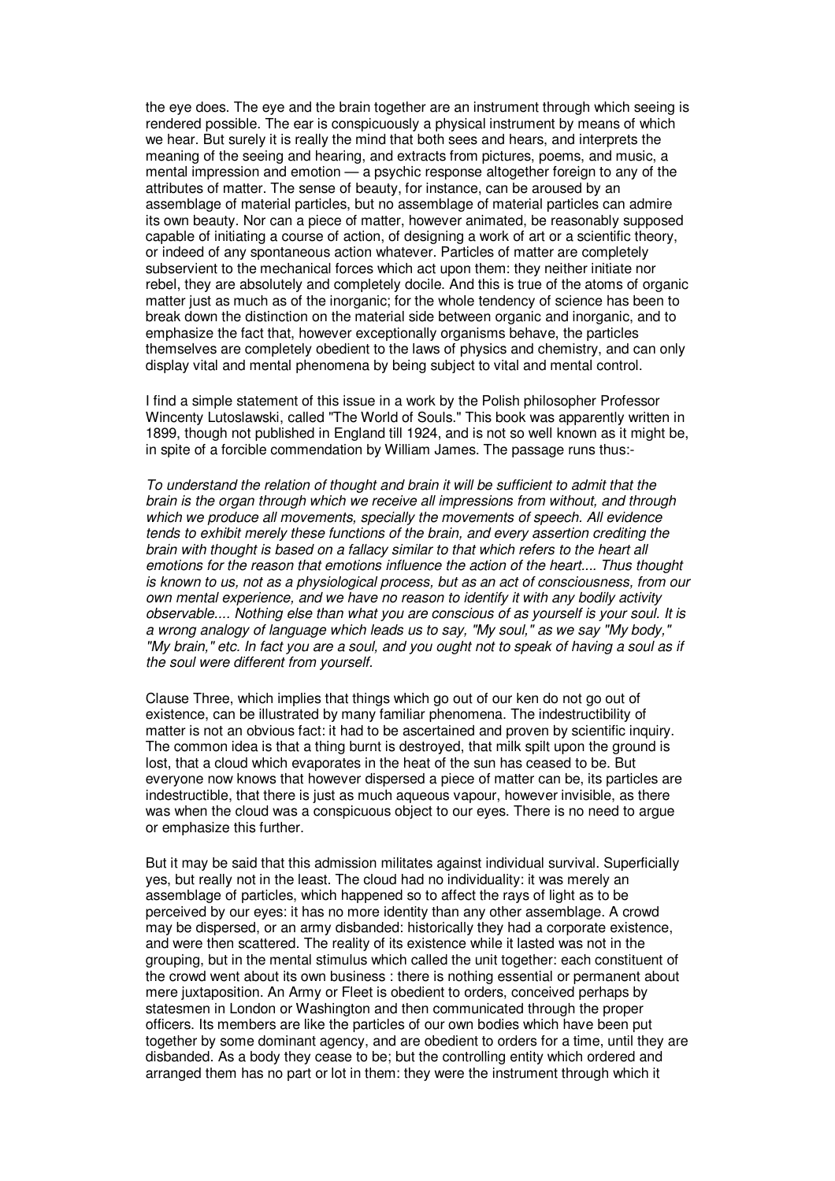the eye does. The eye and the brain together are an instrument through which seeing is rendered possible. The ear is conspicuously a physical instrument by means of which we hear. But surely it is really the mind that both sees and hears, and interprets the meaning of the seeing and hearing, and extracts from pictures, poems, and music, a mental impression and emotion — a psychic response altogether foreign to any of the attributes of matter. The sense of beauty, for instance, can be aroused by an assemblage of material particles, but no assemblage of material particles can admire its own beauty. Nor can a piece of matter, however animated, be reasonably supposed capable of initiating a course of action, of designing a work of art or a scientific theory, or indeed of any spontaneous action whatever. Particles of matter are completely subservient to the mechanical forces which act upon them: they neither initiate nor rebel, they are absolutely and completely docile. And this is true of the atoms of organic matter just as much as of the inorganic; for the whole tendency of science has been to break down the distinction on the material side between organic and inorganic, and to emphasize the fact that, however exceptionally organisms behave, the particles themselves are completely obedient to the laws of physics and chemistry, and can only display vital and mental phenomena by being subject to vital and mental control.

I find a simple statement of this issue in a work by the Polish philosopher Professor Wincenty Lutoslawski, called "The World of Souls." This book was apparently written in 1899, though not published in England till 1924, and is not so well known as it might be, in spite of a forcible commendation by William James. The passage runs thus:-

*To understand the relation of thought and brain it will be sufficient to admit that the brain is the organ through which we receive all impressions from without, and through which we produce all movements, specially the movements of speech. All evidence tends to exhibit merely these functions of the brain, and every assertion crediting the brain with thought is based on a fallacy similar to that which refers to the heart all emotions for the reason that emotions influence the action of the heart.... Thus thought is known to us, not as a physiological process, but as an act of consciousness, from our own mental experience, and we have no reason to identify it with any bodily activity observable.... Nothing else than what you are conscious of as yourself is your soul. It is a wrong analogy of language which leads us to say, "My soul," as we say "My body," "My brain," etc. In fact you are a soul, and you ought not to speak of having a soul as if the soul were different from yourself.*

Clause Three, which implies that things which go out of our ken do not go out of existence, can be illustrated by many familiar phenomena. The indestructibility of matter is not an obvious fact: it had to be ascertained and proven by scientific inquiry. The common idea is that a thing burnt is destroyed, that milk spilt upon the ground is lost, that a cloud which evaporates in the heat of the sun has ceased to be. But everyone now knows that however dispersed a piece of matter can be, its particles are indestructible, that there is just as much aqueous vapour, however invisible, as there was when the cloud was a conspicuous object to our eyes. There is no need to argue or emphasize this further.

But it may be said that this admission militates against individual survival. Superficially yes, but really not in the least. The cloud had no individuality: it was merely an assemblage of particles, which happened so to affect the rays of light as to be perceived by our eyes: it has no more identity than any other assemblage. A crowd may be dispersed, or an army disbanded: historically they had a corporate existence, and were then scattered. The reality of its existence while it lasted was not in the grouping, but in the mental stimulus which called the unit together: each constituent of the crowd went about its own business : there is nothing essential or permanent about mere juxtaposition. An Army or Fleet is obedient to orders, conceived perhaps by statesmen in London or Washington and then communicated through the proper officers. Its members are like the particles of our own bodies which have been put together by some dominant agency, and are obedient to orders for a time, until they are disbanded. As a body they cease to be; but the controlling entity which ordered and arranged them has no part or lot in them: they were the instrument through which it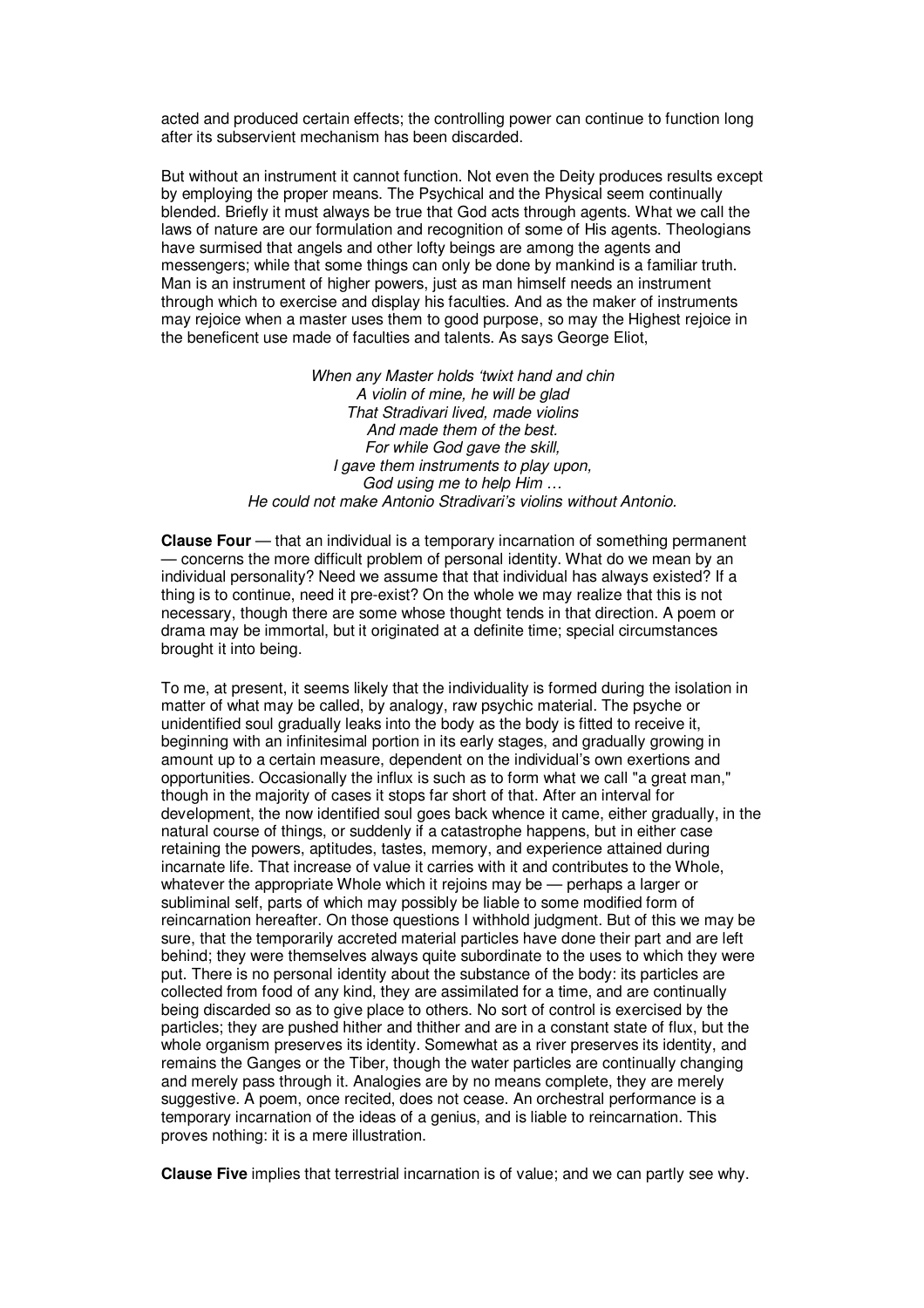acted and produced certain effects; the controlling power can continue to function long after its subservient mechanism has been discarded.

But without an instrument it cannot function. Not even the Deity produces results except by employing the proper means. The Psychical and the Physical seem continually blended. Briefly it must always be true that God acts through agents. What we call the laws of nature are our formulation and recognition of some of His agents. Theologians have surmised that angels and other lofty beings are among the agents and messengers; while that some things can only be done by mankind is a familiar truth. Man is an instrument of higher powers, just as man himself needs an instrument through which to exercise and display his faculties. And as the maker of instruments may rejoice when a master uses them to good purpose, so may the Highest rejoice in the beneficent use made of faculties and talents. As says George Eliot,

*When any Master holds 'twixt hand and chin*
*A violin of mine, he will be glad*
*That Stradivari lived, made violins*
*And made them of the best.*
*For while God gave the skill,*
*I gave them instruments to play upon,*
*God using me to help Him …*
*He could not make Antonio Stradivari's violins without Antonio.*

**Clause Four** — that an individual is a temporary incarnation of something permanent — concerns the more difficult problem of personal identity. What do we mean by an individual personality? Need we assume that that individual has always existed? If a thing is to continue, need it pre-exist? On the whole we may realize that this is not necessary, though there are some whose thought tends in that direction. A poem or drama may be immortal, but it originated at a definite time; special circumstances brought it into being.

To me, at present, it seems likely that the individuality is formed during the isolation in matter of what may be called, by analogy, raw psychic material. The psyche or unidentified soul gradually leaks into the body as the body is fitted to receive it, beginning with an infinitesimal portion in its early stages, and gradually growing in amount up to a certain measure, dependent on the individual's own exertions and opportunities. Occasionally the influx is such as to form what we call "a great man," though in the majority of cases it stops far short of that. After an interval for development, the now identified soul goes back whence it came, either gradually, in the natural course of things, or suddenly if a catastrophe happens, but in either case retaining the powers, aptitudes, tastes, memory, and experience attained during incarnate life. That increase of value it carries with it and contributes to the Whole, whatever the appropriate Whole which it rejoins may be — perhaps a larger or subliminal self, parts of which may possibly be liable to some modified form of reincarnation hereafter. On those questions I withhold judgment. But of this we may be sure, that the temporarily accreted material particles have done their part and are left behind; they were themselves always quite subordinate to the uses to which they were put. There is no personal identity about the substance of the body: its particles are collected from food of any kind, they are assimilated for a time, and are continually being discarded so as to give place to others. No sort of control is exercised by the particles; they are pushed hither and thither and are in a constant state of flux, but the whole organism preserves its identity. Somewhat as a river preserves its identity, and remains the Ganges or the Tiber, though the water particles are continually changing and merely pass through it. Analogies are by no means complete, they are merely suggestive. A poem, once recited, does not cease. An orchestral performance is a temporary incarnation of the ideas of a genius, and is liable to reincarnation. This proves nothing: it is a mere illustration.

**Clause Five** implies that terrestrial incarnation is of value; and we can partly see why.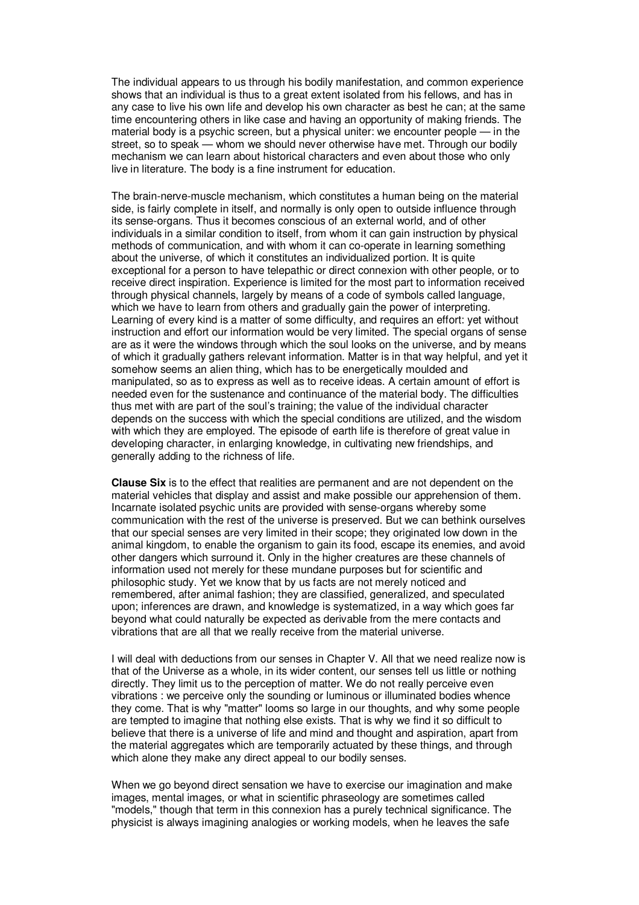The individual appears to us through his bodily manifestation, and common experience shows that an individual is thus to a great extent isolated from his fellows, and has in any case to live his own life and develop his own character as best he can; at the same time encountering others in like case and having an opportunity of making friends. The material body is a psychic screen, but a physical uniter: we encounter people — in the street, so to speak — whom we should never otherwise have met. Through our bodily mechanism we can learn about historical characters and even about those who only live in literature. The body is a fine instrument for education.

The brain-nerve-muscle mechanism, which constitutes a human being on the material side, is fairly complete in itself, and normally is only open to outside influence through its sense-organs. Thus it becomes conscious of an external world, and of other individuals in a similar condition to itself, from whom it can gain instruction by physical methods of communication, and with whom it can co-operate in learning something about the universe, of which it constitutes an individualized portion. It is quite exceptional for a person to have telepathic or direct connexion with other people, or to receive direct inspiration. Experience is limited for the most part to information received through physical channels, largely by means of a code of symbols called language, which we have to learn from others and gradually gain the power of interpreting. Learning of every kind is a matter of some difficulty, and requires an effort: yet without instruction and effort our information would be very limited. The special organs of sense are as it were the windows through which the soul looks on the universe, and by means of which it gradually gathers relevant information. Matter is in that way helpful, and yet it somehow seems an alien thing, which has to be energetically moulded and manipulated, so as to express as well as to receive ideas. A certain amount of effort is needed even for the sustenance and continuance of the material body. The difficulties thus met with are part of the soul's training; the value of the individual character depends on the success with which the special conditions are utilized, and the wisdom with which they are employed. The episode of earth life is therefore of great value in developing character, in enlarging knowledge, in cultivating new friendships, and generally adding to the richness of life.

**Clause Six** is to the effect that realities are permanent and are not dependent on the material vehicles that display and assist and make possible our apprehension of them. Incarnate isolated psychic units are provided with sense-organs whereby some communication with the rest of the universe is preserved. But we can bethink ourselves that our special senses are very limited in their scope; they originated low down in the animal kingdom, to enable the organism to gain its food, escape its enemies, and avoid other dangers which surround it. Only in the higher creatures are these channels of information used not merely for these mundane purposes but for scientific and philosophic study. Yet we know that by us facts are not merely noticed and remembered, after animal fashion; they are classified, generalized, and speculated upon; inferences are drawn, and knowledge is systematized, in a way which goes far beyond what could naturally be expected as derivable from the mere contacts and vibrations that are all that we really receive from the material universe.

I will deal with deductions from our senses in Chapter V. All that we need realize now is that of the Universe as a whole, in its wider content, our senses tell us little or nothing directly. They limit us to the perception of matter. We do not really perceive even vibrations : we perceive only the sounding or luminous or illuminated bodies whence they come. That is why "matter" looms so large in our thoughts, and why some people are tempted to imagine that nothing else exists. That is why we find it so difficult to believe that there is a universe of life and mind and thought and aspiration, apart from the material aggregates which are temporarily actuated by these things, and through which alone they make any direct appeal to our bodily senses.

When we go beyond direct sensation we have to exercise our imagination and make images, mental images, or what in scientific phraseology are sometimes called "models," though that term in this connexion has a purely technical significance. The physicist is always imagining analogies or working models, when he leaves the safe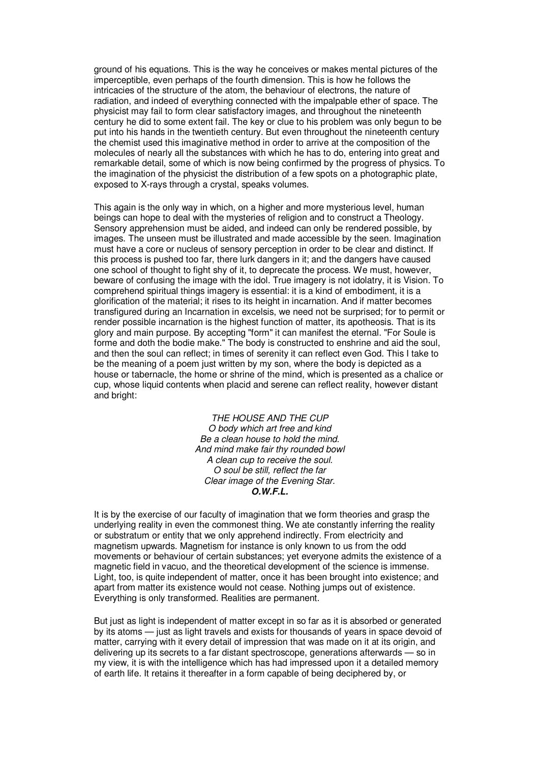ground of his equations. This is the way he conceives or makes mental pictures of the imperceptible, even perhaps of the fourth dimension. This is how he follows the intricacies of the structure of the atom, the behaviour of electrons, the nature of radiation, and indeed of everything connected with the impalpable ether of space. The physicist may fail to form clear satisfactory images, and throughout the nineteenth century he did to some extent fail. The key or clue to his problem was only begun to be put into his hands in the twentieth century. But even throughout the nineteenth century the chemist used this imaginative method in order to arrive at the composition of the molecules of nearly all the substances with which he has to do, entering into great and remarkable detail, some of which is now being confirmed by the progress of physics. To the imagination of the physicist the distribution of a few spots on a photographic plate, exposed to X-rays through a crystal, speaks volumes.

This again is the only way in which, on a higher and more mysterious level, human beings can hope to deal with the mysteries of religion and to construct a Theology. Sensory apprehension must be aided, and indeed can only be rendered possible, by images. The unseen must be illustrated and made accessible by the seen. Imagination must have a core or nucleus of sensory perception in order to be clear and distinct. If this process is pushed too far, there lurk dangers in it; and the dangers have caused one school of thought to fight shy of it, to deprecate the process. We must, however, beware of confusing the image with the idol. True imagery is not idolatry, it is Vision. To comprehend spiritual things imagery is essential: it is a kind of embodiment, it is a glorification of the material; it rises to its height in incarnation. And if matter becomes transfigured during an Incarnation in excelsis, we need not be surprised; for to permit or render possible incarnation is the highest function of matter, its apotheosis. That is its glory and main purpose. By accepting "form" it can manifest the eternal. "For Soule is forme and doth the bodie make." The body is constructed to enshrine and aid the soul, and then the soul can reflect; in times of serenity it can reflect even God. This I take to be the meaning of a poem just written by my son, where the body is depicted as a house or tabernacle, the home or shrine of the mind, which is presented as a chalice or cup, whose liquid contents when placid and serene can reflect reality, however distant and bright:

*THE HOUSE AND THE CUP*
*O body which art free and kind*
*Be a clean house to hold the mind.*
*And mind make fair thy rounded bowl*
*A clean cup to receive the soul.*
*O soul be still, reflect the far*
*Clear image of the Evening Star.*
***O.W.F.L.***

It is by the exercise of our faculty of imagination that we form theories and grasp the underlying reality in even the commonest thing. We ate constantly inferring the reality or substratum or entity that we only apprehend indirectly. From electricity and magnetism upwards. Magnetism for instance is only known to us from the odd movements or behaviour of certain substances; yet everyone admits the existence of a magnetic field in vacuo, and the theoretical development of the science is immense. Light, too, is quite independent of matter, once it has been brought into existence; and apart from matter its existence would not cease. Nothing jumps out of existence. Everything is only transformed. Realities are permanent.

But just as light is independent of matter except in so far as it is absorbed or generated by its atoms — just as light travels and exists for thousands of years in space devoid of matter, carrying with it every detail of impression that was made on it at its origin, and delivering up its secrets to a far distant spectroscope, generations afterwards — so in my view, it is with the intelligence which has had impressed upon it a detailed memory of earth life. It retains it thereafter in a form capable of being deciphered by, or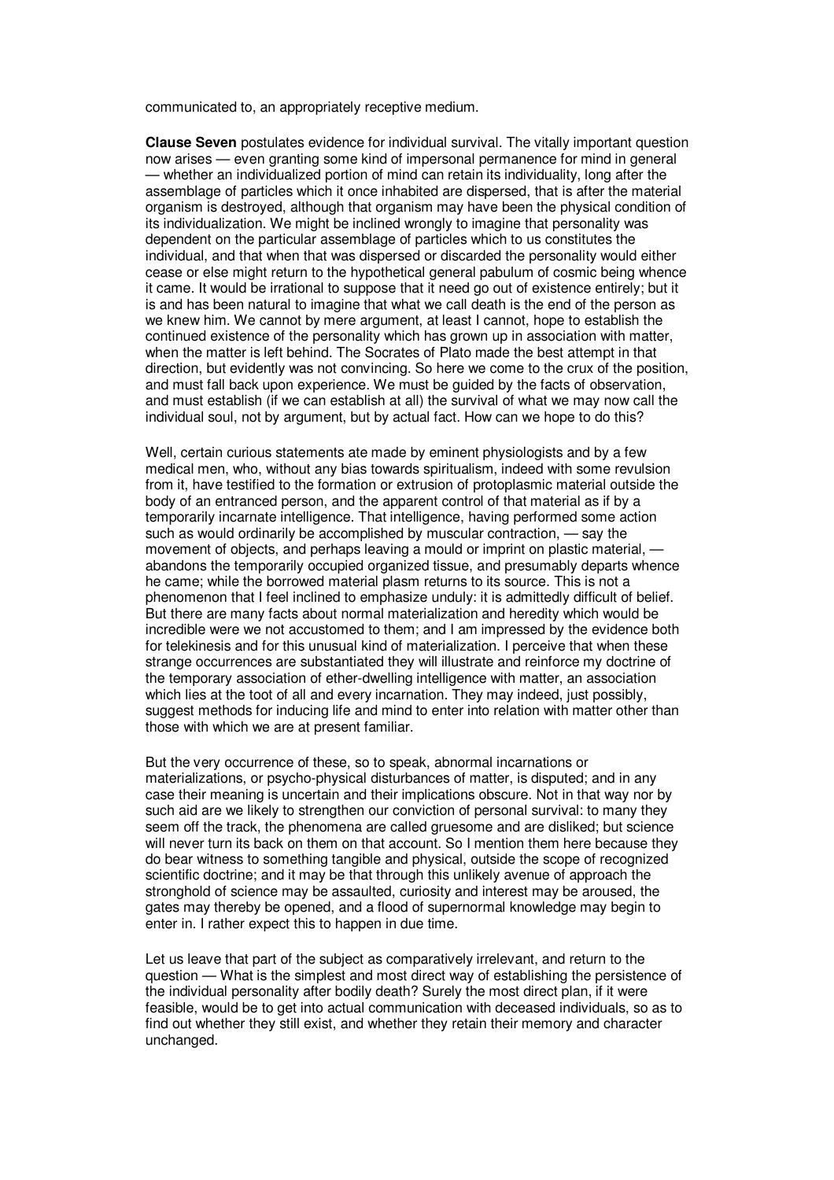communicated to, an appropriately receptive medium.

**Clause Seven** postulates evidence for individual survival. The vitally important question now arises — even granting some kind of impersonal permanence for mind in general — whether an individualized portion of mind can retain its individuality, long after the assemblage of particles which it once inhabited are dispersed, that is after the material organism is destroyed, although that organism may have been the physical condition of its individualization. We might be inclined wrongly to imagine that personality was dependent on the particular assemblage of particles which to us constitutes the individual, and that when that was dispersed or discarded the personality would either cease or else might return to the hypothetical general pabulum of cosmic being whence it came. It would be irrational to suppose that it need go out of existence entirely; but it is and has been natural to imagine that what we call death is the end of the person as we knew him. We cannot by mere argument, at least I cannot, hope to establish the continued existence of the personality which has grown up in association with matter, when the matter is left behind. The Socrates of Plato made the best attempt in that direction, but evidently was not convincing. So here we come to the crux of the position, and must fall back upon experience. We must be guided by the facts of observation, and must establish (if we can establish at all) the survival of what we may now call the individual soul, not by argument, but by actual fact. How can we hope to do this?

Well, certain curious statements ate made by eminent physiologists and by a few medical men, who, without any bias towards spiritualism, indeed with some revulsion from it, have testified to the formation or extrusion of protoplasmic material outside the body of an entranced person, and the apparent control of that material as if by a temporarily incarnate intelligence. That intelligence, having performed some action such as would ordinarily be accomplished by muscular contraction, — say the movement of objects, and perhaps leaving a mould or imprint on plastic material, — abandons the temporarily occupied organized tissue, and presumably departs whence he came; while the borrowed material plasm returns to its source. This is not a phenomenon that I feel inclined to emphasize unduly: it is admittedly difficult of belief. But there are many facts about normal materialization and heredity which would be incredible were we not accustomed to them; and I am impressed by the evidence both for telekinesis and for this unusual kind of materialization. I perceive that when these strange occurrences are substantiated they will illustrate and reinforce my doctrine of the temporary association of ether-dwelling intelligence with matter, an association which lies at the toot of all and every incarnation. They may indeed, just possibly, suggest methods for inducing life and mind to enter into relation with matter other than those with which we are at present familiar.

But the very occurrence of these, so to speak, abnormal incarnations or materializations, or psycho-physical disturbances of matter, is disputed; and in any case their meaning is uncertain and their implications obscure. Not in that way nor by such aid are we likely to strengthen our conviction of personal survival: to many they seem off the track, the phenomena are called gruesome and are disliked; but science will never turn its back on them on that account. So I mention them here because they do bear witness to something tangible and physical, outside the scope of recognized scientific doctrine; and it may be that through this unlikely avenue of approach the stronghold of science may be assaulted, curiosity and interest may be aroused, the gates may thereby be opened, and a flood of supernormal knowledge may begin to enter in. I rather expect this to happen in due time.

Let us leave that part of the subject as comparatively irrelevant, and return to the question — What is the simplest and most direct way of establishing the persistence of the individual personality after bodily death? Surely the most direct plan, if it were feasible, would be to get into actual communication with deceased individuals, so as to find out whether they still exist, and whether they retain their memory and character unchanged.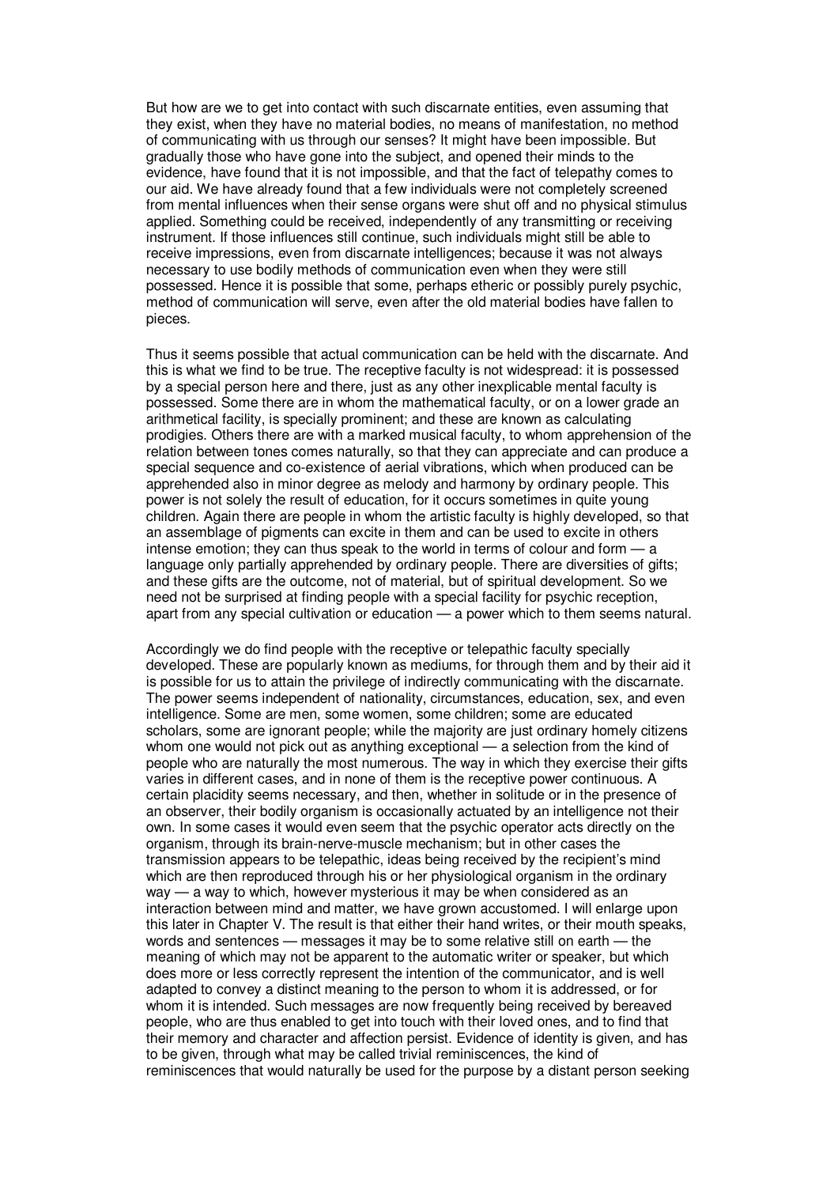But how are we to get into contact with such discarnate entities, even assuming that they exist, when they have no material bodies, no means of manifestation, no method of communicating with us through our senses? It might have been impossible. But gradually those who have gone into the subject, and opened their minds to the evidence, have found that it is not impossible, and that the fact of telepathy comes to our aid. We have already found that a few individuals were not completely screened from mental influences when their sense organs were shut off and no physical stimulus applied. Something could be received, independently of any transmitting or receiving instrument. If those influences still continue, such individuals might still be able to receive impressions, even from discarnate intelligences; because it was not always necessary to use bodily methods of communication even when they were still possessed. Hence it is possible that some, perhaps etheric or possibly purely psychic, method of communication will serve, even after the old material bodies have fallen to pieces.

Thus it seems possible that actual communication can be held with the discarnate. And this is what we find to be true. The receptive faculty is not widespread: it is possessed by a special person here and there, just as any other inexplicable mental faculty is possessed. Some there are in whom the mathematical faculty, or on a lower grade an arithmetical facility, is specially prominent; and these are known as calculating prodigies. Others there are with a marked musical faculty, to whom apprehension of the relation between tones comes naturally, so that they can appreciate and can produce a special sequence and co-existence of aerial vibrations, which when produced can be apprehended also in minor degree as melody and harmony by ordinary people. This power is not solely the result of education, for it occurs sometimes in quite young children. Again there are people in whom the artistic faculty is highly developed, so that an assemblage of pigments can excite in them and can be used to excite in others intense emotion; they can thus speak to the world in terms of colour and form — a language only partially apprehended by ordinary people. There are diversities of gifts; and these gifts are the outcome, not of material, but of spiritual development. So we need not be surprised at finding people with a special facility for psychic reception, apart from any special cultivation or education — a power which to them seems natural.

Accordingly we do find people with the receptive or telepathic faculty specially developed. These are popularly known as mediums, for through them and by their aid it is possible for us to attain the privilege of indirectly communicating with the discarnate. The power seems independent of nationality, circumstances, education, sex, and even intelligence. Some are men, some women, some children; some are educated scholars, some are ignorant people; while the majority are just ordinary homely citizens whom one would not pick out as anything exceptional — a selection from the kind of people who are naturally the most numerous. The way in which they exercise their gifts varies in different cases, and in none of them is the receptive power continuous. A certain placidity seems necessary, and then, whether in solitude or in the presence of an observer, their bodily organism is occasionally actuated by an intelligence not their own. In some cases it would even seem that the psychic operator acts directly on the organism, through its brain-nerve-muscle mechanism; but in other cases the transmission appears to be telepathic, ideas being received by the recipient's mind which are then reproduced through his or her physiological organism in the ordinary way — a way to which, however mysterious it may be when considered as an interaction between mind and matter, we have grown accustomed. I will enlarge upon this later in Chapter V. The result is that either their hand writes, or their mouth speaks, words and sentences — messages it may be to some relative still on earth — the meaning of which may not be apparent to the automatic writer or speaker, but which does more or less correctly represent the intention of the communicator, and is well adapted to convey a distinct meaning to the person to whom it is addressed, or for whom it is intended. Such messages are now frequently being received by bereaved people, who are thus enabled to get into touch with their loved ones, and to find that their memory and character and affection persist. Evidence of identity is given, and has to be given, through what may be called trivial reminiscences, the kind of reminiscences that would naturally be used for the purpose by a distant person seeking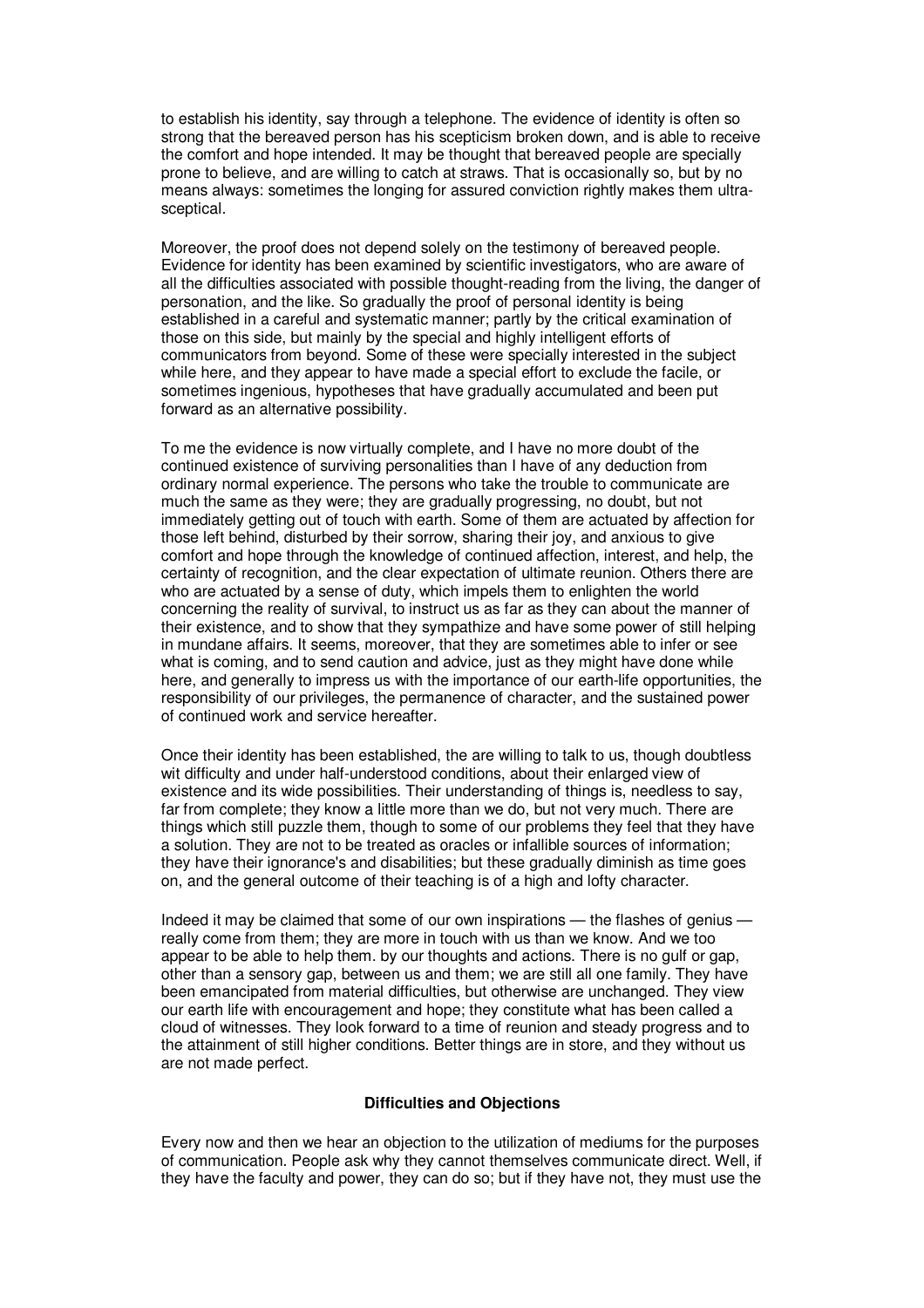to establish his identity, say through a telephone. The evidence of identity is often so strong that the bereaved person has his scepticism broken down, and is able to receive the comfort and hope intended. It may be thought that bereaved people are specially prone to believe, and are willing to catch at straws. That is occasionally so, but by no means always: sometimes the longing for assured conviction rightly makes them ultra-sceptical.

Moreover, the proof does not depend solely on the testimony of bereaved people. Evidence for identity has been examined by scientific investigators, who are aware of all the difficulties associated with possible thought-reading from the living, the danger of personation, and the like. So gradually the proof of personal identity is being established in a careful and systematic manner; partly by the critical examination of those on this side, but mainly by the special and highly intelligent efforts of communicators from beyond. Some of these were specially interested in the subject while here, and they appear to have made a special effort to exclude the facile, or sometimes ingenious, hypotheses that have gradually accumulated and been put forward as an alternative possibility.

To me the evidence is now virtually complete, and I have no more doubt of the continued existence of surviving personalities than I have of any deduction from ordinary normal experience. The persons who take the trouble to communicate are much the same as they were; they are gradually progressing, no doubt, but not immediately getting out of touch with earth. Some of them are actuated by affection for those left behind, disturbed by their sorrow, sharing their joy, and anxious to give comfort and hope through the knowledge of continued affection, interest, and help, the certainty of recognition, and the clear expectation of ultimate reunion. Others there are who are actuated by a sense of duty, which impels them to enlighten the world concerning the reality of survival, to instruct us as far as they can about the manner of their existence, and to show that they sympathize and have some power of still helping in mundane affairs. It seems, moreover, that they are sometimes able to infer or see what is coming, and to send caution and advice, just as they might have done while here, and generally to impress us with the importance of our earth-life opportunities, the responsibility of our privileges, the permanence of character, and the sustained power of continued work and service hereafter.

Once their identity has been established, the are willing to talk to us, though doubtless wit difficulty and under half-understood conditions, about their enlarged view of existence and its wide possibilities. Their understanding of things is, needless to say, far from complete; they know a little more than we do, but not very much. There are things which still puzzle them, though to some of our problems they feel that they have a solution. They are not to be treated as oracles or infallible sources of information; they have their ignorance's and disabilities; but these gradually diminish as time goes on, and the general outcome of their teaching is of a high and lofty character.

Indeed it may be claimed that some of our own inspirations — the flashes of genius — really come from them; they are more in touch with us than we know. And we too appear to be able to help them. by our thoughts and actions. There is no gulf or gap, other than a sensory gap, between us and them; we are still all one family. They have been emancipated from material difficulties, but otherwise are unchanged. They view our earth life with encouragement and hope; they constitute what has been called a cloud of witnesses. They look forward to a time of reunion and steady progress and to the attainment of still higher conditions. Better things are in store, and they without us are not made perfect.

### Difficulties and Objections

Every now and then we hear an objection to the utilization of mediums for the purposes of communication. People ask why they cannot themselves communicate direct. Well, if they have the faculty and power, they can do so; but if they have not, they must use the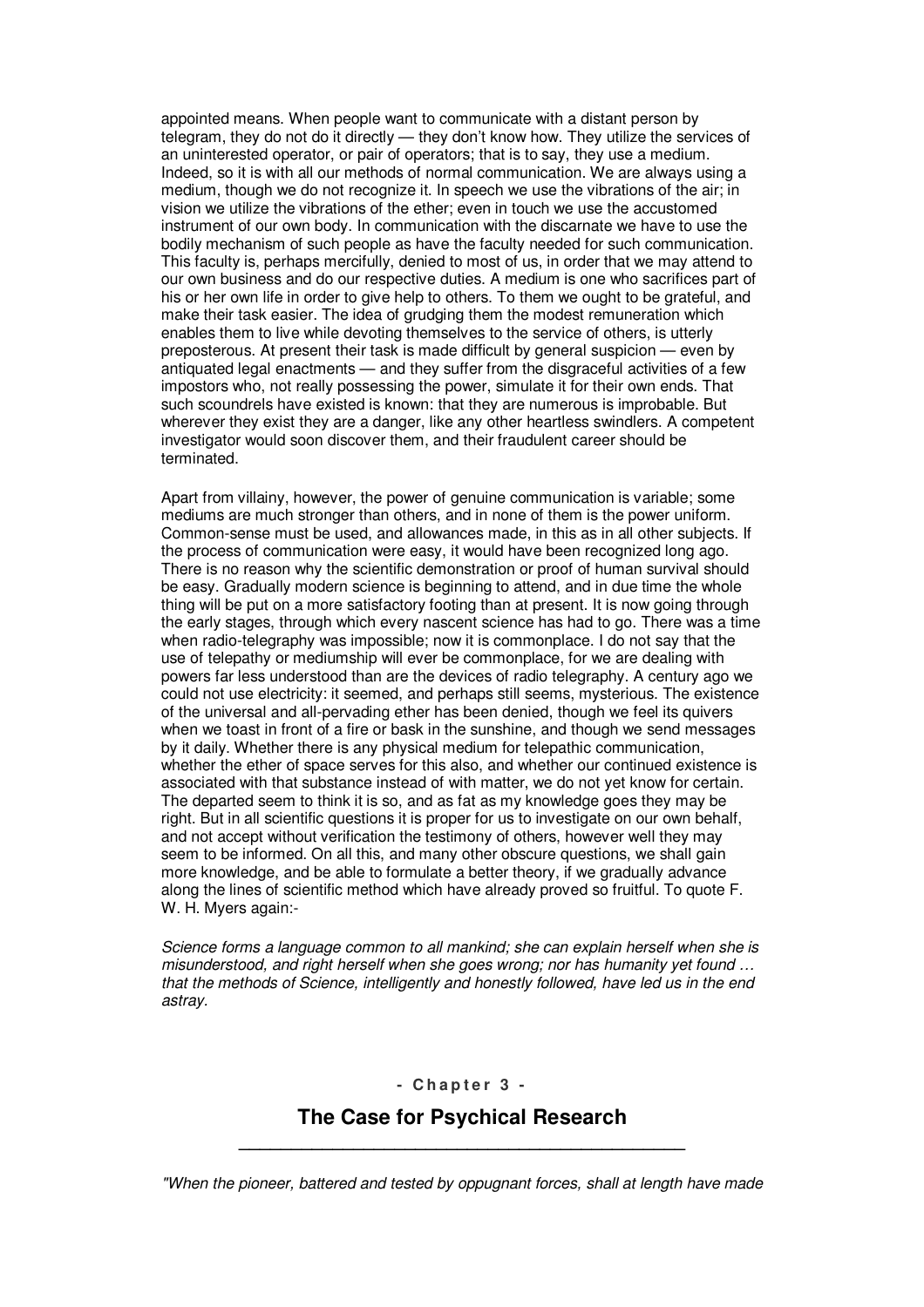appointed means. When people want to communicate with a distant person by telegram, they do not do it directly — they don't know how. They utilize the services of an uninterested operator, or pair of operators; that is to say, they use a medium. Indeed, so it is with all our methods of normal communication. We are always using a medium, though we do not recognize it. In speech we use the vibrations of the air; in vision we utilize the vibrations of the ether; even in touch we use the accustomed instrument of our own body. In communication with the discarnate we have to use the bodily mechanism of such people as have the faculty needed for such communication. This faculty is, perhaps mercifully, denied to most of us, in order that we may attend to our own business and do our respective duties. A medium is one who sacrifices part of his or her own life in order to give help to others. To them we ought to be grateful, and make their task easier. The idea of grudging them the modest remuneration which enables them to live while devoting themselves to the service of others, is utterly preposterous. At present their task is made difficult by general suspicion — even by antiquated legal enactments — and they suffer from the disgraceful activities of a few impostors who, not really possessing the power, simulate it for their own ends. That such scoundrels have existed is known: that they are numerous is improbable. But wherever they exist they are a danger, like any other heartless swindlers. A competent investigator would soon discover them, and their fraudulent career should be terminated.

Apart from villainy, however, the power of genuine communication is variable; some mediums are much stronger than others, and in none of them is the power uniform. Common-sense must be used, and allowances made, in this as in all other subjects. If the process of communication were easy, it would have been recognized long ago. There is no reason why the scientific demonstration or proof of human survival should be easy. Gradually modern science is beginning to attend, and in due time the whole thing will be put on a more satisfactory footing than at present. It is now going through the early stages, through which every nascent science has had to go. There was a time when radio-telegraphy was impossible; now it is commonplace. I do not say that the use of telepathy or mediumship will ever be commonplace, for we are dealing with powers far less understood than are the devices of radio telegraphy. A century ago we could not use electricity: it seemed, and perhaps still seems, mysterious. The existence of the universal and all-pervading ether has been denied, though we feel its quivers when we toast in front of a fire or bask in the sunshine, and though we send messages by it daily. Whether there is any physical medium for telepathic communication, whether the ether of space serves for this also, and whether our continued existence is associated with that substance instead of with matter, we do not yet know for certain. The departed seem to think it is so, and as fat as my knowledge goes they may be right. But in all scientific questions it is proper for us to investigate on our own behalf, and not accept without verification the testimony of others, however well they may seem to be informed. On all this, and many other obscure questions, we shall gain more knowledge, and be able to formulate a better theory, if we gradually advance along the lines of scientific method which have already proved so fruitful. To quote F. W. H. Myers again:-

*Science forms a language common to all mankind; she can explain herself when she is misunderstood, and right herself when she goes wrong; nor has humanity yet found … that the methods of Science, intelligently and honestly followed, have led us in the end astray.*

**- Chapter 3 -**

## The Case for Psychical Research

*"When the pioneer, battered and tested by oppugnant forces, shall at length have made*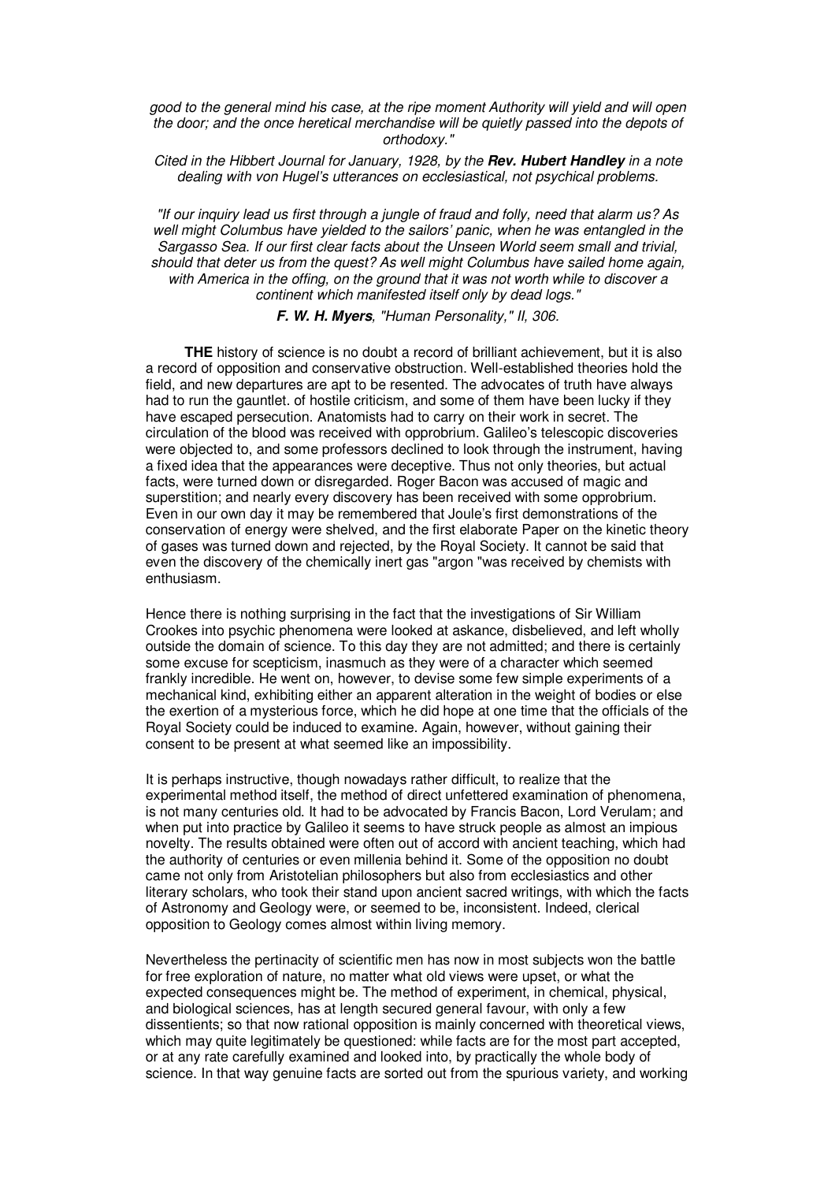*good to the general mind his case, at the ripe moment Authority will yield and will open the door; and the once heretical merchandise will be quietly passed into the depots of orthodoxy."*

*Cited in the Hibbert Journal for January, 1928, by the* ***Rev. Hubert Handley*** *in a note dealing with von Hugel's utterances on ecclesiastical, not psychical problems.*

*"If our inquiry lead us first through a jungle of fraud and folly, need that alarm us? As well might Columbus have yielded to the sailors' panic, when he was entangled in the Sargasso Sea. If our first clear facts about the Unseen World seem small and trivial, should that deter us from the quest? As well might Columbus have sailed home again, with America in the offing, on the ground that it was not worth while to discover a continent which manifested itself only by dead logs."*

***F. W. H. Myers****, "Human Personality," II, 306.*

**THE** history of science is no doubt a record of brilliant achievement, but it is also a record of opposition and conservative obstruction. Well-established theories hold the field, and new departures are apt to be resented. The advocates of truth have always had to run the gauntlet. of hostile criticism, and some of them have been lucky if they have escaped persecution. Anatomists had to carry on their work in secret. The circulation of the blood was received with opprobrium. Galileo's telescopic discoveries were objected to, and some professors declined to look through the instrument, having a fixed idea that the appearances were deceptive. Thus not only theories, but actual facts, were turned down or disregarded. Roger Bacon was accused of magic and superstition; and nearly every discovery has been received with some opprobrium. Even in our own day it may be remembered that Joule's first demonstrations of the conservation of energy were shelved, and the first elaborate Paper on the kinetic theory of gases was turned down and rejected, by the Royal Society. It cannot be said that even the discovery of the chemically inert gas "argon "was received by chemists with enthusiasm.

Hence there is nothing surprising in the fact that the investigations of Sir William Crookes into psychic phenomena were looked at askance, disbelieved, and left wholly outside the domain of science. To this day they are not admitted; and there is certainly some excuse for scepticism, inasmuch as they were of a character which seemed frankly incredible. He went on, however, to devise some few simple experiments of a mechanical kind, exhibiting either an apparent alteration in the weight of bodies or else the exertion of a mysterious force, which he did hope at one time that the officials of the Royal Society could be induced to examine. Again, however, without gaining their consent to be present at what seemed like an impossibility.

It is perhaps instructive, though nowadays rather difficult, to realize that the experimental method itself, the method of direct unfettered examination of phenomena, is not many centuries old. It had to be advocated by Francis Bacon, Lord Verulam; and when put into practice by Galileo it seems to have struck people as almost an impious novelty. The results obtained were often out of accord with ancient teaching, which had the authority of centuries or even millenia behind it. Some of the opposition no doubt came not only from Aristotelian philosophers but also from ecclesiastics and other literary scholars, who took their stand upon ancient sacred writings, with which the facts of Astronomy and Geology were, or seemed to be, inconsistent. Indeed, clerical opposition to Geology comes almost within living memory.

Nevertheless the pertinacity of scientific men has now in most subjects won the battle for free exploration of nature, no matter what old views were upset, or what the expected consequences might be. The method of experiment, in chemical, physical, and biological sciences, has at length secured general favour, with only a few dissentients; so that now rational opposition is mainly concerned with theoretical views, which may quite legitimately be questioned: while facts are for the most part accepted, or at any rate carefully examined and looked into, by practically the whole body of science. In that way genuine facts are sorted out from the spurious variety, and working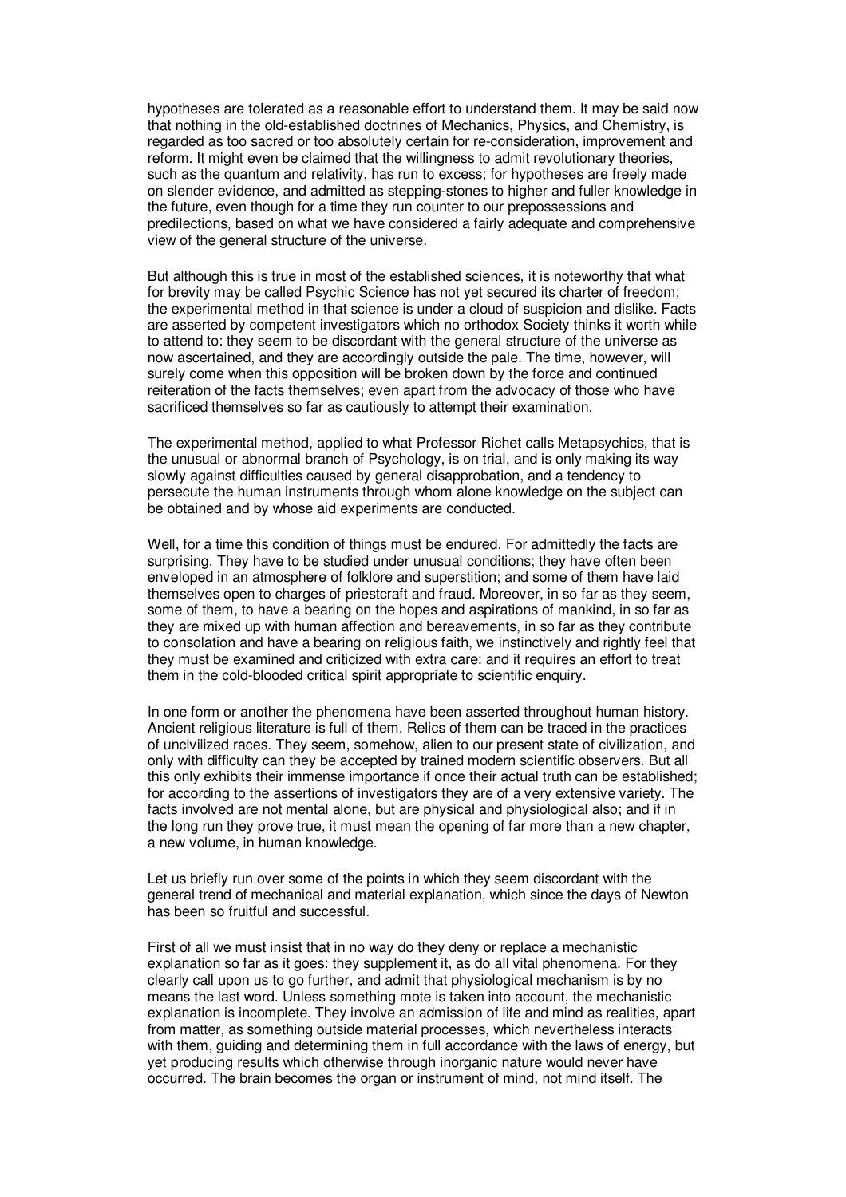hypotheses are tolerated as a reasonable effort to understand them. It may be said now that nothing in the old-established doctrines of Mechanics, Physics, and Chemistry, is regarded as too sacred or too absolutely certain for re-consideration, improvement and reform. It might even be claimed that the willingness to admit revolutionary theories, such as the quantum and relativity, has run to excess; for hypotheses are freely made on slender evidence, and admitted as stepping-stones to higher and fuller knowledge in the future, even though for a time they run counter to our prepossessions and predilections, based on what we have considered a fairly adequate and comprehensive view of the general structure of the universe.

But although this is true in most of the established sciences, it is noteworthy that what for brevity may be called Psychic Science has not yet secured its charter of freedom; the experimental method in that science is under a cloud of suspicion and dislike. Facts are asserted by competent investigators which no orthodox Society thinks it worth while to attend to: they seem to be discordant with the general structure of the universe as now ascertained, and they are accordingly outside the pale. The time, however, will surely come when this opposition will be broken down by the force and continued reiteration of the facts themselves; even apart from the advocacy of those who have sacrificed themselves so far as cautiously to attempt their examination.

The experimental method, applied to what Professor Richet calls Metapsychics, that is the unusual or abnormal branch of Psychology, is on trial, and is only making its way slowly against difficulties caused by general disapprobation, and a tendency to persecute the human instruments through whom alone knowledge on the subject can be obtained and by whose aid experiments are conducted.

Well, for a time this condition of things must be endured. For admittedly the facts are surprising. They have to be studied under unusual conditions; they have often been enveloped in an atmosphere of folklore and superstition; and some of them have laid themselves open to charges of priestcraft and fraud. Moreover, in so far as they seem, some of them, to have a bearing on the hopes and aspirations of mankind, in so far as they are mixed up with human affection and bereavements, in so far as they contribute to consolation and have a bearing on religious faith, we instinctively and rightly feel that they must be examined and criticized with extra care: and it requires an effort to treat them in the cold-blooded critical spirit appropriate to scientific enquiry.

In one form or another the phenomena have been asserted throughout human history. Ancient religious literature is full of them. Relics of them can be traced in the practices of uncivilized races. They seem, somehow, alien to our present state of civilization, and only with difficulty can they be accepted by trained modern scientific observers. But all this only exhibits their immense importance if once their actual truth can be established; for according to the assertions of investigators they are of a very extensive variety. The facts involved are not mental alone, but are physical and physiological also; and if in the long run they prove true, it must mean the opening of far more than a new chapter, a new volume, in human knowledge.

Let us briefly run over some of the points in which they seem discordant with the general trend of mechanical and material explanation, which since the days of Newton has been so fruitful and successful.

First of all we must insist that in no way do they deny or replace a mechanistic explanation so far as it goes: they supplement it, as do all vital phenomena. For they clearly call upon us to go further, and admit that physiological mechanism is by no means the last word. Unless something mote is taken into account, the mechanistic explanation is incomplete. They involve an admission of life and mind as realities, apart from matter, as something outside material processes, which nevertheless interacts with them, guiding and determining them in full accordance with the laws of energy, but yet producing results which otherwise through inorganic nature would never have occurred. The brain becomes the organ or instrument of mind, not mind itself. The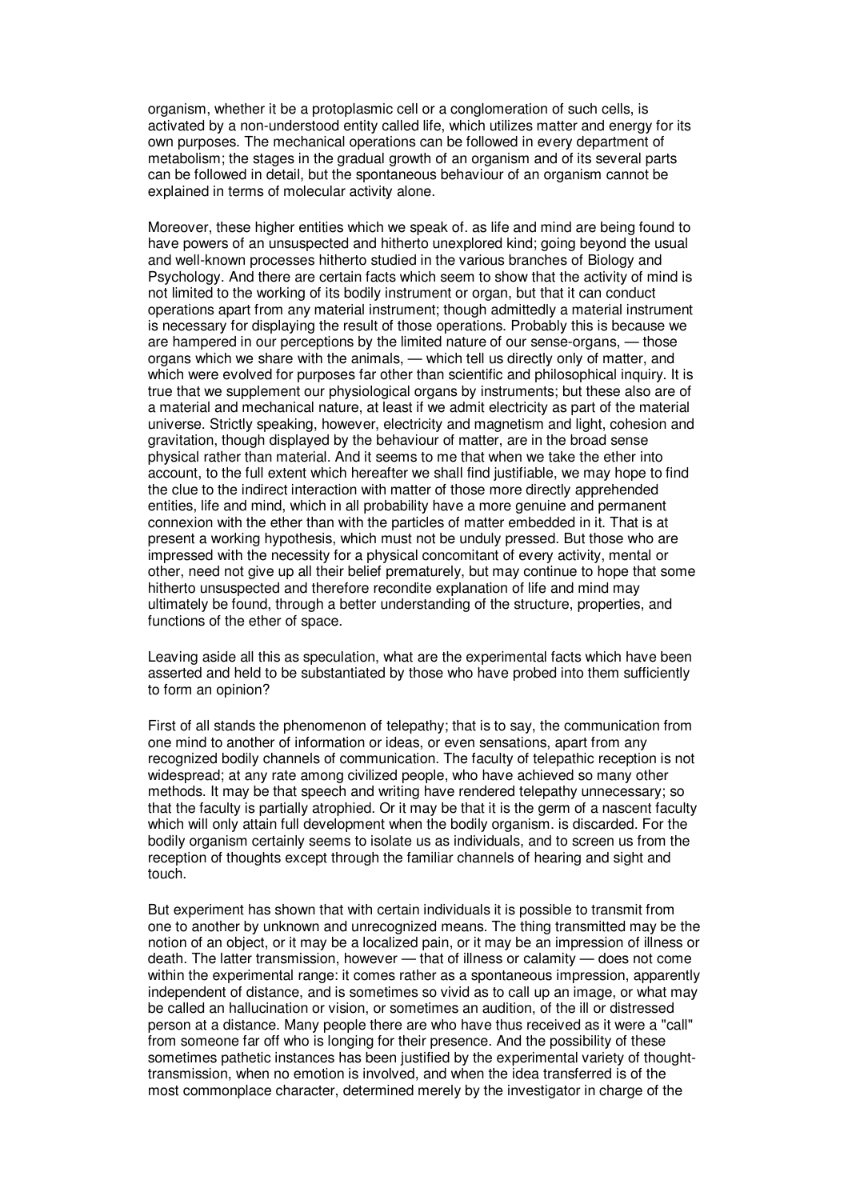organism, whether it be a protoplasmic cell or a conglomeration of such cells, is activated by a non-understood entity called life, which utilizes matter and energy for its own purposes. The mechanical operations can be followed in every department of metabolism; the stages in the gradual growth of an organism and of its several parts can be followed in detail, but the spontaneous behaviour of an organism cannot be explained in terms of molecular activity alone.

Moreover, these higher entities which we speak of. as life and mind are being found to have powers of an unsuspected and hitherto unexplored kind; going beyond the usual and well-known processes hitherto studied in the various branches of Biology and Psychology. And there are certain facts which seem to show that the activity of mind is not limited to the working of its bodily instrument or organ, but that it can conduct operations apart from any material instrument; though admittedly a material instrument is necessary for displaying the result of those operations. Probably this is because we are hampered in our perceptions by the limited nature of our sense-organs, — those organs which we share with the animals, — which tell us directly only of matter, and which were evolved for purposes far other than scientific and philosophical inquiry. It is true that we supplement our physiological organs by instruments; but these also are of a material and mechanical nature, at least if we admit electricity as part of the material universe. Strictly speaking, however, electricity and magnetism and light, cohesion and gravitation, though displayed by the behaviour of matter, are in the broad sense physical rather than material. And it seems to me that when we take the ether into account, to the full extent which hereafter we shall find justifiable, we may hope to find the clue to the indirect interaction with matter of those more directly apprehended entities, life and mind, which in all probability have a more genuine and permanent connexion with the ether than with the particles of matter embedded in it. That is at present a working hypothesis, which must not be unduly pressed. But those who are impressed with the necessity for a physical concomitant of every activity, mental or other, need not give up all their belief prematurely, but may continue to hope that some hitherto unsuspected and therefore recondite explanation of life and mind may ultimately be found, through a better understanding of the structure, properties, and functions of the ether of space.

Leaving aside all this as speculation, what are the experimental facts which have been asserted and held to be substantiated by those who have probed into them sufficiently to form an opinion?

First of all stands the phenomenon of telepathy; that is to say, the communication from one mind to another of information or ideas, or even sensations, apart from any recognized bodily channels of communication. The faculty of telepathic reception is not widespread; at any rate among civilized people, who have achieved so many other methods. It may be that speech and writing have rendered telepathy unnecessary; so that the faculty is partially atrophied. Or it may be that it is the germ of a nascent faculty which will only attain full development when the bodily organism. is discarded. For the bodily organism certainly seems to isolate us as individuals, and to screen us from the reception of thoughts except through the familiar channels of hearing and sight and touch.

But experiment has shown that with certain individuals it is possible to transmit from one to another by unknown and unrecognized means. The thing transmitted may be the notion of an object, or it may be a localized pain, or it may be an impression of illness or death. The latter transmission, however — that of illness or calamity — does not come within the experimental range: it comes rather as a spontaneous impression, apparently independent of distance, and is sometimes so vivid as to call up an image, or what may be called an hallucination or vision, or sometimes an audition, of the ill or distressed person at a distance. Many people there are who have thus received as it were a "call" from someone far off who is longing for their presence. And the possibility of these sometimes pathetic instances has been justified by the experimental variety of thought-transmission, when no emotion is involved, and when the idea transferred is of the most commonplace character, determined merely by the investigator in charge of the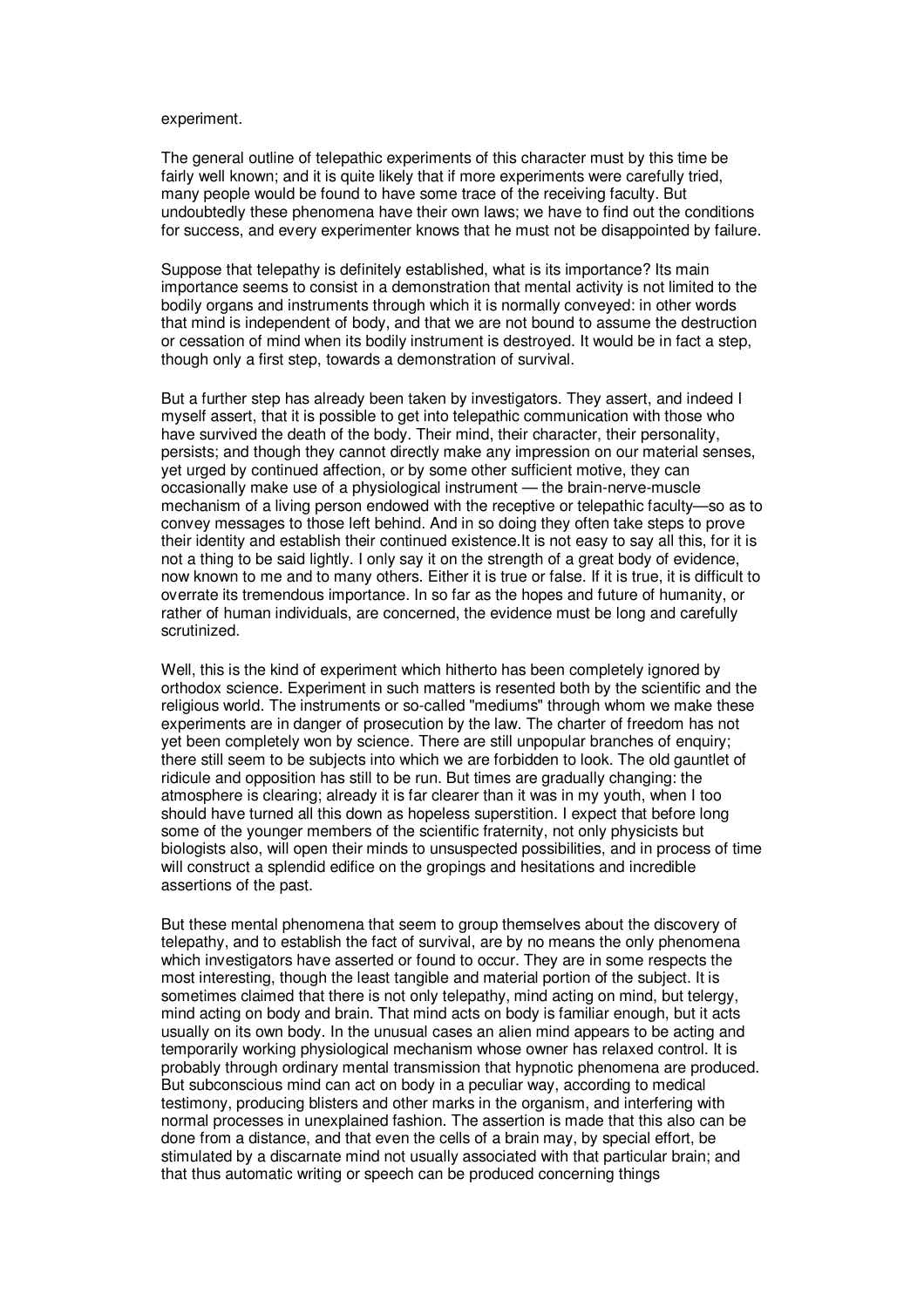experiment.

The general outline of telepathic experiments of this character must by this time be fairly well known; and it is quite likely that if more experiments were carefully tried, many people would be found to have some trace of the receiving faculty. But undoubtedly these phenomena have their own laws; we have to find out the conditions for success, and every experimenter knows that he must not be disappointed by failure.

Suppose that telepathy is definitely established, what is its importance? Its main importance seems to consist in a demonstration that mental activity is not limited to the bodily organs and instruments through which it is normally conveyed: in other words that mind is independent of body, and that we are not bound to assume the destruction or cessation of mind when its bodily instrument is destroyed. It would be in fact a step, though only a first step, towards a demonstration of survival.

But a further step has already been taken by investigators. They assert, and indeed I myself assert, that it is possible to get into telepathic communication with those who have survived the death of the body. Their mind, their character, their personality, persists; and though they cannot directly make any impression on our material senses, yet urged by continued affection, or by some other sufficient motive, they can occasionally make use of a physiological instrument — the brain-nerve-muscle mechanism of a living person endowed with the receptive or telepathic faculty—so as to convey messages to those left behind. And in so doing they often take steps to prove their identity and establish their continued existence.It is not easy to say all this, for it is not a thing to be said lightly. I only say it on the strength of a great body of evidence, now known to me and to many others. Either it is true or false. If it is true, it is difficult to overrate its tremendous importance. In so far as the hopes and future of humanity, or rather of human individuals, are concerned, the evidence must be long and carefully scrutinized.

Well, this is the kind of experiment which hitherto has been completely ignored by orthodox science. Experiment in such matters is resented both by the scientific and the religious world. The instruments or so-called "mediums" through whom we make these experiments are in danger of prosecution by the law. The charter of freedom has not yet been completely won by science. There are still unpopular branches of enquiry; there still seem to be subjects into which we are forbidden to look. The old gauntlet of ridicule and opposition has still to be run. But times are gradually changing: the atmosphere is clearing; already it is far clearer than it was in my youth, when I too should have turned all this down as hopeless superstition. I expect that before long some of the younger members of the scientific fraternity, not only physicists but biologists also, will open their minds to unsuspected possibilities, and in process of time will construct a splendid edifice on the gropings and hesitations and incredible assertions of the past.

But these mental phenomena that seem to group themselves about the discovery of telepathy, and to establish the fact of survival, are by no means the only phenomena which investigators have asserted or found to occur. They are in some respects the most interesting, though the least tangible and material portion of the subject. It is sometimes claimed that there is not only telepathy, mind acting on mind, but telergy, mind acting on body and brain. That mind acts on body is familiar enough, but it acts usually on its own body. In the unusual cases an alien mind appears to be acting and temporarily working physiological mechanism whose owner has relaxed control. It is probably through ordinary mental transmission that hypnotic phenomena are produced. But subconscious mind can act on body in a peculiar way, according to medical testimony, producing blisters and other marks in the organism, and interfering with normal processes in unexplained fashion. The assertion is made that this also can be done from a distance, and that even the cells of a brain may, by special effort, be stimulated by a discarnate mind not usually associated with that particular brain; and that thus automatic writing or speech can be produced concerning things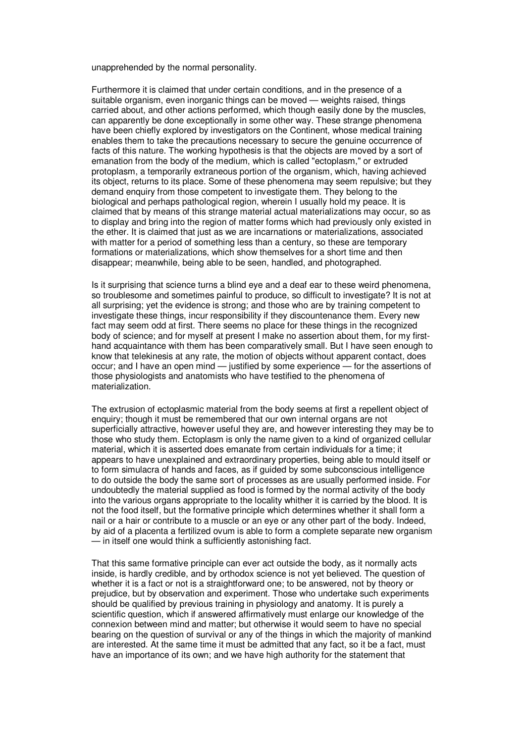unapprehended by the normal personality.

Furthermore it is claimed that under certain conditions, and in the presence of a suitable organism, even inorganic things can be moved — weights raised, things carried about, and other actions performed, which though easily done by the muscles, can apparently be done exceptionally in some other way. These strange phenomena have been chiefly explored by investigators on the Continent, whose medical training enables them to take the precautions necessary to secure the genuine occurrence of facts of this nature. The working hypothesis is that the objects are moved by a sort of emanation from the body of the medium, which is called "ectoplasm," or extruded protoplasm, a temporarily extraneous portion of the organism, which, having achieved its object, returns to its place. Some of these phenomena may seem repulsive; but they demand enquiry from those competent to investigate them. They belong to the biological and perhaps pathological region, wherein I usually hold my peace. It is claimed that by means of this strange material actual materializations may occur, so as to display and bring into the region of matter forms which had previously only existed in the ether. It is claimed that just as we are incarnations or materializations, associated with matter for a period of something less than a century, so these are temporary formations or materializations, which show themselves for a short time and then disappear; meanwhile, being able to be seen, handled, and photographed.

Is it surprising that science turns a blind eye and a deaf ear to these weird phenomena, so troublesome and sometimes painful to produce, so difficult to investigate? It is not at all surprising; yet the evidence is strong; and those who are by training competent to investigate these things, incur responsibility if they discountenance them. Every new fact may seem odd at first. There seems no place for these things in the recognized body of science; and for myself at present I make no assertion about them, for my first-hand acquaintance with them has been comparatively small. But I have seen enough to know that telekinesis at any rate, the motion of objects without apparent contact, does occur; and I have an open mind — justified by some experience — for the assertions of those physiologists and anatomists who have testified to the phenomena of materialization.

The extrusion of ectoplasmic material from the body seems at first a repellent object of enquiry; though it must be remembered that our own internal organs are not superficially attractive, however useful they are, and however interesting they may be to those who study them. Ectoplasm is only the name given to a kind of organized cellular material, which it is asserted does emanate from certain individuals for a time; it appears to have unexplained and extraordinary properties, being able to mould itself or to form simulacra of hands and faces, as if guided by some subconscious intelligence to do outside the body the same sort of processes as are usually performed inside. For undoubtedly the material supplied as food is formed by the normal activity of the body into the various organs appropriate to the locality whither it is carried by the blood. It is not the food itself, but the formative principle which determines whether it shall form a nail or a hair or contribute to a muscle or an eye or any other part of the body. Indeed, by aid of a placenta a fertilized ovum is able to form a complete separate new organism — in itself one would think a sufficiently astonishing fact.

That this same formative principle can ever act outside the body, as it normally acts inside, is hardly credible, and by orthodox science is not yet believed. The question of whether it is a fact or not is a straightforward one; to be answered, not by theory or prejudice, but by observation and experiment. Those who undertake such experiments should be qualified by previous training in physiology and anatomy. It is purely a scientific question, which if answered affirmatively must enlarge our knowledge of the connexion between mind and matter; but otherwise it would seem to have no special bearing on the question of survival or any of the things in which the majority of mankind are interested. At the same time it must be admitted that any fact, so it be a fact, must have an importance of its own; and we have high authority for the statement that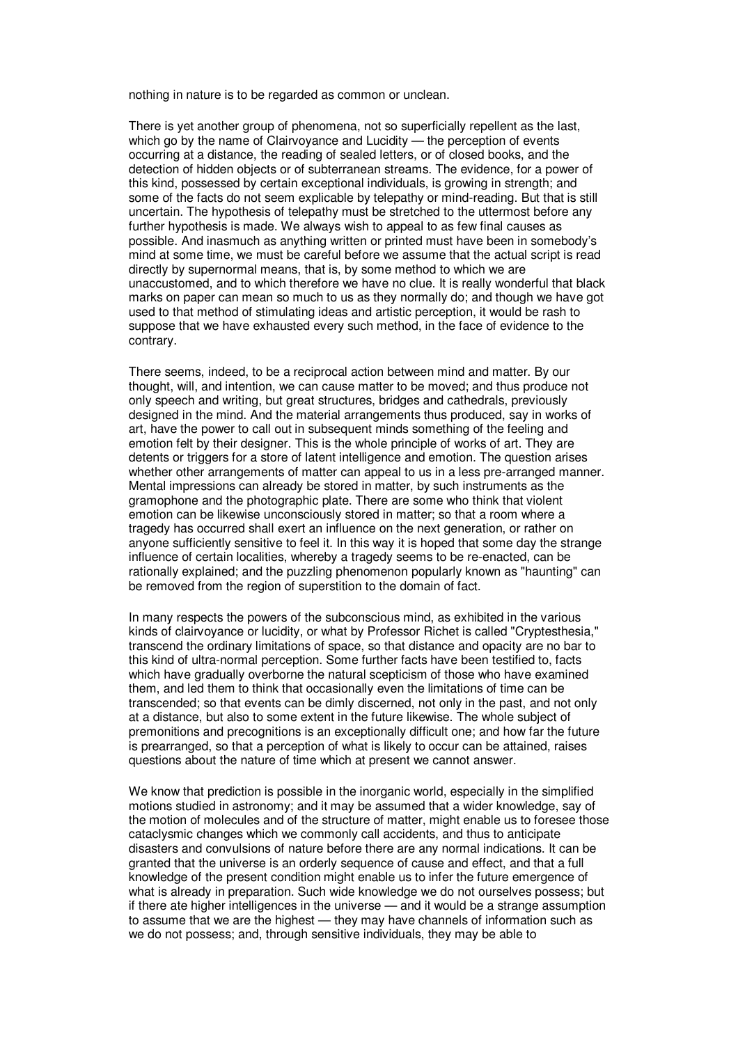nothing in nature is to be regarded as common or unclean.

There is yet another group of phenomena, not so superficially repellent as the last, which go by the name of Clairvoyance and Lucidity — the perception of events occurring at a distance, the reading of sealed letters, or of closed books, and the detection of hidden objects or of subterranean streams. The evidence, for a power of this kind, possessed by certain exceptional individuals, is growing in strength; and some of the facts do not seem explicable by telepathy or mind-reading. But that is still uncertain. The hypothesis of telepathy must be stretched to the uttermost before any further hypothesis is made. We always wish to appeal to as few final causes as possible. And inasmuch as anything written or printed must have been in somebody's mind at some time, we must be careful before we assume that the actual script is read directly by supernormal means, that is, by some method to which we are unaccustomed, and to which therefore we have no clue. It is really wonderful that black marks on paper can mean so much to us as they normally do; and though we have got used to that method of stimulating ideas and artistic perception, it would be rash to suppose that we have exhausted every such method, in the face of evidence to the contrary.

There seems, indeed, to be a reciprocal action between mind and matter. By our thought, will, and intention, we can cause matter to be moved; and thus produce not only speech and writing, but great structures, bridges and cathedrals, previously designed in the mind. And the material arrangements thus produced, say in works of art, have the power to call out in subsequent minds something of the feeling and emotion felt by their designer. This is the whole principle of works of art. They are detents or triggers for a store of latent intelligence and emotion. The question arises whether other arrangements of matter can appeal to us in a less pre-arranged manner. Mental impressions can already be stored in matter, by such instruments as the gramophone and the photographic plate. There are some who think that violent emotion can be likewise unconsciously stored in matter; so that a room where a tragedy has occurred shall exert an influence on the next generation, or rather on anyone sufficiently sensitive to feel it. In this way it is hoped that some day the strange influence of certain localities, whereby a tragedy seems to be re-enacted, can be rationally explained; and the puzzling phenomenon popularly known as "haunting" can be removed from the region of superstition to the domain of fact.

In many respects the powers of the subconscious mind, as exhibited in the various kinds of clairvoyance or lucidity, or what by Professor Richet is called "Cryptesthesia," transcend the ordinary limitations of space, so that distance and opacity are no bar to this kind of ultra-normal perception. Some further facts have been testified to, facts which have gradually overborne the natural scepticism of those who have examined them, and led them to think that occasionally even the limitations of time can be transcended; so that events can be dimly discerned, not only in the past, and not only at a distance, but also to some extent in the future likewise. The whole subject of premonitions and precognitions is an exceptionally difficult one; and how far the future is prearranged, so that a perception of what is likely to occur can be attained, raises questions about the nature of time which at present we cannot answer.

We know that prediction is possible in the inorganic world, especially in the simplified motions studied in astronomy; and it may be assumed that a wider knowledge, say of the motion of molecules and of the structure of matter, might enable us to foresee those cataclysmic changes which we commonly call accidents, and thus to anticipate disasters and convulsions of nature before there are any normal indications. It can be granted that the universe is an orderly sequence of cause and effect, and that a full knowledge of the present condition might enable us to infer the future emergence of what is already in preparation. Such wide knowledge we do not ourselves possess; but if there ate higher intelligences in the universe — and it would be a strange assumption to assume that we are the highest — they may have channels of information such as we do not possess; and, through sensitive individuals, they may be able to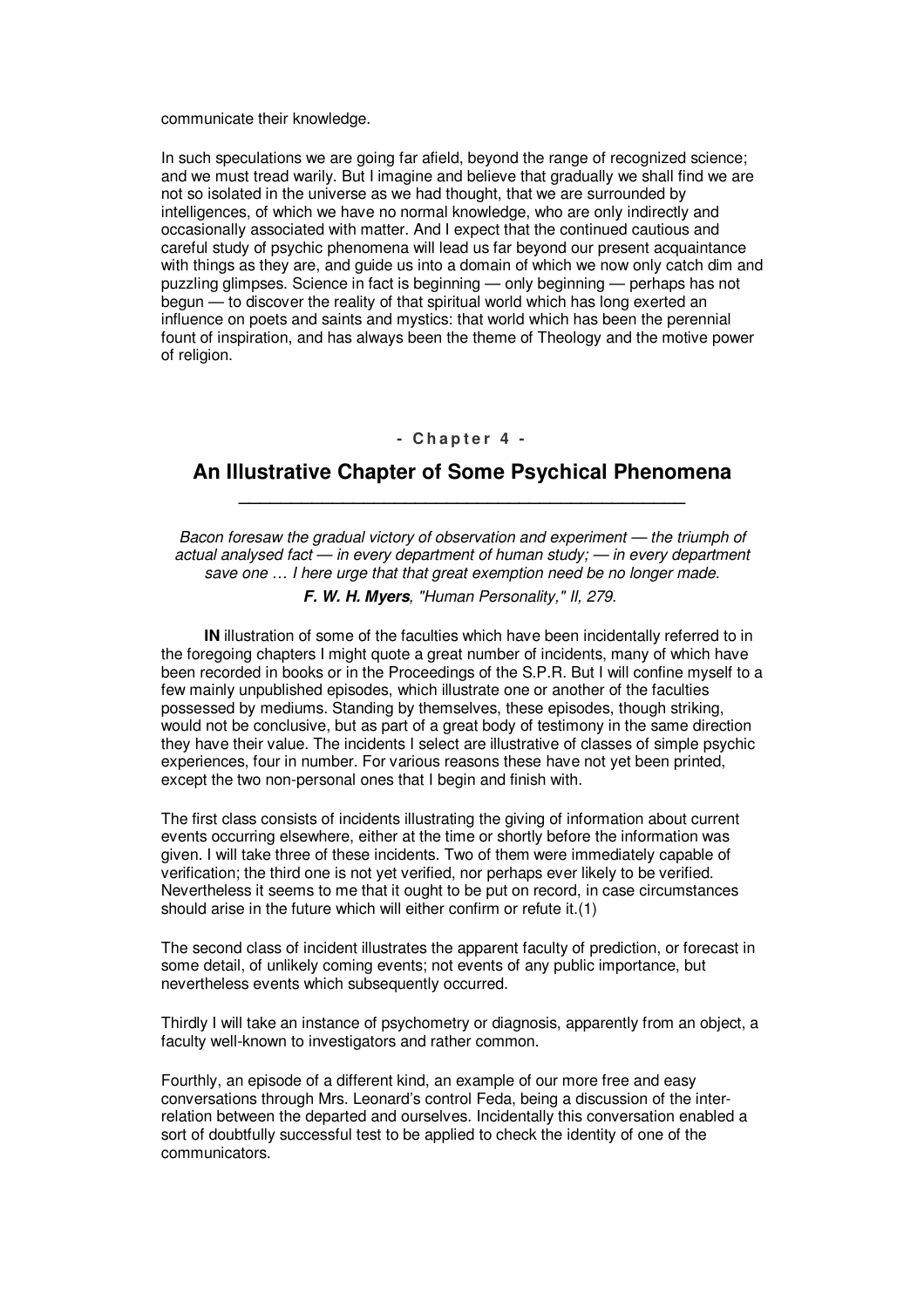communicate their knowledge.

In such speculations we are going far afield, beyond the range of recognized science; and we must tread warily. But I imagine and believe that gradually we shall find we are not so isolated in the universe as we had thought, that we are surrounded by intelligences, of which we have no normal knowledge, who are only indirectly and occasionally associated with matter. And I expect that the continued cautious and careful study of psychic phenomena will lead us far beyond our present acquaintance with things as they are, and guide us into a domain of which we now only catch dim and puzzling glimpses. Science in fact is beginning — only beginning — perhaps has not begun — to discover the reality of that spiritual world which has long exerted an influence on poets and saints and mystics: that world which has been the perennial fount of inspiration, and has always been the theme of Theology and the motive power of religion.

**- Chapter 4 -**

## An Illustrative Chapter of Some Psychical Phenomena

*Bacon foresaw the gradual victory of observation and experiment — the triumph of actual analysed fact — in every department of human study; — in every department save one … I here urge that that great exemption need be no longer made.*

***F. W. H. Myers**, "Human Personality," II, 279.*

**IN** illustration of some of the faculties which have been incidentally referred to in the foregoing chapters I might quote a great number of incidents, many of which have been recorded in books or in the Proceedings of the S.P.R. But I will confine myself to a few mainly unpublished episodes, which illustrate one or another of the faculties possessed by mediums. Standing by themselves, these episodes, though striking, would not be conclusive, but as part of a great body of testimony in the same direction they have their value. The incidents I select are illustrative of classes of simple psychic experiences, four in number. For various reasons these have not yet been printed, except the two non-personal ones that I begin and finish with.

The first class consists of incidents illustrating the giving of information about current events occurring elsewhere, either at the time or shortly before the information was given. I will take three of these incidents. Two of them were immediately capable of verification; the third one is not yet verified, nor perhaps ever likely to be verified. Nevertheless it seems to me that it ought to be put on record, in case circumstances should arise in the future which will either confirm or refute it.(1)

The second class of incident illustrates the apparent faculty of prediction, or forecast in some detail, of unlikely coming events; not events of any public importance, but nevertheless events which subsequently occurred.

Thirdly I will take an instance of psychometry or diagnosis, apparently from an object, a faculty well-known to investigators and rather common.

Fourthly, an episode of a different kind, an example of our more free and easy conversations through Mrs. Leonard's control Feda, being a discussion of the inter-relation between the departed and ourselves. Incidentally this conversation enabled a sort of doubtfully successful test to be applied to check the identity of one of the communicators.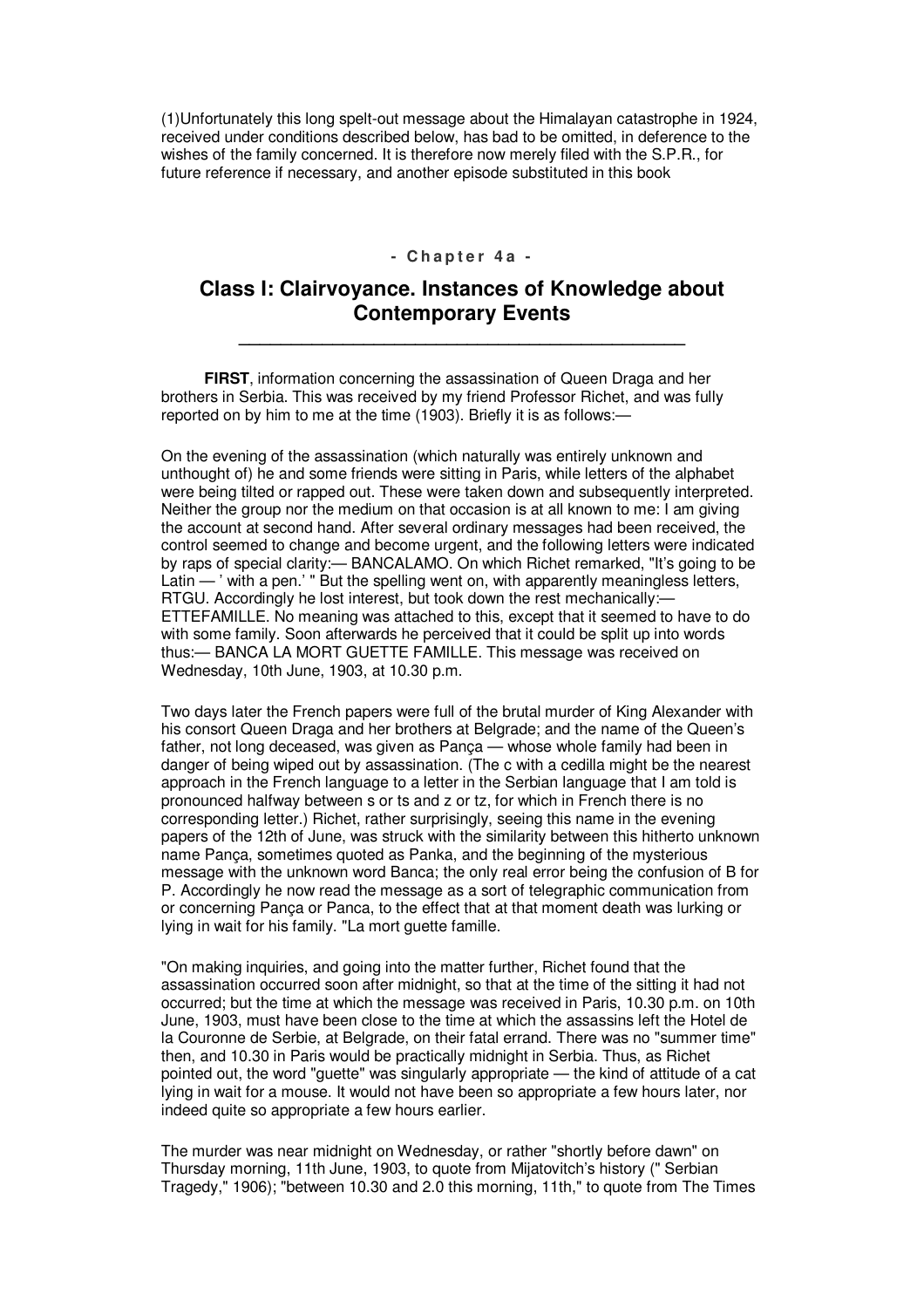(1)Unfortunately this long spelt-out message about the Himalayan catastrophe in 1924, received under conditions described below, has bad to be omitted, in deference to the wishes of the family concerned. It is therefore now merely filed with the S.P.R., for future reference if necessary, and another episode substituted in this book

- Chapter 4a -

# Class I: Clairvoyance. Instances of Knowledge about Contemporary Events

**FIRST**, information concerning the assassination of Queen Draga and her brothers in Serbia. This was received by my friend Professor Richet, and was fully reported on by him to me at the time (1903). Briefly it is as follows:—

On the evening of the assassination (which naturally was entirely unknown and unthought of) he and some friends were sitting in Paris, while letters of the alphabet were being tilted or rapped out. These were taken down and subsequently interpreted. Neither the group nor the medium on that occasion is at all known to me: I am giving the account at second hand. After several ordinary messages had been received, the control seemed to change and become urgent, and the following letters were indicated by raps of special clarity:— BANCALAMO. On which Richet remarked, "It's going to be Latin — ' with a pen.' " But the spelling went on, with apparently meaningless letters, RTGU. Accordingly he lost interest, but took down the rest mechanically:— ETTEFAMILLE. No meaning was attached to this, except that it seemed to have to do with some family. Soon afterwards he perceived that it could be split up into words thus:— BANCA LA MORT GUETTE FAMILLE. This message was received on Wednesday, 10th June, 1903, at 10.30 p.m.

Two days later the French papers were full of the brutal murder of King Alexander with his consort Queen Draga and her brothers at Belgrade; and the name of the Queen's father, not long deceased, was given as Pança — whose whole family had been in danger of being wiped out by assassination. (The c with a cedilla might be the nearest approach in the French language to a letter in the Serbian language that I am told is pronounced halfway between s or ts and z or tz, for which in French there is no corresponding letter.) Richet, rather surprisingly, seeing this name in the evening papers of the 12th of June, was struck with the similarity between this hitherto unknown name Pança, sometimes quoted as Panka, and the beginning of the mysterious message with the unknown word Banca; the only real error being the confusion of B for P. Accordingly he now read the message as a sort of telegraphic communication from or concerning Pança or Panca, to the effect that at that moment death was lurking or lying in wait for his family. "La mort guette famille.

"On making inquiries, and going into the matter further, Richet found that the assassination occurred soon after midnight, so that at the time of the sitting it had not occurred; but the time at which the message was received in Paris, 10.30 p.m. on 10th June, 1903, must have been close to the time at which the assassins left the Hotel de la Couronne de Serbie, at Belgrade, on their fatal errand. There was no "summer time" then, and 10.30 in Paris would be practically midnight in Serbia. Thus, as Richet pointed out, the word "guette" was singularly appropriate — the kind of attitude of a cat lying in wait for a mouse. It would not have been so appropriate a few hours later, nor indeed quite so appropriate a few hours earlier.

The murder was near midnight on Wednesday, or rather "shortly before dawn" on Thursday morning, 11th June, 1903, to quote from Mijatovitch's history (" Serbian Tragedy," 1906); "between 10.30 and 2.0 this morning, 11th," to quote from The Times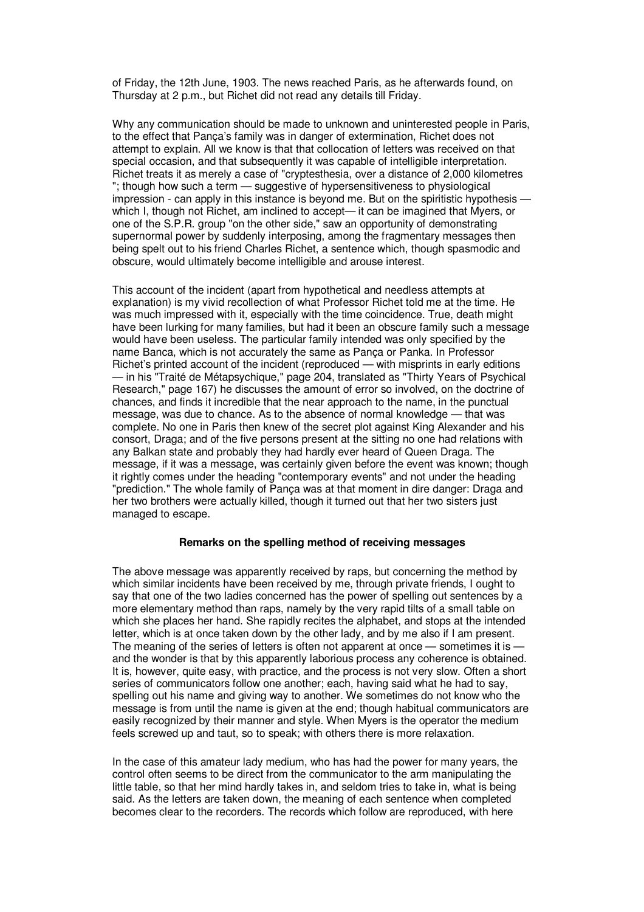of Friday, the 12th June, 1903. The news reached Paris, as he afterwards found, on Thursday at 2 p.m., but Richet did not read any details till Friday.

Why any communication should be made to unknown and uninterested people in Paris, to the effect that Pança's family was in danger of extermination, Richet does not attempt to explain. All we know is that that collocation of letters was received on that special occasion, and that subsequently it was capable of intelligible interpretation. Richet treats it as merely a case of "cryptesthesia, over a distance of 2,000 kilometres "; though how such a term — suggestive of hypersensitiveness to physiological impression - can apply in this instance is beyond me. But on the spiritistic hypothesis — which I, though not Richet, am inclined to accept— it can be imagined that Myers, or one of the S.P.R. group "on the other side," saw an opportunity of demonstrating supernormal power by suddenly interposing, among the fragmentary messages then being spelt out to his friend Charles Richet, a sentence which, though spasmodic and obscure, would ultimately become intelligible and arouse interest.

This account of the incident (apart from hypothetical and needless attempts at explanation) is my vivid recollection of what Professor Richet told me at the time. He was much impressed with it, especially with the time coincidence. True, death might have been lurking for many families, but had it been an obscure family such a message would have been useless. The particular family intended was only specified by the name Banca, which is not accurately the same as Pança or Panka. In Professor Richet's printed account of the incident (reproduced — with misprints in early editions — in his "Traité de Métapsychique," page 204, translated as "Thirty Years of Psychical Research," page 167) he discusses the amount of error so involved, on the doctrine of chances, and finds it incredible that the near approach to the name, in the punctual message, was due to chance. As to the absence of normal knowledge — that was complete. No one in Paris then knew of the secret plot against King Alexander and his consort, Draga; and of the five persons present at the sitting no one had relations with any Balkan state and probably they had hardly ever heard of Queen Draga. The message, if it was a message, was certainly given before the event was known; though it rightly comes under the heading "contemporary events" and not under the heading "prediction." The whole family of Pança was at that moment in dire danger: Draga and her two brothers were actually killed, though it turned out that her two sisters just managed to escape.

### Remarks on the spelling method of receiving messages

The above message was apparently received by raps, but concerning the method by which similar incidents have been received by me, through private friends, I ought to say that one of the two ladies concerned has the power of spelling out sentences by a more elementary method than raps, namely by the very rapid tilts of a small table on which she places her hand. She rapidly recites the alphabet, and stops at the intended letter, which is at once taken down by the other lady, and by me also if I am present. The meaning of the series of letters is often not apparent at once — sometimes it is — and the wonder is that by this apparently laborious process any coherence is obtained. It is, however, quite easy, with practice, and the process is not very slow. Often a short series of communicators follow one another; each, having said what he had to say, spelling out his name and giving way to another. We sometimes do not know who the message is from until the name is given at the end; though habitual communicators are easily recognized by their manner and style. When Myers is the operator the medium feels screwed up and taut, so to speak; with others there is more relaxation.

In the case of this amateur lady medium, who has had the power for many years, the control often seems to be direct from the communicator to the arm manipulating the little table, so that her mind hardly takes in, and seldom tries to take in, what is being said. As the letters are taken down, the meaning of each sentence when completed becomes clear to the recorders. The records which follow are reproduced, with here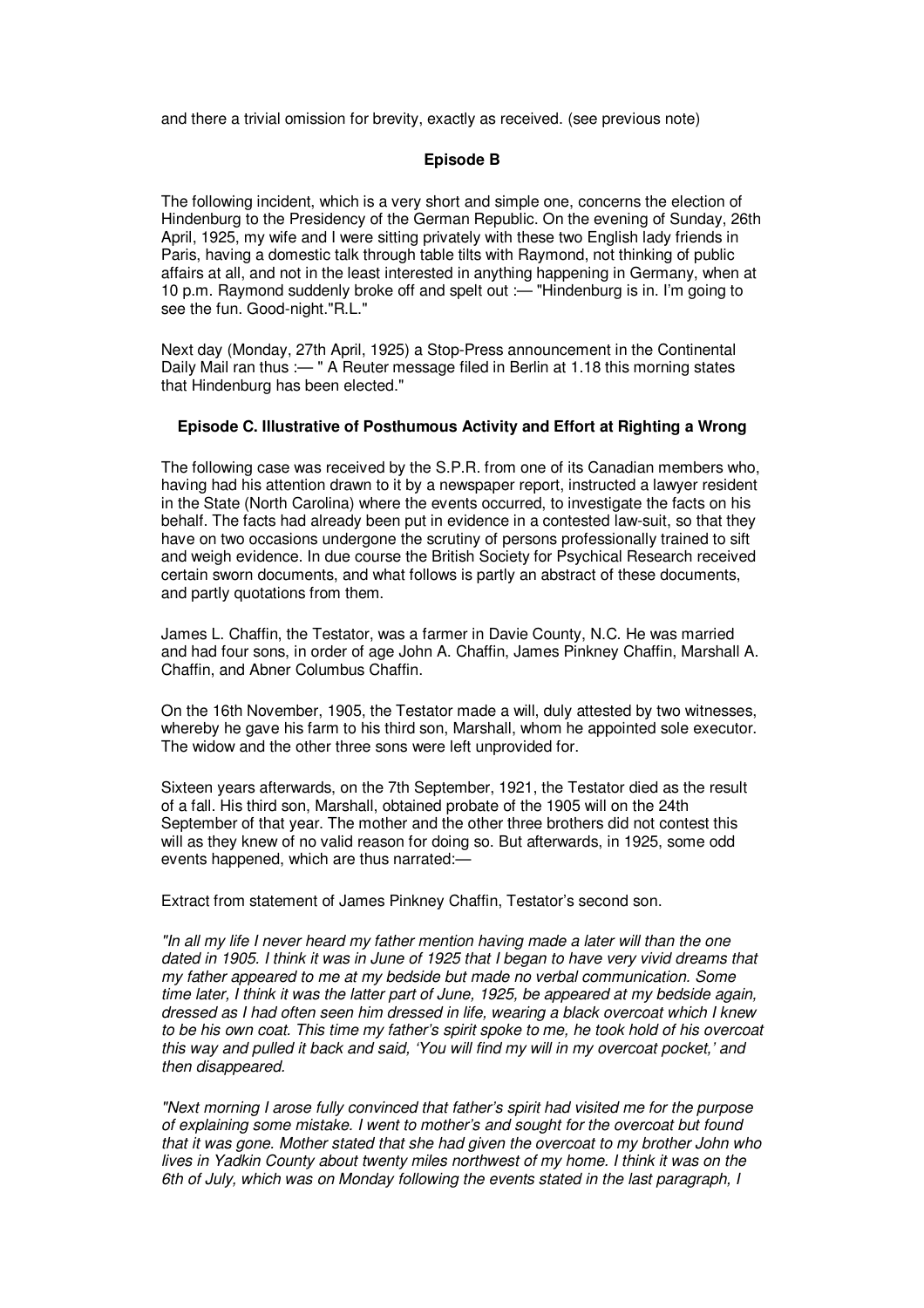and there a trivial omission for brevity, exactly as received. (see previous note)

### Episode B

The following incident, which is a very short and simple one, concerns the election of Hindenburg to the Presidency of the German Republic. On the evening of Sunday, 26th April, 1925, my wife and I were sitting privately with these two English lady friends in Paris, having a domestic talk through table tilts with Raymond, not thinking of public affairs at all, and not in the least interested in anything happening in Germany, when at 10 p.m. Raymond suddenly broke off and spelt out :— "Hindenburg is in. I'm going to see the fun. Good-night."R.L."

Next day (Monday, 27th April, 1925) a Stop-Press announcement in the Continental Daily Mail ran thus :— " A Reuter message filed in Berlin at 1.18 this morning states that Hindenburg has been elected."

### Episode C. Illustrative of Posthumous Activity and Effort at Righting a Wrong

The following case was received by the S.P.R. from one of its Canadian members who, having had his attention drawn to it by a newspaper report, instructed a lawyer resident in the State (North Carolina) where the events occurred, to investigate the facts on his behalf. The facts had already been put in evidence in a contested law-suit, so that they have on two occasions undergone the scrutiny of persons professionally trained to sift and weigh evidence. In due course the British Society for Psychical Research received certain sworn documents, and what follows is partly an abstract of these documents, and partly quotations from them.

James L. Chaffin, the Testator, was a farmer in Davie County, N.C. He was married and had four sons, in order of age John A. Chaffin, James Pinkney Chaffin, Marshall A. Chaffin, and Abner Columbus Chaffin.

On the 16th November, 1905, the Testator made a will, duly attested by two witnesses, whereby he gave his farm to his third son, Marshall, whom he appointed sole executor. The widow and the other three sons were left unprovided for.

Sixteen years afterwards, on the 7th September, 1921, the Testator died as the result of a fall. His third son, Marshall, obtained probate of the 1905 will on the 24th September of that year. The mother and the other three brothers did not contest this will as they knew of no valid reason for doing so. But afterwards, in 1925, some odd events happened, which are thus narrated:—

Extract from statement of James Pinkney Chaffin, Testator's second son.

*"In all my life I never heard my father mention having made a later will than the one dated in 1905. I think it was in June of 1925 that I began to have very vivid dreams that my father appeared to me at my bedside but made no verbal communication. Some time later, I think it was the latter part of June, 1925, be appeared at my bedside again, dressed as I had often seen him dressed in life, wearing a black overcoat which I knew to be his own coat. This time my father's spirit spoke to me, he took hold of his overcoat this way and pulled it back and said, 'You will find my will in my overcoat pocket,' and then disappeared.*

*"Next morning I arose fully convinced that father's spirit had visited me for the purpose of explaining some mistake. I went to mother's and sought for the overcoat but found that it was gone. Mother stated that she had given the overcoat to my brother John who lives in Yadkin County about twenty miles northwest of my home. I think it was on the 6th of July, which was on Monday following the events stated in the last paragraph, I*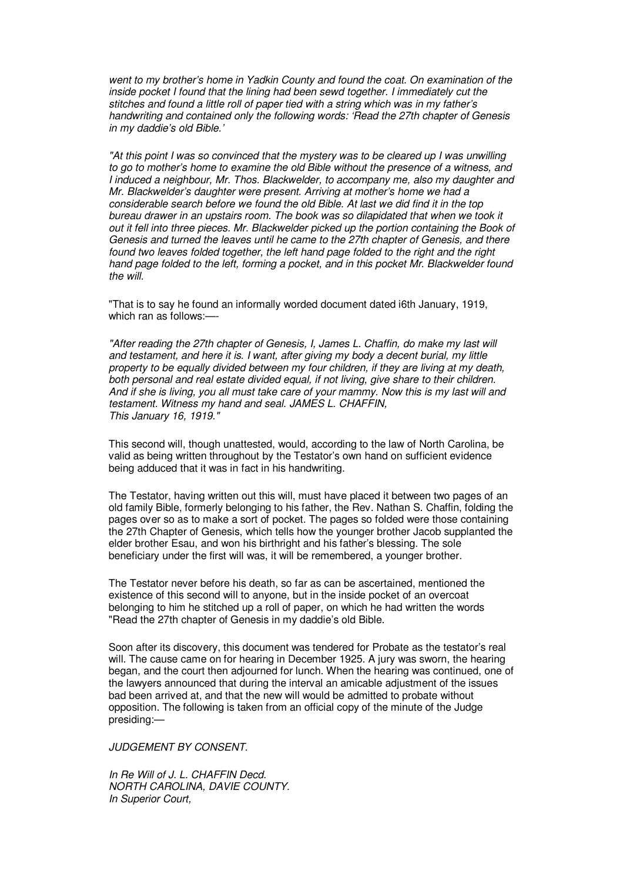*went to my brother's home in Yadkin County and found the coat. On examination of the inside pocket I found that the lining had been sewd together. I immediately cut the stitches and found a little roll of paper tied with a string which was in my father's handwriting and contained only the following words: 'Read the 27th chapter of Genesis in my daddie's old Bible.'*

*"At this point I was so convinced that the mystery was to be cleared up I was unwilling to go to mother's home to examine the old Bible without the presence of a witness, and I induced a neighbour, Mr. Thos. Blackwelder, to accompany me, also my daughter and Mr. Blackwelder's daughter were present. Arriving at mother's home we had a considerable search before we found the old Bible. At last we did find it in the top bureau drawer in an upstairs room. The book was so dilapidated that when we took it out it fell into three pieces. Mr. Blackwelder picked up the portion containing the Book of Genesis and turned the leaves until he came to the 27th chapter of Genesis, and there found two leaves folded together, the left hand page folded to the right and the right hand page folded to the left, forming a pocket, and in this pocket Mr. Blackwelder found the will.*

"That is to say he found an informally worded document dated i6th January, 1919, which ran as follows:—-

*"After reading the 27th chapter of Genesis, I, James L. Chaffin, do make my last will and testament, and here it is. I want, after giving my body a decent burial, my little property to be equally divided between my four children, if they are living at my death, both personal and real estate divided equal, if not living, give share to their children. And if she is living, you all must take care of your mammy. Now this is my last will and testament. Witness my hand and seal. JAMES L. CHAFFIN, This January 16, 1919."*

This second will, though unattested, would, according to the law of North Carolina, be valid as being written throughout by the Testator's own hand on sufficient evidence being adduced that it was in fact in his handwriting.

The Testator, having written out this will, must have placed it between two pages of an old family Bible, formerly belonging to his father, the Rev. Nathan S. Chaffin, folding the pages over so as to make a sort of pocket. The pages so folded were those containing the 27th Chapter of Genesis, which tells how the younger brother Jacob supplanted the elder brother Esau, and won his birthright and his father's blessing. The sole beneficiary under the first will was, it will be remembered, a younger brother.

The Testator never before his death, so far as can be ascertained, mentioned the existence of this second will to anyone, but in the inside pocket of an overcoat belonging to him he stitched up a roll of paper, on which he had written the words "Read the 27th chapter of Genesis in my daddie's old Bible.

Soon after its discovery, this document was tendered for Probate as the testator's real will. The cause came on for hearing in December 1925. A jury was sworn, the hearing began, and the court then adjourned for lunch. When the hearing was continued, one of the lawyers announced that during the interval an amicable adjustment of the issues bad been arrived at, and that the new will would be admitted to probate without opposition. The following is taken from an official copy of the minute of the Judge presiding:—

*JUDGEMENT BY CONSENT.*

*In Re Will of J. L. CHAFFIN Decd.*
*NORTH CAROLINA, DAVIE COUNTY.*
*In Superior Court,*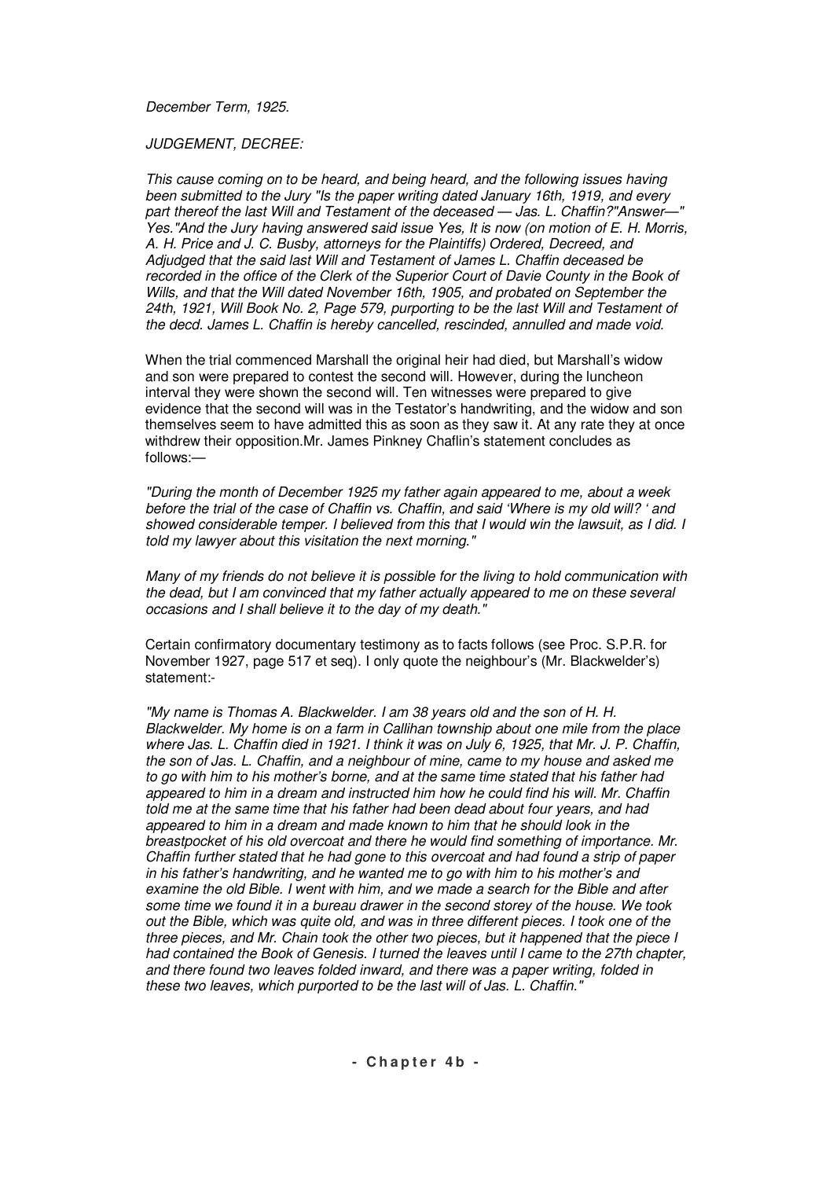*December Term, 1925.*

*JUDGEMENT, DECREE:*

*This cause coming on to be heard, and being heard, and the following issues having been submitted to the Jury "Is the paper writing dated January 16th, 1919, and every part thereof the last Will and Testament of the deceased — Jas. L. Chaffin?"Answer—" Yes."And the Jury having answered said issue Yes, It is now (on motion of E. H. Morris, A. H. Price and J. C. Busby, attorneys for the Plaintiffs) Ordered, Decreed, and Adjudged that the said last Will and Testament of James L. Chaffin deceased be recorded in the office of the Clerk of the Superior Court of Davie County in the Book of Wills, and that the Will dated November 16th, 1905, and probated on September the 24th, 1921, Will Book No. 2, Page 579, purporting to be the last Will and Testament of the decd. James L. Chaffin is hereby cancelled, rescinded, annulled and made void.*

When the trial commenced Marshall the original heir had died, but Marshall's widow and son were prepared to contest the second will. However, during the luncheon interval they were shown the second will. Ten witnesses were prepared to give evidence that the second will was in the Testator's handwriting, and the widow and son themselves seem to have admitted this as soon as they saw it. At any rate they at once withdrew their opposition.Mr. James Pinkney Chaflin's statement concludes as follows:—

*"During the month of December 1925 my father again appeared to me, about a week before the trial of the case of Chaffin vs. Chaffin, and said 'Where is my old will? ' and showed considerable temper. I believed from this that I would win the lawsuit, as I did. I told my lawyer about this visitation the next morning."*

*Many of my friends do not believe it is possible for the living to hold communication with the dead, but I am convinced that my father actually appeared to me on these several occasions and I shall believe it to the day of my death."*

Certain confirmatory documentary testimony as to facts follows (see Proc. S.P.R. for November 1927, page 517 et seq). I only quote the neighbour's (Mr. Blackwelder's) statement:-

*"My name is Thomas A. Blackwelder. I am 38 years old and the son of H. H. Blackwelder. My home is on a farm in Callihan township about one mile from the place where Jas. L. Chaffin died in 1921. I think it was on July 6, 1925, that Mr. J. P. Chaffin, the son of Jas. L. Chaffin, and a neighbour of mine, came to my house and asked me to go with him to his mother's borne, and at the same time stated that his father had appeared to him in a dream and instructed him how he could find his will. Mr. Chaffin told me at the same time that his father had been dead about four years, and had appeared to him in a dream and made known to him that he should look in the breastpocket of his old overcoat and there he would find something of importance. Mr. Chaffin further stated that he had gone to this overcoat and had found a strip of paper in his father's handwriting, and he wanted me to go with him to his mother's and examine the old Bible. I went with him, and we made a search for the Bible and after some time we found it in a bureau drawer in the second storey of the house. We took out the Bible, which was quite old, and was in three different pieces. I took one of the three pieces, and Mr. Chain took the other two pieces, but it happened that the piece I had contained the Book of Genesis. I turned the leaves until I came to the 27th chapter, and there found two leaves folded inward, and there was a paper writing, folded in these two leaves, which purported to be the last will of Jas. L. Chaffin."*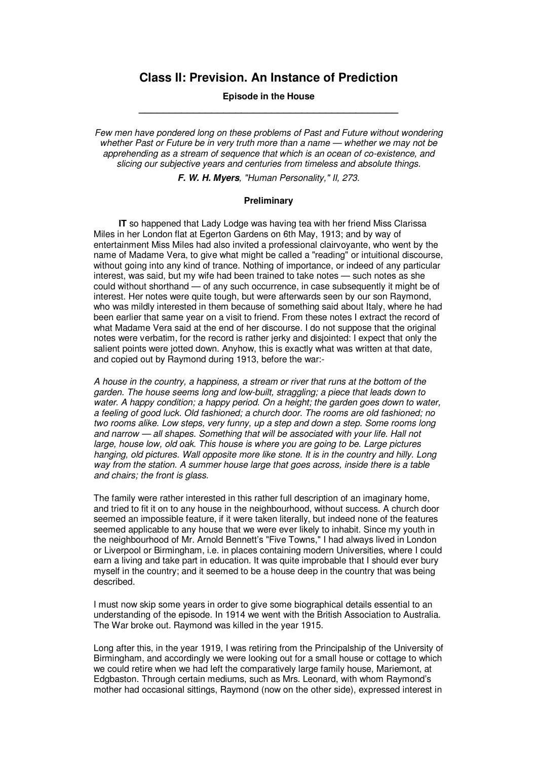# Class II: Prevision. An Instance of Prediction

**Episode in the House**

---

*Few men have pondered long on these problems of Past and Future without wondering whether Past or Future be in very truth more than a name — whether we may not be apprehending as a stream of sequence that which is an ocean of co-existence, and slicing our subjective years and centuries from timeless and absolute things.*

***F. W. H. Myers**, "Human Personality," II, 273.*

### Preliminary

**IT** so happened that Lady Lodge was having tea with her friend Miss Clarissa Miles in her London flat at Egerton Gardens on 6th May, 1913; and by way of entertainment Miss Miles had also invited a professional clairvoyante, who went by the name of Madame Vera, to give what might be called a "reading" or intuitional discourse, without going into any kind of trance. Nothing of importance, or indeed of any particular interest, was said, but my wife had been trained to take notes — such notes as she could without shorthand — of any such occurrence, in case subsequently it might be of interest. Her notes were quite tough, but were afterwards seen by our son Raymond, who was mildly interested in them because of something said about Italy, where he had been earlier that same year on a visit to friend. From these notes I extract the record of what Madame Vera said at the end of her discourse. I do not suppose that the original notes were verbatim, for the record is rather jerky and disjointed: I expect that only the salient points were jotted down. Anyhow, this is exactly what was written at that date, and copied out by Raymond during 1913, before the war:-

*A house in the country, a happiness, a stream or river that runs at the bottom of the garden. The house seems long and low-built, straggling; a piece that leads down to water. A happy condition; a happy period. On a height; the garden goes down to water, a feeling of good luck. Old fashioned; a church door. The rooms are old fashioned; no two rooms alike. Low steps, very funny, up a step and down a step. Some rooms long and narrow — all shapes. Something that will be associated with your life. Hall not large, house low, old oak. This house is where you are going to be. Large pictures hanging, old pictures. Wall opposite more like stone. It is in the country and hilly. Long way from the station. A summer house large that goes across, inside there is a table and chairs; the front is glass.*

The family were rather interested in this rather full description of an imaginary home, and tried to fit it on to any house in the neighbourhood, without success. A church door seemed an impossible feature, if it were taken literally, but indeed none of the features seemed applicable to any house that we were ever likely to inhabit. Since my youth in the neighbourhood of Mr. Arnold Bennett's "Five Towns," I had always lived in London or Liverpool or Birmingham, i.e. in places containing modern Universities, where I could earn a living and take part in education. It was quite improbable that I should ever bury myself in the country; and it seemed to be a house deep in the country that was being described.

I must now skip some years in order to give some biographical details essential to an understanding of the episode. In 1914 we went with the British Association to Australia. The War broke out. Raymond was killed in the year 1915.

Long after this, in the year 1919, I was retiring from the Principalship of the University of Birmingham, and accordingly we were looking out for a small house or cottage to which we could retire when we had left the comparatively large family house, Mariemont, at Edgbaston. Through certain mediums, such as Mrs. Leonard, with whom Raymond's mother had occasional sittings, Raymond (now on the other side), expressed interest in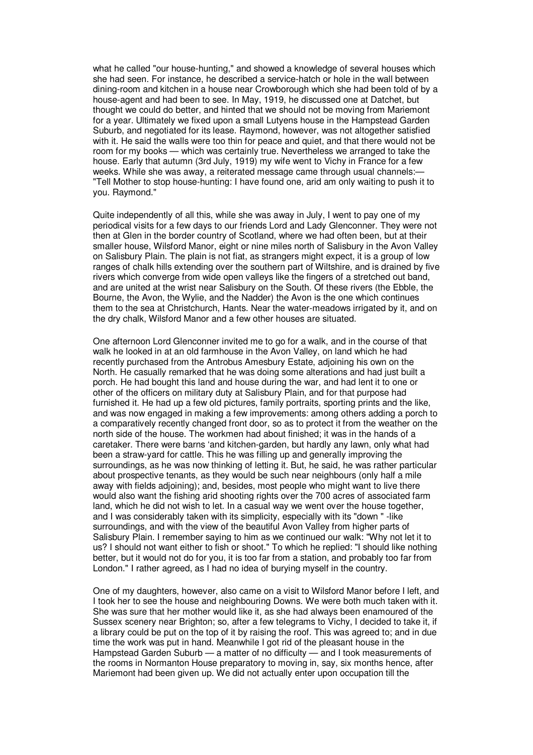what he called "our house-hunting," and showed a knowledge of several houses which she had seen. For instance, he described a service-hatch or hole in the wall between dining-room and kitchen in a house near Crowborough which she had been told of by a house-agent and had been to see. In May, 1919, he discussed one at Datchet, but thought we could do better, and hinted that we should not be moving from Mariemont for a year. Ultimately we fixed upon a small Lutyens house in the Hampstead Garden Suburb, and negotiated for its lease. Raymond, however, was not altogether satisfied with it. He said the walls were too thin for peace and quiet, and that there would not be room for my books — which was certainly true. Nevertheless we arranged to take the house. Early that autumn (3rd July, 1919) my wife went to Vichy in France for a few weeks. While she was away, a reiterated message came through usual channels:— "Tell Mother to stop house-hunting: I have found one, arid am only waiting to push it to you. Raymond."

Quite independently of all this, while she was away in July, I went to pay one of my periodical visits for a few days to our friends Lord and Lady Glenconner. They were not then at Glen in the border country of Scotland, where we had often been, but at their smaller house, Wilsford Manor, eight or nine miles north of Salisbury in the Avon Valley on Salisbury Plain. The plain is not fiat, as strangers might expect, it is a group of low ranges of chalk hills extending over the southern part of Wiltshire, and is drained by five rivers which converge from wide open valleys like the fingers of a stretched out band, and are united at the wrist near Salisbury on the South. Of these rivers (the Ebble, the Bourne, the Avon, the Wylie, and the Nadder) the Avon is the one which continues them to the sea at Christchurch, Hants. Near the water-meadows irrigated by it, and on the dry chalk, Wilsford Manor and a few other houses are situated.

One afternoon Lord Glenconner invited me to go for a walk, and in the course of that walk he looked in at an old farmhouse in the Avon Valley, on land which he had recently purchased from the Antrobus Amesbury Estate, adjoining his own on the North. He casually remarked that he was doing some alterations and had just built a porch. He had bought this land and house during the war, and had lent it to one or other of the officers on military duty at Salisbury Plain, and for that purpose had furnished it. He had up a few old pictures, family portraits, sporting prints and the like, and was now engaged in making a few improvements: among others adding a porch to a comparatively recently changed front door, so as to protect it from the weather on the north side of the house. The workmen had about finished; it was in the hands of a caretaker. There were barns 'and kitchen-garden, but hardly any lawn, only what had been a straw-yard for cattle. This he was filling up and generally improving the surroundings, as he was now thinking of letting it. But, he said, he was rather particular about prospective tenants, as they would be such near neighbours (only half a mile away with fields adjoining); and, besides, most people who might want to live there would also want the fishing arid shooting rights over the 700 acres of associated farm land, which he did not wish to let. In a casual way we went over the house together, and I was considerably taken with its simplicity, especially with its "down " -like surroundings, and with the view of the beautiful Avon Valley from higher parts of Salisbury Plain. I remember saying to him as we continued our walk: "Why not let it to us? I should not want either to fish or shoot." To which he replied: "I should like nothing better, but it would not do for you, it is too far from a station, and probably too far from London." I rather agreed, as I had no idea of burying myself in the country.

One of my daughters, however, also came on a visit to Wilsford Manor before I left, and I took her to see the house and neighbouring Downs. We were both much taken with it. She was sure that her mother would like it, as she had always been enamoured of the Sussex scenery near Brighton; so, after a few telegrams to Vichy, I decided to take it, if a library could be put on the top of it by raising the roof. This was agreed to; and in due time the work was put in hand. Meanwhile I got rid of the pleasant house in the Hampstead Garden Suburb — a matter of no difficulty — and I took measurements of the rooms in Normanton House preparatory to moving in, say, six months hence, after Mariemont had been given up. We did not actually enter upon occupation till the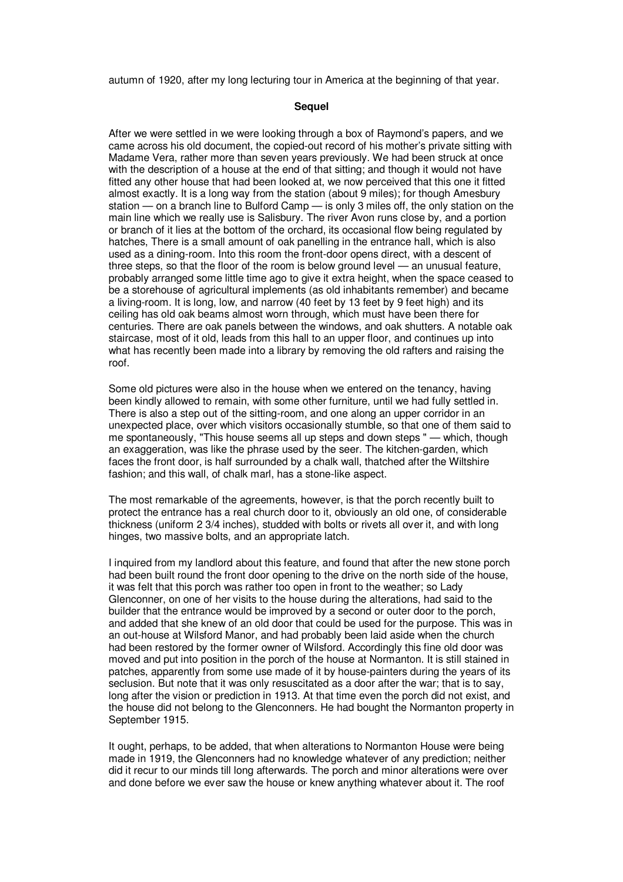autumn of 1920, after my long lecturing tour in America at the beginning of that year.

**Sequel**

After we were settled in we were looking through a box of Raymond's papers, and we came across his old document, the copied-out record of his mother's private sitting with Madame Vera, rather more than seven years previously. We had been struck at once with the description of a house at the end of that sitting; and though it would not have fitted any other house that had been looked at, we now perceived that this one it fitted almost exactly. It is a long way from the station (about 9 miles); for though Amesbury station — on a branch line to Bulford Camp — is only 3 miles off, the only station on the main line which we really use is Salisbury. The river Avon runs close by, and a portion or branch of it lies at the bottom of the orchard, its occasional flow being regulated by hatches, There is a small amount of oak panelling in the entrance hall, which is also used as a dining-room. Into this room the front-door opens direct, with a descent of three steps, so that the floor of the room is below ground level — an unusual feature, probably arranged some little time ago to give it extra height, when the space ceased to be a storehouse of agricultural implements (as old inhabitants remember) and became a living-room. It is long, low, and narrow (40 feet by 13 feet by 9 feet high) and its ceiling has old oak beams almost worn through, which must have been there for centuries. There are oak panels between the windows, and oak shutters. A notable oak staircase, most of it old, leads from this hall to an upper floor, and continues up into what has recently been made into a library by removing the old rafters and raising the roof.

Some old pictures were also in the house when we entered on the tenancy, having been kindly allowed to remain, with some other furniture, until we had fully settled in. There is also a step out of the sitting-room, and one along an upper corridor in an unexpected place, over which visitors occasionally stumble, so that one of them said to me spontaneously, "This house seems all up steps and down steps " — which, though an exaggeration, was like the phrase used by the seer. The kitchen-garden, which faces the front door, is half surrounded by a chalk wall, thatched after the Wiltshire fashion; and this wall, of chalk marl, has a stone-like aspect.

The most remarkable of the agreements, however, is that the porch recently built to protect the entrance has a real church door to it, obviously an old one, of considerable thickness (uniform 2 3/4 inches), studded with bolts or rivets all over it, and with long hinges, two massive bolts, and an appropriate latch.

I inquired from my landlord about this feature, and found that after the new stone porch had been built round the front door opening to the drive on the north side of the house, it was felt that this porch was rather too open in front to the weather; so Lady Glenconner, on one of her visits to the house during the alterations, had said to the builder that the entrance would be improved by a second or outer door to the porch, and added that she knew of an old door that could be used for the purpose. This was in an out-house at Wilsford Manor, and had probably been laid aside when the church had been restored by the former owner of Wilsford. Accordingly this fine old door was moved and put into position in the porch of the house at Normanton. It is still stained in patches, apparently from some use made of it by house-painters during the years of its seclusion. But note that it was only resuscitated as a door after the war; that is to say, long after the vision or prediction in 1913. At that time even the porch did not exist, and the house did not belong to the Glenconners. He had bought the Normanton property in September 1915.

It ought, perhaps, to be added, that when alterations to Normanton House were being made in 1919, the Glenconners had no knowledge whatever of any prediction; neither did it recur to our minds till long afterwards. The porch and minor alterations were over and done before we ever saw the house or knew anything whatever about it. The roof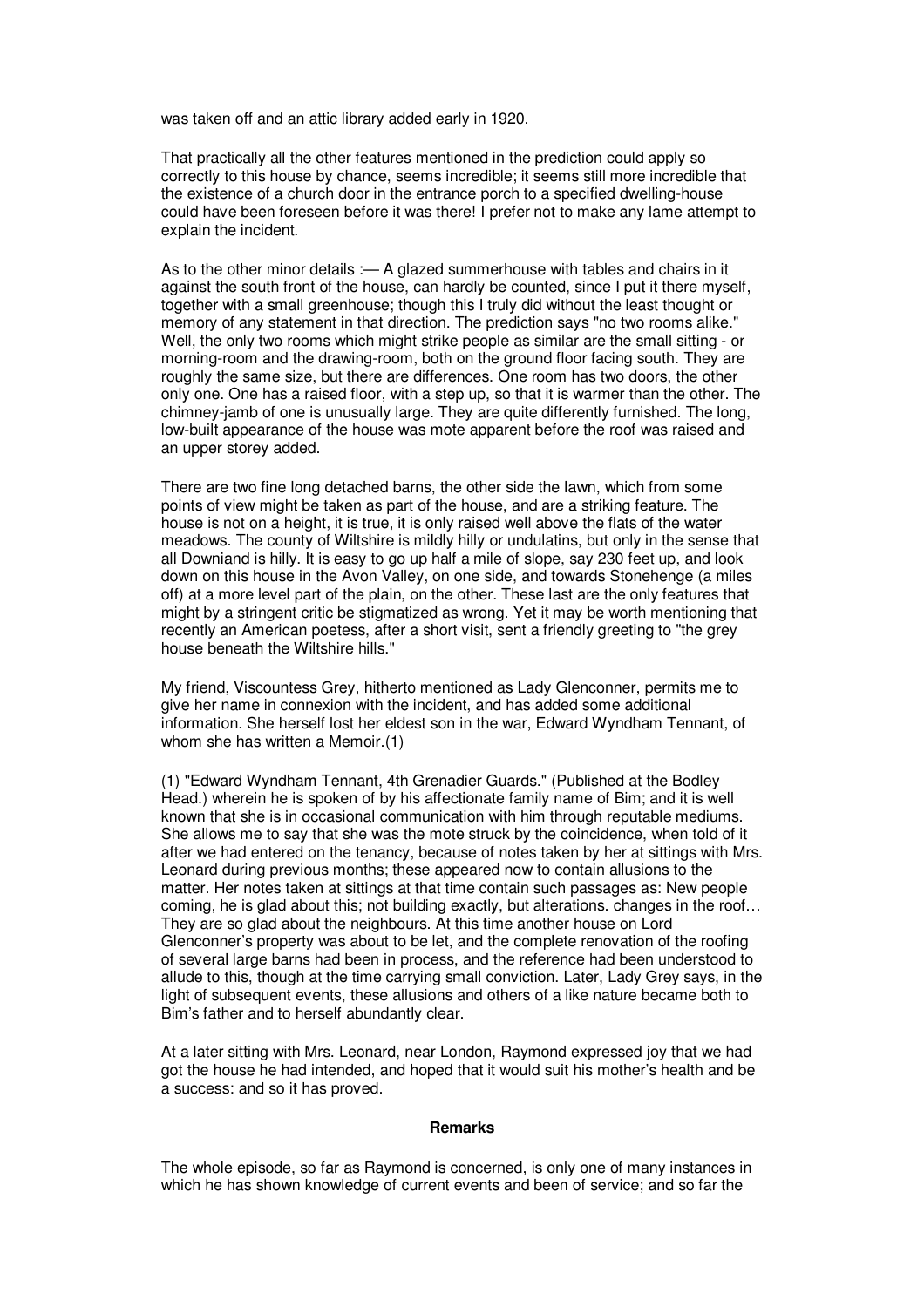was taken off and an attic library added early in 1920.

That practically all the other features mentioned in the prediction could apply so correctly to this house by chance, seems incredible; it seems still more incredible that the existence of a church door in the entrance porch to a specified dwelling-house could have been foreseen before it was there! I prefer not to make any lame attempt to explain the incident.

As to the other minor details :— A glazed summerhouse with tables and chairs in it against the south front of the house, can hardly be counted, since I put it there myself, together with a small greenhouse; though this I truly did without the least thought or memory of any statement in that direction. The prediction says "no two rooms alike." Well, the only two rooms which might strike people as similar are the small sitting - or morning-room and the drawing-room, both on the ground floor facing south. They are roughly the same size, but there are differences. One room has two doors, the other only one. One has a raised floor, with a step up, so that it is warmer than the other. The chimney-jamb of one is unusually large. They are quite differently furnished. The long, low-built appearance of the house was mote apparent before the roof was raised and an upper storey added.

There are two fine long detached barns, the other side the lawn, which from some points of view might be taken as part of the house, and are a striking feature. The house is not on a height, it is true, it is only raised well above the flats of the water meadows. The county of Wiltshire is mildly hilly or undulatins, but only in the sense that all Downiand is hilly. It is easy to go up half a mile of slope, say 230 feet up, and look down on this house in the Avon Valley, on one side, and towards Stonehenge (a miles off) at a more level part of the plain, on the other. These last are the only features that might by a stringent critic be stigmatized as wrong. Yet it may be worth mentioning that recently an American poetess, after a short visit, sent a friendly greeting to "the grey house beneath the Wiltshire hills."

My friend, Viscountess Grey, hitherto mentioned as Lady Glenconner, permits me to give her name in connexion with the incident, and has added some additional information. She herself lost her eldest son in the war, Edward Wyndham Tennant, of whom she has written a Memoir.(1)

(1) "Edward Wyndham Tennant, 4th Grenadier Guards." (Published at the Bodley Head.) wherein he is spoken of by his affectionate family name of Bim; and it is well known that she is in occasional communication with him through reputable mediums. She allows me to say that she was the mote struck by the coincidence, when told of it after we had entered on the tenancy, because of notes taken by her at sittings with Mrs. Leonard during previous months; these appeared now to contain allusions to the matter. Her notes taken at sittings at that time contain such passages as: New people coming, he is glad about this; not building exactly, but alterations. changes in the roof… They are so glad about the neighbours. At this time another house on Lord Glenconner's property was about to be let, and the complete renovation of the roofing of several large barns had been in process, and the reference had been understood to allude to this, though at the time carrying small conviction. Later, Lady Grey says, in the light of subsequent events, these allusions and others of a like nature became both to Bim's father and to herself abundantly clear.

At a later sitting with Mrs. Leonard, near London, Raymond expressed joy that we had got the house he had intended, and hoped that it would suit his mother's health and be a success: and so it has proved.

**Remarks**

The whole episode, so far as Raymond is concerned, is only one of many instances in which he has shown knowledge of current events and been of service; and so far the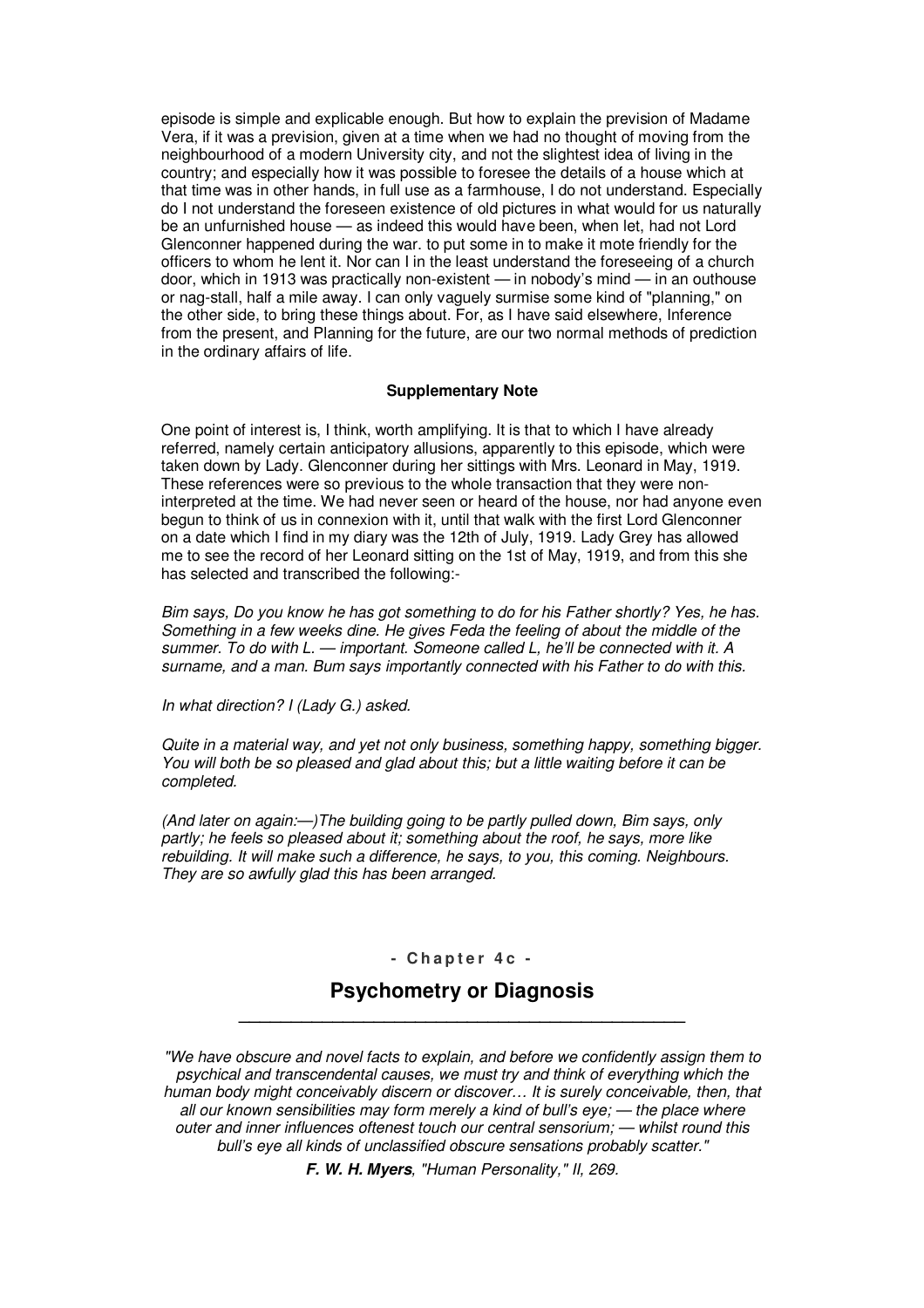episode is simple and explicable enough. But how to explain the prevision of Madame Vera, if it was a prevision, given at a time when we had no thought of moving from the neighbourhood of a modern University city, and not the slightest idea of living in the country; and especially how it was possible to foresee the details of a house which at that time was in other hands, in full use as a farmhouse, I do not understand. Especially do I not understand the foreseen existence of old pictures in what would for us naturally be an unfurnished house — as indeed this would have been, when let, had not Lord Glenconner happened during the war. to put some in to make it mote friendly for the officers to whom he lent it. Nor can I in the least understand the foreseeing of a church door, which in 1913 was practically non-existent — in nobody's mind — in an outhouse or nag-stall, half a mile away. I can only vaguely surmise some kind of "planning," on the other side, to bring these things about. For, as I have said elsewhere, Inference from the present, and Planning for the future, are our two normal methods of prediction in the ordinary affairs of life.

#### Supplementary Note

One point of interest is, I think, worth amplifying. It is that to which I have already referred, namely certain anticipatory allusions, apparently to this episode, which were taken down by Lady. Glenconner during her sittings with Mrs. Leonard in May, 1919. These references were so previous to the whole transaction that they were non-interpreted at the time. We had never seen or heard of the house, nor had anyone even begun to think of us in connexion with it, until that walk with the first Lord Glenconner on a date which I find in my diary was the 12th of July, 1919. Lady Grey has allowed me to see the record of her Leonard sitting on the 1st of May, 1919, and from this she has selected and transcribed the following:-

*Bim says, Do you know he has got something to do for his Father shortly? Yes, he has. Something in a few weeks dine. He gives Feda the feeling of about the middle of the summer. To do with L. — important. Someone called L, he'll be connected with it. A surname, and a man. Bum says importantly connected with his Father to do with this.*

*In what direction? I (Lady G.) asked.*

*Quite in a material way, and yet not only business, something happy, something bigger. You will both be so pleased and glad about this; but a little waiting before it can be completed.*

*(And later on again:—)The building going to be partly pulled down, Bim says, only partly; he feels so pleased about it; something about the roof, he says, more like rebuilding. It will make such a difference, he says, to you, this coming. Neighbours. They are so awfully glad this has been arranged.*

## - Chapter 4c -

## Psychometry or Diagnosis

*"We have obscure and novel facts to explain, and before we confidently assign them to psychical and transcendental causes, we must try and think of everything which the human body might conceivably discern or discover… It is surely conceivable, then, that all our known sensibilities may form merely a kind of bull's eye; — the place where outer and inner influences oftenest touch our central sensorium; — whilst round this bull's eye all kinds of unclassified obscure sensations probably scatter."*

***F. W. H. Myers**, "Human Personality," II, 269.*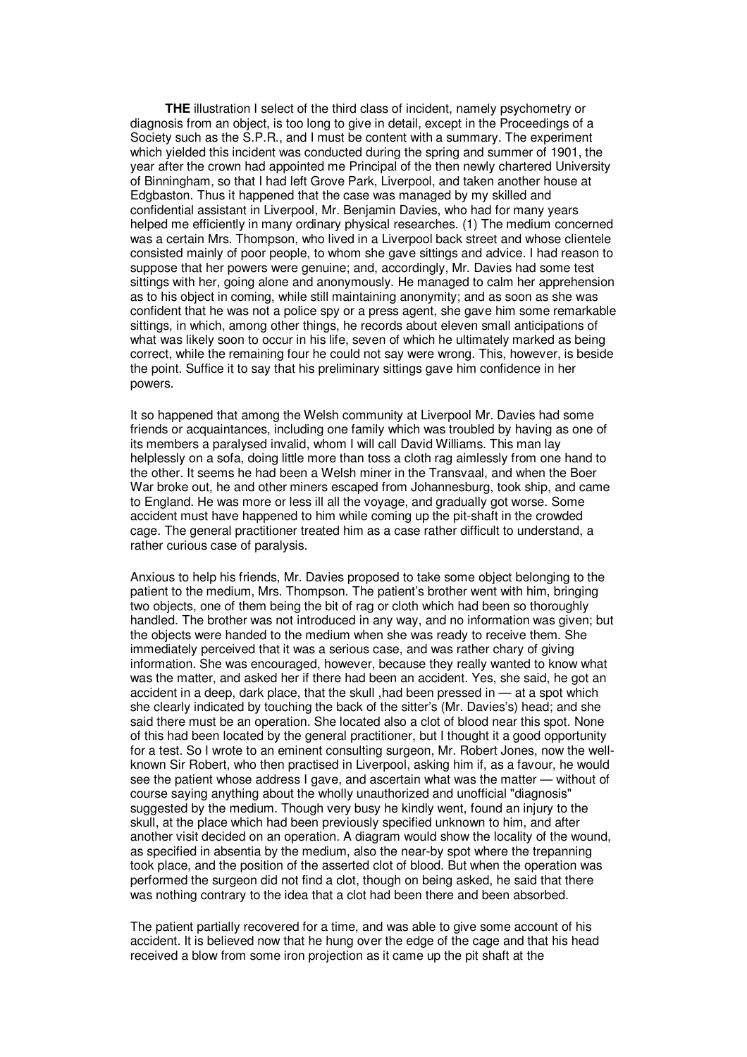**THE** illustration I select of the third class of incident, namely psychometry or diagnosis from an object, is too long to give in detail, except in the Proceedings of a Society such as the S.P.R., and I must be content with a summary. The experiment which yielded this incident was conducted during the spring and summer of 1901, the year after the crown had appointed me Principal of the then newly chartered University of Binningham, so that I had left Grove Park, Liverpool, and taken another house at Edgbaston. Thus it happened that the case was managed by my skilled and confidential assistant in Liverpool, Mr. Benjamin Davies, who had for many years helped me efficiently in many ordinary physical researches. (1) The medium concerned was a certain Mrs. Thompson, who lived in a Liverpool back street and whose clientele consisted mainly of poor people, to whom she gave sittings and advice. I had reason to suppose that her powers were genuine; and, accordingly, Mr. Davies had some test sittings with her, going alone and anonymously. He managed to calm her apprehension as to his object in coming, while still maintaining anonymity; and as soon as she was confident that he was not a police spy or a press agent, she gave him some remarkable sittings, in which, among other things, he records about eleven small anticipations of what was likely soon to occur in his life, seven of which he ultimately marked as being correct, while the remaining four he could not say were wrong. This, however, is beside the point. Suffice it to say that his preliminary sittings gave him confidence in her powers.

It so happened that among the Welsh community at Liverpool Mr. Davies had some friends or acquaintances, including one family which was troubled by having as one of its members a paralysed invalid, whom I will call David Williams. This man lay helplessly on a sofa, doing little more than toss a cloth rag aimlessly from one hand to the other. It seems he had been a Welsh miner in the Transvaal, and when the Boer War broke out, he and other miners escaped from Johannesburg, took ship, and came to England. He was more or less ill all the voyage, and gradually got worse. Some accident must have happened to him while coming up the pit-shaft in the crowded cage. The general practitioner treated him as a case rather difficult to understand, a rather curious case of paralysis.

Anxious to help his friends, Mr. Davies proposed to take some object belonging to the patient to the medium, Mrs. Thompson. The patient's brother went with him, bringing two objects, one of them being the bit of rag or cloth which had been so thoroughly handled. The brother was not introduced in any way, and no information was given; but the objects were handed to the medium when she was ready to receive them. She immediately perceived that it was a serious case, and was rather chary of giving information. She was encouraged, however, because they really wanted to know what was the matter, and asked her if there had been an accident. Yes, she said, he got an accident in a deep, dark place, that the skull ,had been pressed in — at a spot which she clearly indicated by touching the back of the sitter's (Mr. Davies's) head; and she said there must be an operation. She located also a clot of blood near this spot. None of this had been located by the general practitioner, but I thought it a good opportunity for a test. So I wrote to an eminent consulting surgeon, Mr. Robert Jones, now the well-known Sir Robert, who then practised in Liverpool, asking him if, as a favour, he would see the patient whose address I gave, and ascertain what was the matter — without of course saying anything about the wholly unauthorized and unofficial "diagnosis" suggested by the medium. Though very busy he kindly went, found an injury to the skull, at the place which had been previously specified unknown to him, and after another visit decided on an operation. A diagram would show the locality of the wound, as specified in absentia by the medium, also the near-by spot where the trepanning took place, and the position of the asserted clot of blood. But when the operation was performed the surgeon did not find a clot, though on being asked, he said that there was nothing contrary to the idea that a clot had been there and been absorbed.

The patient partially recovered for a time, and was able to give some account of his accident. It is believed now that he hung over the edge of the cage and that his head received a blow from some iron projection as it came up the pit shaft at the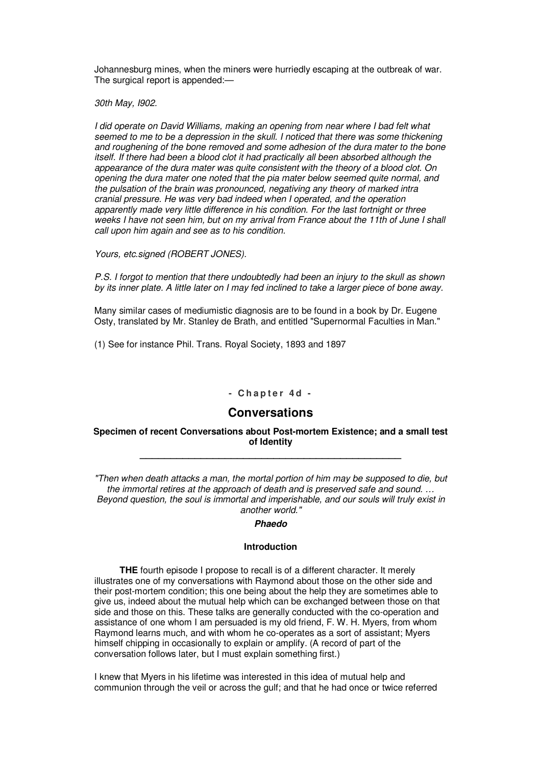Johannesburg mines, when the miners were hurriedly escaping at the outbreak of war. The surgical report is appended:—

*30th May, I902.*

*I did operate on David Williams, making an opening from near where I bad felt what seemed to me to be a depression in the skull. I noticed that there was some thickening and roughening of the bone removed and some adhesion of the dura mater to the bone itself. If there had been a blood clot it had practically all been absorbed although the appearance of the dura mater was quite consistent with the theory of a blood clot. On opening the dura mater one noted that the pia mater below seemed quite normal, and the pulsation of the brain was pronounced, negativing any theory of marked intra cranial pressure. He was very bad indeed when I operated, and the operation apparently made very little difference in his condition. For the last fortnight or three weeks I have not seen him, but on my arrival from France about the 11th of June I shall call upon him again and see as to his condition.*

*Yours, etc.signed (ROBERT JONES).*

*P.S. I forgot to mention that there undoubtedly had been an injury to the skull as shown by its inner plate. A little later on I may fed inclined to take a larger piece of bone away.*

Many similar cases of mediumistic diagnosis are to be found in a book by Dr. Eugene Osty, translated by Mr. Stanley de Brath, and entitled "Supernormal Faculties in Man."

(1) See for instance Phil. Trans. Royal Society, 1893 and 1897

**- Chapter 4d -**

## Conversations

**Specimen of recent Conversations about Post-mortem Existence; and a small test of Identity**

---

*"Then when death attacks a man, the mortal portion of him may be supposed to die, but the immortal retires at the approach of death and is preserved safe and sound. … Beyond question, the soul is immortal and imperishable, and our souls will truly exist in another world."*

***Phaedo***

### Introduction

**THE** fourth episode I propose to recall is of a different character. It merely illustrates one of my conversations with Raymond about those on the other side and their post-mortem condition; this one being about the help they are sometimes able to give us, indeed about the mutual help which can be exchanged between those on that side and those on this. These talks are generally conducted with the co-operation and assistance of one whom I am persuaded is my old friend, F. W. H. Myers, from whom Raymond learns much, and with whom he co-operates as a sort of assistant; Myers himself chipping in occasionally to explain or amplify. (A record of part of the conversation follows later, but I must explain something first.)

I knew that Myers in his lifetime was interested in this idea of mutual help and communion through the veil or across the gulf; and that he had once or twice referred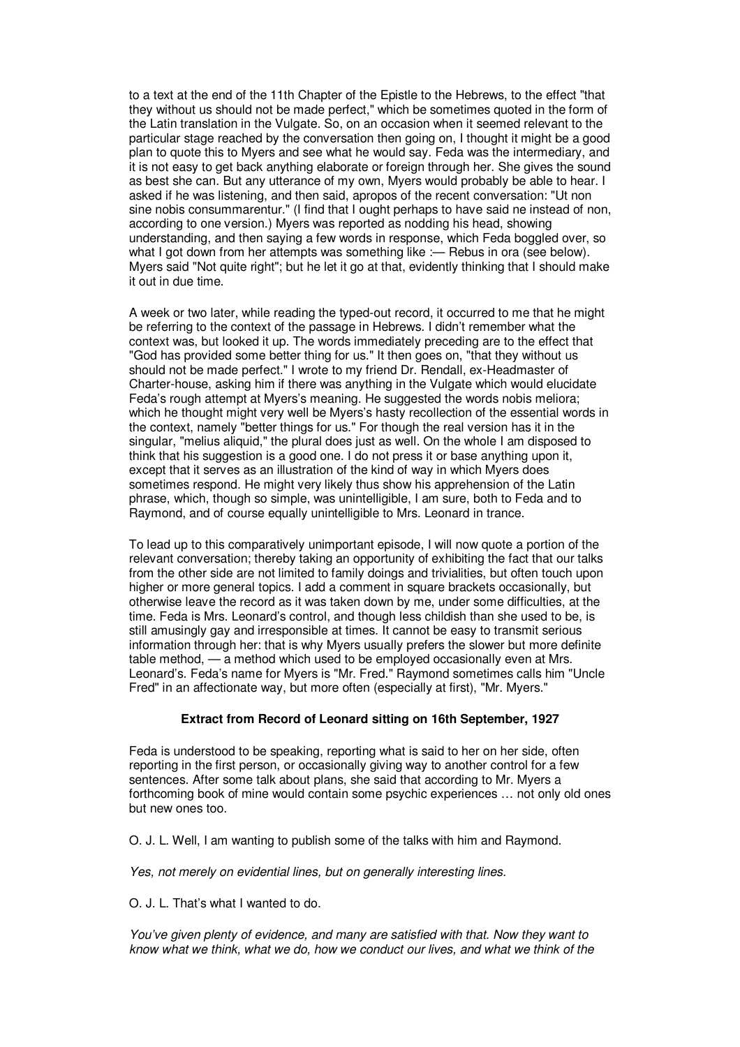to a text at the end of the 11th Chapter of the Epistle to the Hebrews, to the effect "that they without us should not be made perfect," which be sometimes quoted in the form of the Latin translation in the Vulgate. So, on an occasion when it seemed relevant to the particular stage reached by the conversation then going on, I thought it might be a good plan to quote this to Myers and see what he would say. Feda was the intermediary, and it is not easy to get back anything elaborate or foreign through her. She gives the sound as best she can. But any utterance of my own, Myers would probably be able to hear. I asked if he was listening, and then said, apropos of the recent conversation: "Ut non sine nobis consummarentur." (I find that I ought perhaps to have said ne instead of non, according to one version.) Myers was reported as nodding his head, showing understanding, and then saying a few words in response, which Feda boggled over, so what I got down from her attempts was something like :— Rebus in ora (see below). Myers said "Not quite right"; but he let it go at that, evidently thinking that I should make it out in due time.

A week or two later, while reading the typed-out record, it occurred to me that he might be referring to the context of the passage in Hebrews. I didn't remember what the context was, but looked it up. The words immediately preceding are to the effect that "God has provided some better thing for us." It then goes on, "that they without us should not be made perfect." I wrote to my friend Dr. Rendall, ex-Headmaster of Charter-house, asking him if there was anything in the Vulgate which would elucidate Feda's rough attempt at Myers's meaning. He suggested the words nobis meliora; which he thought might very well be Myers's hasty recollection of the essential words in the context, namely "better things for us." For though the real version has it in the singular, "melius aliquid," the plural does just as well. On the whole I am disposed to think that his suggestion is a good one. I do not press it or base anything upon it, except that it serves as an illustration of the kind of way in which Myers does sometimes respond. He might very likely thus show his apprehension of the Latin phrase, which, though so simple, was unintelligible, I am sure, both to Feda and to Raymond, and of course equally unintelligible to Mrs. Leonard in trance.

To lead up to this comparatively unimportant episode, I will now quote a portion of the relevant conversation; thereby taking an opportunity of exhibiting the fact that our talks from the other side are not limited to family doings and trivialities, but often touch upon higher or more general topics. I add a comment in square brackets occasionally, but otherwise leave the record as it was taken down by me, under some difficulties, at the time. Feda is Mrs. Leonard's control, and though less childish than she used to be, is still amusingly gay and irresponsible at times. It cannot be easy to transmit serious information through her: that is why Myers usually prefers the slower but more definite table method, — a method which used to be employed occasionally even at Mrs. Leonard's. Feda's name for Myers is "Mr. Fred." Raymond sometimes calls him "Uncle Fred" in an affectionate way, but more often (especially at first), "Mr. Myers."

**Extract from Record of Leonard sitting on 16th September, 1927**

Feda is understood to be speaking, reporting what is said to her on her side, often reporting in the first person, or occasionally giving way to another control for a few sentences. After some talk about plans, she said that according to Mr. Myers a forthcoming book of mine would contain some psychic experiences … not only old ones but new ones too.

O. J. L. Well, I am wanting to publish some of the talks with him and Raymond.

*Yes, not merely on evidential lines, but on generally interesting lines.*

O. J. L. That's what I wanted to do.

*You've given plenty of evidence, and many are satisfied with that. Now they want to know what we think, what we do, how we conduct our lives, and what we think of the*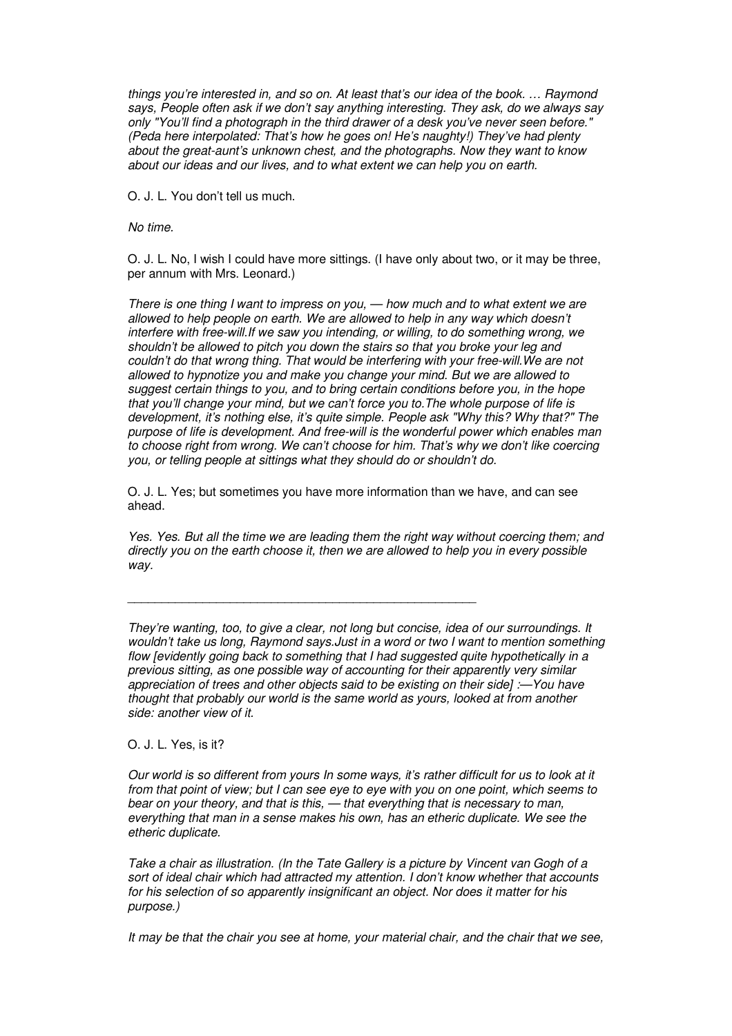*things you're interested in, and so on. At least that's our idea of the book. … Raymond says, People often ask if we don't say anything interesting. They ask, do we always say only "You'll find a photograph in the third drawer of a desk you've never seen before." (Peda here interpolated: That's how he goes on! He's naughty!) They've had plenty about the great-aunt's unknown chest, and the photographs. Now they want to know about our ideas and our lives, and to what extent we can help you on earth.*

O. J. L. You don't tell us much.

*No time.*

O. J. L. No, I wish I could have more sittings. (I have only about two, or it may be three, per annum with Mrs. Leonard.)

*There is one thing I want to impress on you, — how much and to what extent we are allowed to help people on earth. We are allowed to help in any way which doesn't interfere with free-will.If we saw you intending, or willing, to do something wrong, we shouldn't be allowed to pitch you down the stairs so that you broke your leg and couldn't do that wrong thing. That would be interfering with your free-will.We are not allowed to hypnotize you and make you change your mind. But we are allowed to suggest certain things to you, and to bring certain conditions before you, in the hope that you'll change your mind, but we can't force you to.The whole purpose of life is development, it's nothing else, it's quite simple. People ask "Why this? Why that?" The purpose of life is development. And free-will is the wonderful power which enables man to choose right from wrong. We can't choose for him. That's why we don't like coercing you, or telling people at sittings what they should do or shouldn't do.*

O. J. L. Yes; but sometimes you have more information than we have, and can see ahead.

*Yes. Yes. But all the time we are leading them the right way without coercing them; and directly you on the earth choose it, then we are allowed to help you in every possible way.*

---

*They're wanting, too, to give a clear, not long but concise, idea of our surroundings. It wouldn't take us long, Raymond says.Just in a word or two I want to mention something flow [evidently going back to something that I had suggested quite hypothetically in a previous sitting, as one possible way of accounting for their apparently very similar appreciation of trees and other objects said to be existing on their side] :—You have thought that probably our world is the same world as yours, looked at from another side: another view of it.*

O. J. L. Yes, is it?

*Our world is so different from yours In some ways, it's rather difficult for us to look at it from that point of view; but I can see eye to eye with you on one point, which seems to bear on your theory, and that is this, — that everything that is necessary to man, everything that man in a sense makes his own, has an etheric duplicate. We see the etheric duplicate.*

*Take a chair as illustration. (In the Tate Gallery is a picture by Vincent van Gogh of a sort of ideal chair which had attracted my attention. I don't know whether that accounts for his selection of so apparently insignificant an object. Nor does it matter for his purpose.)*

*It may be that the chair you see at home, your material chair, and the chair that we see,*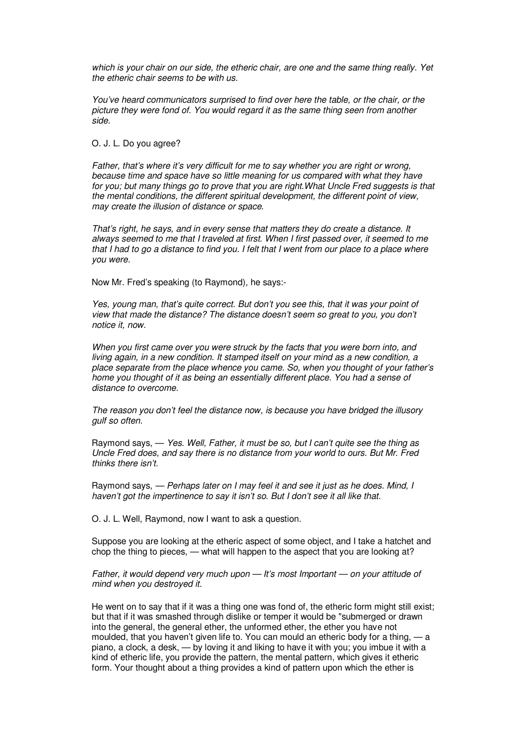*which is your chair on our side, the etheric chair, are one and the same thing really. Yet the etheric chair seems to be with us.*

*You've heard communicators surprised to find over here the table, or the chair, or the picture they were fond of. You would regard it as the same thing seen from another side.*

O. J. L. Do you agree?

*Father, that's where it's very difficult for me to say whether you are right or wrong, because time and space have so little meaning for us compared with what they have for you; but many things go to prove that you are right.What Uncle Fred suggests is that the mental conditions, the different spiritual development, the different point of view, may create the illusion of distance or space.*

*That's right, he says, and in every sense that matters they do create a distance. It always seemed to me that I traveled at first. When I first passed over, it seemed to me that I had to go a distance to find you. I felt that I went from our place to a place where you were.*

Now Mr. Fred's speaking (to Raymond), he says:-

*Yes, young man, that's quite correct. But don't you see this, that it was your point of view that made the distance? The distance doesn't seem so great to you, you don't notice it, now.*

*When you first came over you were struck by the facts that you were born into, and living again, in a new condition. It stamped itself on your mind as a new condition, a place separate from the place whence you came. So, when you thought of your father's home you thought of it as being an essentially different place. You had a sense of distance to overcome.*

*The reason you don't feel the distance now, is because you have bridged the illusory gulf so often.*

Raymond says, — *Yes. Well, Father, it must be so, but I can't quite see the thing as Uncle Fred does, and say there is no distance from your world to ours. But Mr. Fred thinks there isn't.*

Raymond says, — *Perhaps later on I may feel it and see it just as he does. Mind, I haven't got the impertinence to say it isn't so. But I don't see it all like that.*

O. J. L. Well, Raymond, now I want to ask a question.

Suppose you are looking at the etheric aspect of some object, and I take a hatchet and chop the thing to pieces, — what will happen to the aspect that you are looking at?

*Father, it would depend very much upon — It's most Important — on your attitude of mind when you destroyed it.*

He went on to say that if it was a thing one was fond of, the etheric form might still exist; but that if it was smashed through dislike or temper it would be "submerged or drawn into the general, the general ether, the unformed ether, the ether you have not moulded, that you haven't given life to. You can mould an etheric body for a thing, — a piano, a clock, a desk, — by loving it and liking to have it with you; you imbue it with a kind of etheric life, you provide the pattern, the mental pattern, which gives it etheric form. Your thought about a thing provides a kind of pattern upon which the ether is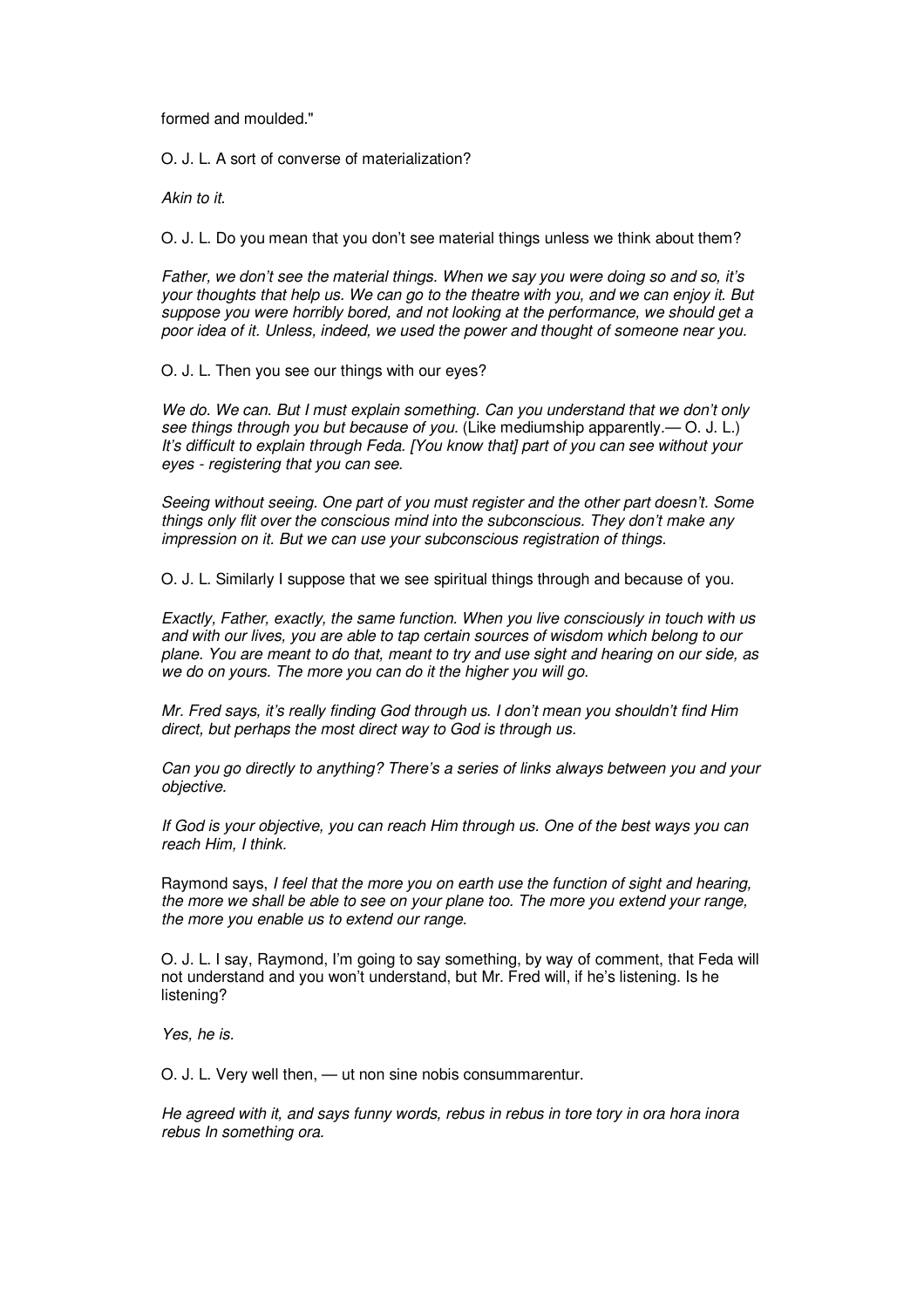formed and moulded."

O. J. L. A sort of converse of materialization?

*Akin to it.*

O. J. L. Do you mean that you don't see material things unless we think about them?

*Father, we don't see the material things. When we say you were doing so and so, it's your thoughts that help us. We can go to the theatre with you, and we can enjoy it. But suppose you were horribly bored, and not looking at the performance, we should get a poor idea of it. Unless, indeed, we used the power and thought of someone near you.*

O. J. L. Then you see our things with our eyes?

*We do. We can. But I must explain something. Can you understand that we don't only see things through you but because of you.* (Like mediumship apparently.— O. J. L.) *It's difficult to explain through Feda. [You know that] part of you can see without your eyes - registering that you can see.*

*Seeing without seeing. One part of you must register and the other part doesn't. Some things only flit over the conscious mind into the subconscious. They don't make any impression on it. But we can use your subconscious registration of things.*

O. J. L. Similarly I suppose that we see spiritual things through and because of you.

*Exactly, Father, exactly, the same function. When you live consciously in touch with us and with our lives, you are able to tap certain sources of wisdom which belong to our plane. You are meant to do that, meant to try and use sight and hearing on our side, as we do on yours. The more you can do it the higher you will go.*

*Mr. Fred says, it's really finding God through us. I don't mean you shouldn't find Him direct, but perhaps the most direct way to God is through us.*

*Can you go directly to anything? There's a series of links always between you and your objective.*

*If God is your objective, you can reach Him through us. One of the best ways you can reach Him, I think.*

Raymond says, *I feel that the more you on earth use the function of sight and hearing, the more we shall be able to see on your plane too. The more you extend your range, the more you enable us to extend our range.*

O. J. L. I say, Raymond, I'm going to say something, by way of comment, that Feda will not understand and you won't understand, but Mr. Fred will, if he's listening. Is he listening?

*Yes, he is.*

O. J. L. Very well then, — ut non sine nobis consummarentur.

*He agreed with it, and says funny words, rebus in rebus in tore tory in ora hora inora rebus In something ora.*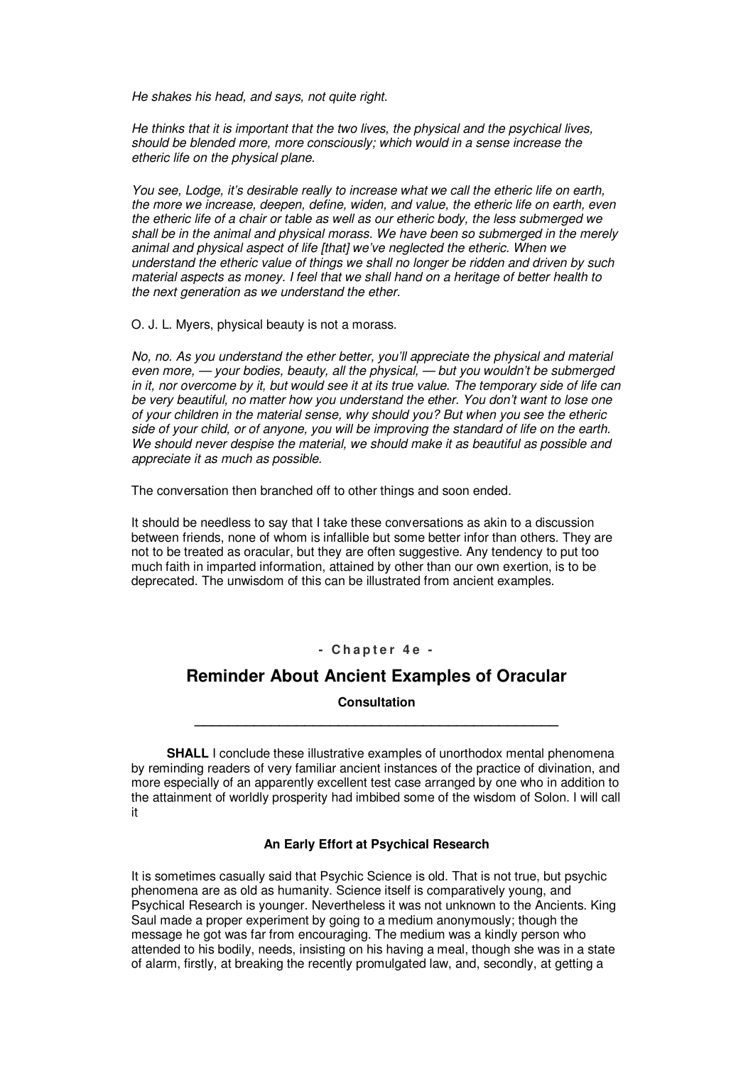*He shakes his head, and says, not quite right.*

*He thinks that it is important that the two lives, the physical and the psychical lives, should be blended more, more consciously; which would in a sense increase the etheric life on the physical plane.*

*You see, Lodge, it's desirable really to increase what we call the etheric life on earth, the more we increase, deepen, define, widen, and value, the etheric life on earth, even the etheric life of a chair or table as well as our etheric body, the less submerged we shall be in the animal and physical morass. We have been so submerged in the merely animal and physical aspect of life [that] we've neglected the etheric. When we understand the etheric value of things we shall no longer be ridden and driven by such material aspects as money. I feel that we shall hand on a heritage of better health to the next generation as we understand the ether.*

O. J. L. Myers, physical beauty is not a morass.

*No, no. As you understand the ether better, you'll appreciate the physical and material even more, — your bodies, beauty, all the physical, — but you wouldn't be submerged in it, nor overcome by it, but would see it at its true value. The temporary side of life can be very beautiful, no matter how you understand the ether. You don't want to lose one of your children in the material sense, why should you? But when you see the etheric side of your child, or of anyone, you will be improving the standard of life on the earth. We should never despise the material, we should make it as beautiful as possible and appreciate it as much as possible.*

The conversation then branched off to other things and soon ended.

It should be needless to say that I take these conversations as akin to a discussion between friends, none of whom is infallible but some better infor than others. They are not to be treated as oracular, but they are often suggestive. Any tendency to put too much faith in imparted information, attained by other than our own exertion, is to be deprecated. The unwisdom of this can be illustrated from ancient examples.

**- Chapter 4e -**

## Reminder About Ancient Examples of Oracular Consultation

**SHALL** I conclude these illustrative examples of unorthodox mental phenomena by reminding readers of very familiar ancient instances of the practice of divination, and more especially of an apparently excellent test case arranged by one who in addition to the attainment of worldly prosperity had imbibed some of the wisdom of Solon. I will call it

### An Early Effort at Psychical Research

It is sometimes casually said that Psychic Science is old. That is not true, but psychic phenomena are as old as humanity. Science itself is comparatively young, and Psychical Research is younger. Nevertheless it was not unknown to the Ancients. King Saul made a proper experiment by going to a medium anonymously; though the message he got was far from encouraging. The medium was a kindly person who attended to his bodily, needs, insisting on his having a meal, though she was in a state of alarm, firstly, at breaking the recently promulgated law, and, secondly, at getting a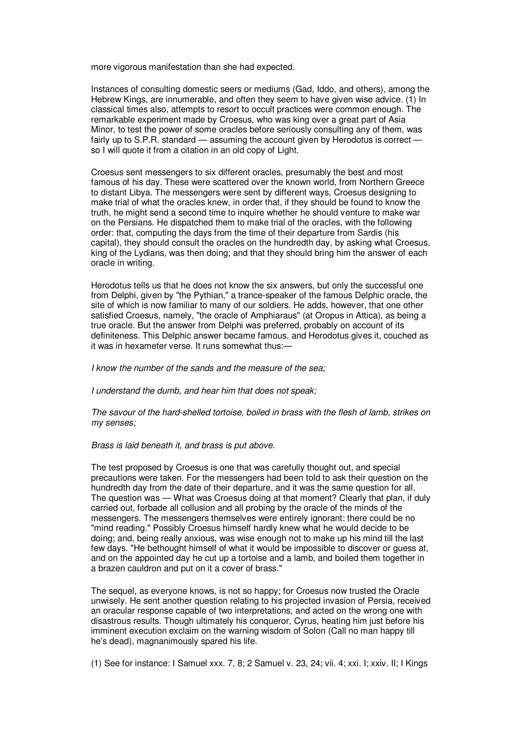more vigorous manifestation than she had expected.

Instances of consulting domestic seers or mediums (Gad, Iddo, and others), among the Hebrew Kings, are innumerable, and often they seem to have given wise advice. (1) In classical times also, attempts to resort to occult practices were common enough. The remarkable experiment made by Croesus, who was king over a great part of Asia Minor, to test the power of some oracles before seriously consulting any of them, was fairly up to S.P.R. standard — assuming the account given by Herodotus is correct — so I will quote it from a citation in an old copy of Light.

Croesus sent messengers to six different oracles, presumably the best and most famous of his day. These were scattered over the known world, from Northern Greece to distant Libya. The messengers were sent by different ways, Croesus designing to make trial of what the oracles knew, in order that, if they should be found to know the truth, he might send a second time to inquire whether he should venture to make war on the Persians. He dispatched them to make trial of the oracles, with the following order: that, computing the days from the time of their departure from Sardis (his capital), they should consult the oracles on the hundredth day, by asking what Croesus, king of the Lydians, was then doing; and that they should bring him the answer of each oracle in writing.

Herodotus tells us that he does not know the six answers, but only the successful one from Delphi, given by "the Pythian," a trance-speaker of the famous Delphic oracle, the site of which is now familiar to many of our soldiers. He adds, however, that one other satisfied Croesus, namely, "the oracle of Amphiaraus" (at Oropus in Attica), as being a true oracle. But the answer from Delphi was preferred, probably on account of its definiteness. This Delphic answer became famous, and Herodotus gives it, couched as it was in hexameter verse. It runs somewhat thus:—

*I know the number of the sands and the measure of the sea;*

*I understand the dumb, and hear him that does not speak;*

*The savour of the hard-shelled tortoise, boiled in brass with the flesh of lamb, strikes on my senses;*

*Brass is laid beneath it, and brass is put above.*

The test proposed by Croesus is one that was carefully thought out, and special precautions were taken. For the messengers had been told to ask their question on the hundredth day from the date of their departure, and it was the same question for all. The question was — What was Croesus doing at that moment? Clearly that plan, if duly carried out, forbade all collusion and all probing by the oracle of the minds of the messengers. The messengers themselves were entirely ignorant: there could be no "mind reading." Possibly Croesus himself hardly knew what he would decide to be doing; and, being really anxious, was wise enough not to make up his mind till the last few days. "He bethought himself of what it would be impossible to discover or guess at, and on the appointed day he cut up a tortoise and a lamb, and boiled them together in a brazen cauldron and put on it a cover of brass."

The sequel, as everyone knows, is not so happy; for Croesus now trusted the Oracle unwisely. He sent another question relating to his projected invasion of Persia, received an oracular response capable of two interpretations, and acted on the wrong one with disastrous results. Though ultimately his conqueror, Cyrus, heating him just before his imminent execution exclaim on the warning wisdom of Solon (Call no man happy till he's dead), magnanimously spared his life.

(1) See for instance: I Samuel xxx. 7, 8; 2 Samuel v. 23, 24; vii. 4; xxi. I; xxiv. II; I Kings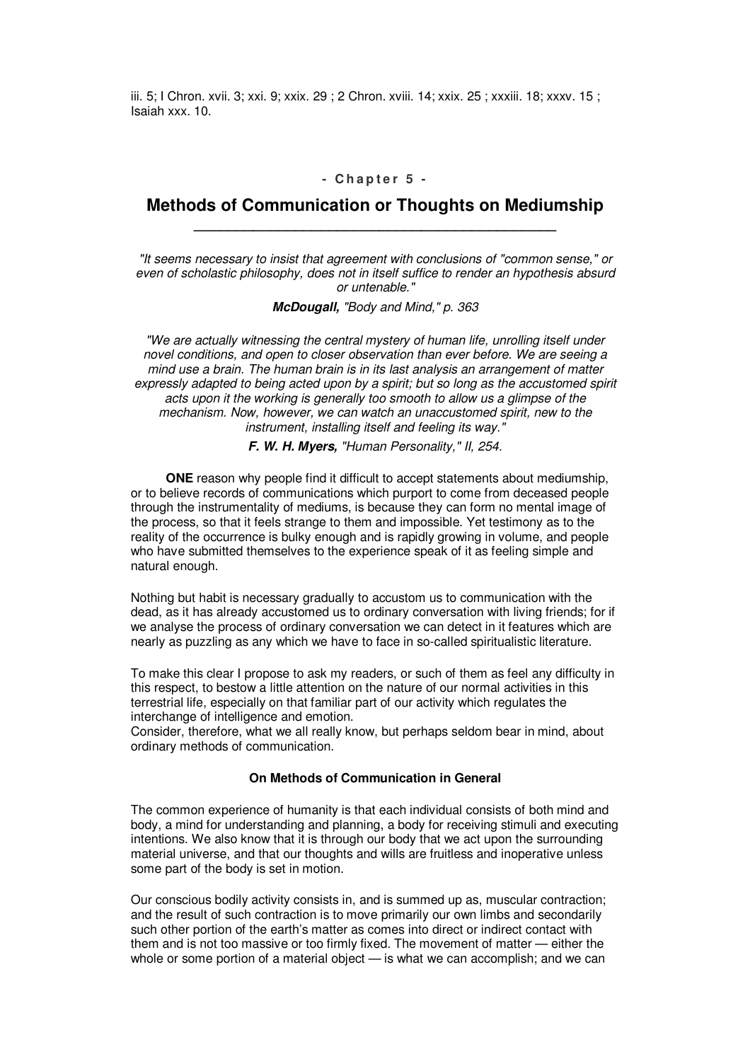iii. 5; I Chron. xvii. 3; xxi. 9; xxix. 29 ; 2 Chron. xviii. 14; xxix. 25 ; xxxiii. 18; xxxv. 15 ; Isaiah xxx. 10.

**- Chapter 5 -**

## Methods of Communication or Thoughts on Mediumship

*"It seems necessary to insist that agreement with conclusions of "common sense," or even of scholastic philosophy, does not in itself suffice to render an hypothesis absurd or untenable."*

***McDougall,*** *"Body and Mind," p. 363*

*"We are actually witnessing the central mystery of human life, unrolling itself under novel conditions, and open to closer observation than ever before. We are seeing a mind use a brain. The human brain is in its last analysis an arrangement of matter expressly adapted to being acted upon by a spirit; but so long as the accustomed spirit acts upon it the working is generally too smooth to allow us a glimpse of the mechanism. Now, however, we can watch an unaccustomed spirit, new to the instrument, installing itself and feeling its way."*

***F. W. H. Myers,*** *"Human Personality," II, 254.*

**ONE** reason why people find it difficult to accept statements about mediumship, or to believe records of communications which purport to come from deceased people through the instrumentality of mediums, is because they can form no mental image of the process, so that it feels strange to them and impossible. Yet testimony as to the reality of the occurrence is bulky enough and is rapidly growing in volume, and people who have submitted themselves to the experience speak of it as feeling simple and natural enough.

Nothing but habit is necessary gradually to accustom us to communication with the dead, as it has already accustomed us to ordinary conversation with living friends; for if we analyse the process of ordinary conversation we can detect in it features which are nearly as puzzling as any which we have to face in so-called spiritualistic literature.

To make this clear I propose to ask my readers, or such of them as feel any difficulty in this respect, to bestow a little attention on the nature of our normal activities in this terrestrial life, especially on that familiar part of our activity which regulates the interchange of intelligence and emotion.

Consider, therefore, what we all really know, but perhaps seldom bear in mind, about ordinary methods of communication.

### On Methods of Communication in General

The common experience of humanity is that each individual consists of both mind and body, a mind for understanding and planning, a body for receiving stimuli and executing intentions. We also know that it is through our body that we act upon the surrounding material universe, and that our thoughts and wills are fruitless and inoperative unless some part of the body is set in motion.

Our conscious bodily activity consists in, and is summed up as, muscular contraction; and the result of such contraction is to move primarily our own limbs and secondarily such other portion of the earth's matter as comes into direct or indirect contact with them and is not too massive or too firmly fixed. The movement of matter — either the whole or some portion of a material object — is what we can accomplish; and we can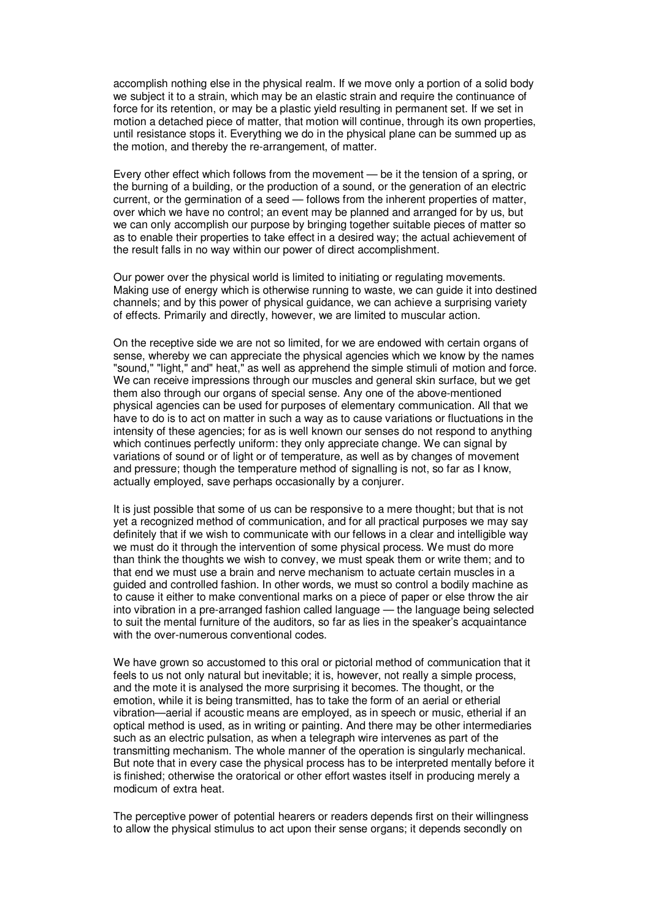accomplish nothing else in the physical realm. If we move only a portion of a solid body we subject it to a strain, which may be an elastic strain and require the continuance of force for its retention, or may be a plastic yield resulting in permanent set. If we set in motion a detached piece of matter, that motion will continue, through its own properties, until resistance stops it. Everything we do in the physical plane can be summed up as the motion, and thereby the re-arrangement, of matter.

Every other effect which follows from the movement — be it the tension of a spring, or the burning of a building, or the production of a sound, or the generation of an electric current, or the germination of a seed — follows from the inherent properties of matter, over which we have no control; an event may be planned and arranged for by us, but we can only accomplish our purpose by bringing together suitable pieces of matter so as to enable their properties to take effect in a desired way; the actual achievement of the result falls in no way within our power of direct accomplishment.

Our power over the physical world is limited to initiating or regulating movements. Making use of energy which is otherwise running to waste, we can guide it into destined channels; and by this power of physical guidance, we can achieve a surprising variety of effects. Primarily and directly, however, we are limited to muscular action.

On the receptive side we are not so limited, for we are endowed with certain organs of sense, whereby we can appreciate the physical agencies which we know by the names "sound," "light," and" heat," as well as apprehend the simple stimuli of motion and force. We can receive impressions through our muscles and general skin surface, but we get them also through our organs of special sense. Any one of the above-mentioned physical agencies can be used for purposes of elementary communication. All that we have to do is to act on matter in such a way as to cause variations or fluctuations in the intensity of these agencies; for as is well known our senses do not respond to anything which continues perfectly uniform: they only appreciate change. We can signal by variations of sound or of light or of temperature, as well as by changes of movement and pressure; though the temperature method of signalling is not, so far as I know, actually employed, save perhaps occasionally by a conjurer.

It is just possible that some of us can be responsive to a mere thought; but that is not yet a recognized method of communication, and for all practical purposes we may say definitely that if we wish to communicate with our fellows in a clear and intelligible way we must do it through the intervention of some physical process. We must do more than think the thoughts we wish to convey, we must speak them or write them; and to that end we must use a brain and nerve mechanism to actuate certain muscles in a guided and controlled fashion. In other words, we must so control a bodily machine as to cause it either to make conventional marks on a piece of paper or else throw the air into vibration in a pre-arranged fashion called language — the language being selected to suit the mental furniture of the auditors, so far as lies in the speaker's acquaintance with the over-numerous conventional codes.

We have grown so accustomed to this oral or pictorial method of communication that it feels to us not only natural but inevitable; it is, however, not really a simple process, and the mote it is analysed the more surprising it becomes. The thought, or the emotion, while it is being transmitted, has to take the form of an aerial or etherial vibration—aerial if acoustic means are employed, as in speech or music, etherial if an optical method is used, as in writing or painting. And there may be other intermediaries such as an electric pulsation, as when a telegraph wire intervenes as part of the transmitting mechanism. The whole manner of the operation is singularly mechanical. But note that in every case the physical process has to be interpreted mentally before it is finished; otherwise the oratorical or other effort wastes itself in producing merely a modicum of extra heat.

The perceptive power of potential hearers or readers depends first on their willingness to allow the physical stimulus to act upon their sense organs; it depends secondly on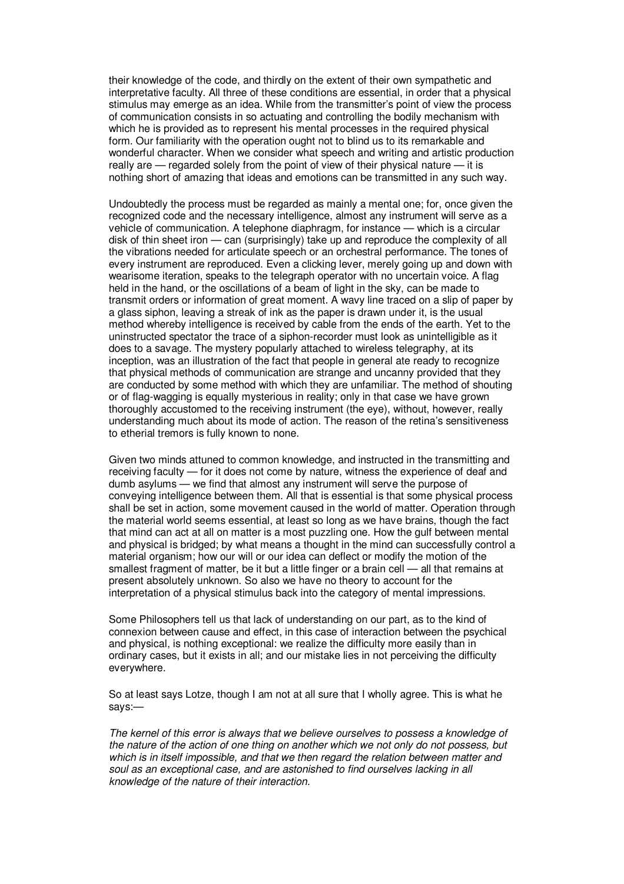their knowledge of the code, and thirdly on the extent of their own sympathetic and interpretative faculty. All three of these conditions are essential, in order that a physical stimulus may emerge as an idea. While from the transmitter's point of view the process of communication consists in so actuating and controlling the bodily mechanism with which he is provided as to represent his mental processes in the required physical form. Our familiarity with the operation ought not to blind us to its remarkable and wonderful character. When we consider what speech and writing and artistic production really are — regarded solely from the point of view of their physical nature — it is nothing short of amazing that ideas and emotions can be transmitted in any such way.

Undoubtedly the process must be regarded as mainly a mental one; for, once given the recognized code and the necessary intelligence, almost any instrument will serve as a vehicle of communication. A telephone diaphragm, for instance — which is a circular disk of thin sheet iron — can (surprisingly) take up and reproduce the complexity of all the vibrations needed for articulate speech or an orchestral performance. The tones of every instrument are reproduced. Even a clicking lever, merely going up and down with wearisome iteration, speaks to the telegraph operator with no uncertain voice. A flag held in the hand, or the oscillations of a beam of light in the sky, can be made to transmit orders or information of great moment. A wavy line traced on a slip of paper by a glass siphon, leaving a streak of ink as the paper is drawn under it, is the usual method whereby intelligence is received by cable from the ends of the earth. Yet to the uninstructed spectator the trace of a siphon-recorder must look as unintelligible as it does to a savage. The mystery popularly attached to wireless telegraphy, at its inception, was an illustration of the fact that people in general ate ready to recognize that physical methods of communication are strange and uncanny provided that they are conducted by some method with which they are unfamiliar. The method of shouting or of flag-wagging is equally mysterious in reality; only in that case we have grown thoroughly accustomed to the receiving instrument (the eye), without, however, really understanding much about its mode of action. The reason of the retina's sensitiveness to etherial tremors is fully known to none.

Given two minds attuned to common knowledge, and instructed in the transmitting and receiving faculty — for it does not come by nature, witness the experience of deaf and dumb asylums — we find that almost any instrument will serve the purpose of conveying intelligence between them. All that is essential is that some physical process shall be set in action, some movement caused in the world of matter. Operation through the material world seems essential, at least so long as we have brains, though the fact that mind can act at all on matter is a most puzzling one. How the gulf between mental and physical is bridged; by what means a thought in the mind can successfully control a material organism; how our will or our idea can deflect or modify the motion of the smallest fragment of matter, be it but a little finger or a brain cell — all that remains at present absolutely unknown. So also we have no theory to account for the interpretation of a physical stimulus back into the category of mental impressions.

Some Philosophers tell us that lack of understanding on our part, as to the kind of connexion between cause and effect, in this case of interaction between the psychical and physical, is nothing exceptional: we realize the difficulty more easily than in ordinary cases, but it exists in all; and our mistake lies in not perceiving the difficulty everywhere.

So at least says Lotze, though I am not at all sure that I wholly agree. This is what he says:—

*The kernel of this error is always that we believe ourselves to possess a knowledge of the nature of the action of one thing on another which we not only do not possess, but which is in itself impossible, and that we then regard the relation between matter and soul as an exceptional case, and are astonished to find ourselves lacking in all knowledge of the nature of their interaction.*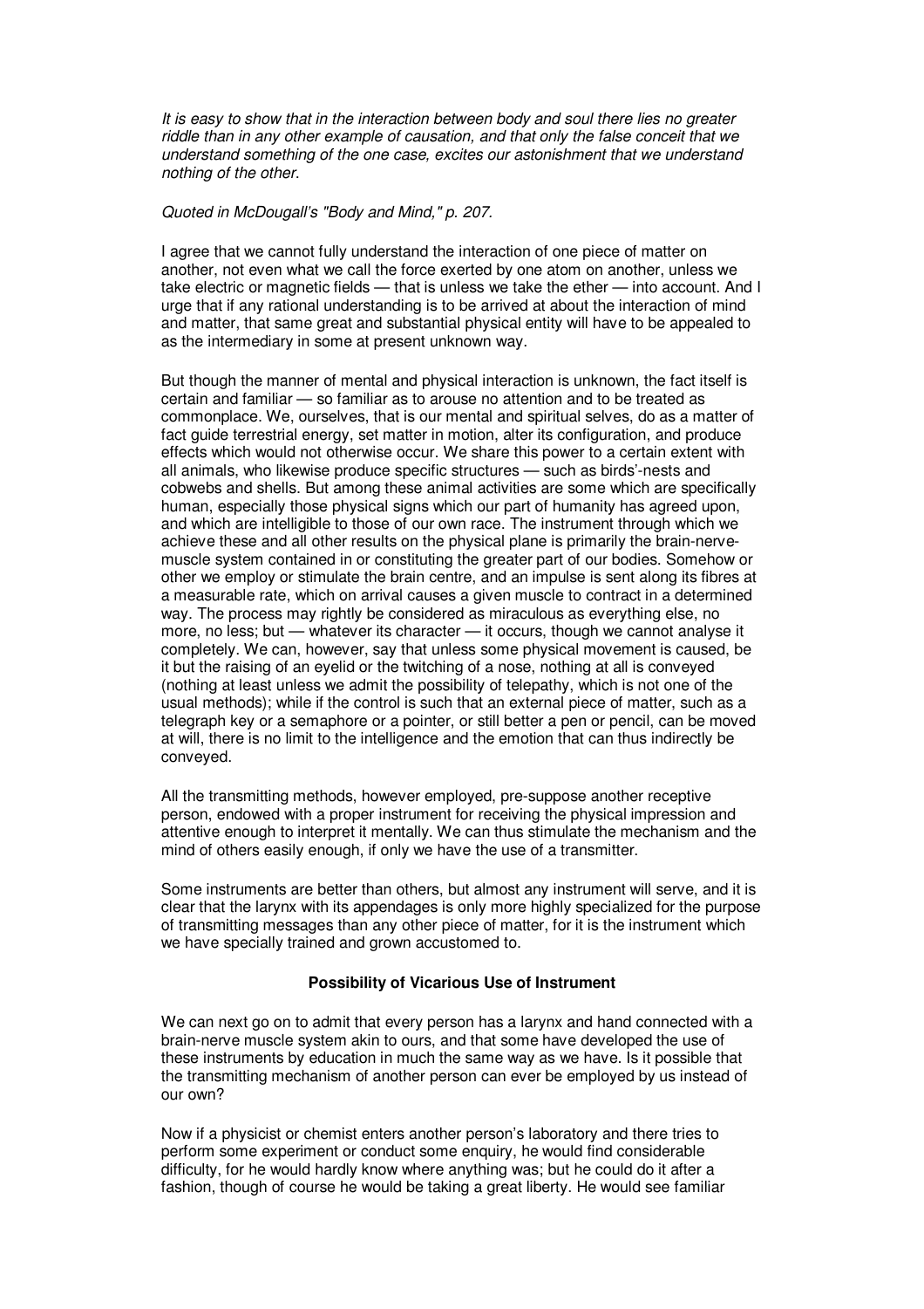*It is easy to show that in the interaction between body and soul there lies no greater riddle than in any other example of causation, and that only the false conceit that we understand something of the one case, excites our astonishment that we understand nothing of the other.*

*Quoted in McDougall's "Body and Mind," p. 207.*

I agree that we cannot fully understand the interaction of one piece of matter on another, not even what we call the force exerted by one atom on another, unless we take electric or magnetic fields — that is unless we take the ether — into account. And I urge that if any rational understanding is to be arrived at about the interaction of mind and matter, that same great and substantial physical entity will have to be appealed to as the intermediary in some at present unknown way.

But though the manner of mental and physical interaction is unknown, the fact itself is certain and familiar — so familiar as to arouse no attention and to be treated as commonplace. We, ourselves, that is our mental and spiritual selves, do as a matter of fact guide terrestrial energy, set matter in motion, alter its configuration, and produce effects which would not otherwise occur. We share this power to a certain extent with all animals, who likewise produce specific structures — such as birds'-nests and cobwebs and shells. But among these animal activities are some which are specifically human, especially those physical signs which our part of humanity has agreed upon, and which are intelligible to those of our own race. The instrument through which we achieve these and all other results on the physical plane is primarily the brain-nerve-muscle system contained in or constituting the greater part of our bodies. Somehow or other we employ or stimulate the brain centre, and an impulse is sent along its fibres at a measurable rate, which on arrival causes a given muscle to contract in a determined way. The process may rightly be considered as miraculous as everything else, no more, no less; but — whatever its character — it occurs, though we cannot analyse it completely. We can, however, say that unless some physical movement is caused, be it but the raising of an eyelid or the twitching of a nose, nothing at all is conveyed (nothing at least unless we admit the possibility of telepathy, which is not one of the usual methods); while if the control is such that an external piece of matter, such as a telegraph key or a semaphore or a pointer, or still better a pen or pencil, can be moved at will, there is no limit to the intelligence and the emotion that can thus indirectly be conveyed.

All the transmitting methods, however employed, pre-suppose another receptive person, endowed with a proper instrument for receiving the physical impression and attentive enough to interpret it mentally. We can thus stimulate the mechanism and the mind of others easily enough, if only we have the use of a transmitter.

Some instruments are better than others, but almost any instrument will serve, and it is clear that the larynx with its appendages is only more highly specialized for the purpose of transmitting messages than any other piece of matter, for it is the instrument which we have specially trained and grown accustomed to.

### Possibility of Vicarious Use of Instrument

We can next go on to admit that every person has a larynx and hand connected with a brain-nerve muscle system akin to ours, and that some have developed the use of these instruments by education in much the same way as we have. Is it possible that the transmitting mechanism of another person can ever be employed by us instead of our own?

Now if a physicist or chemist enters another person's laboratory and there tries to perform some experiment or conduct some enquiry, he would find considerable difficulty, for he would hardly know where anything was; but he could do it after a fashion, though of course he would be taking a great liberty. He would see familiar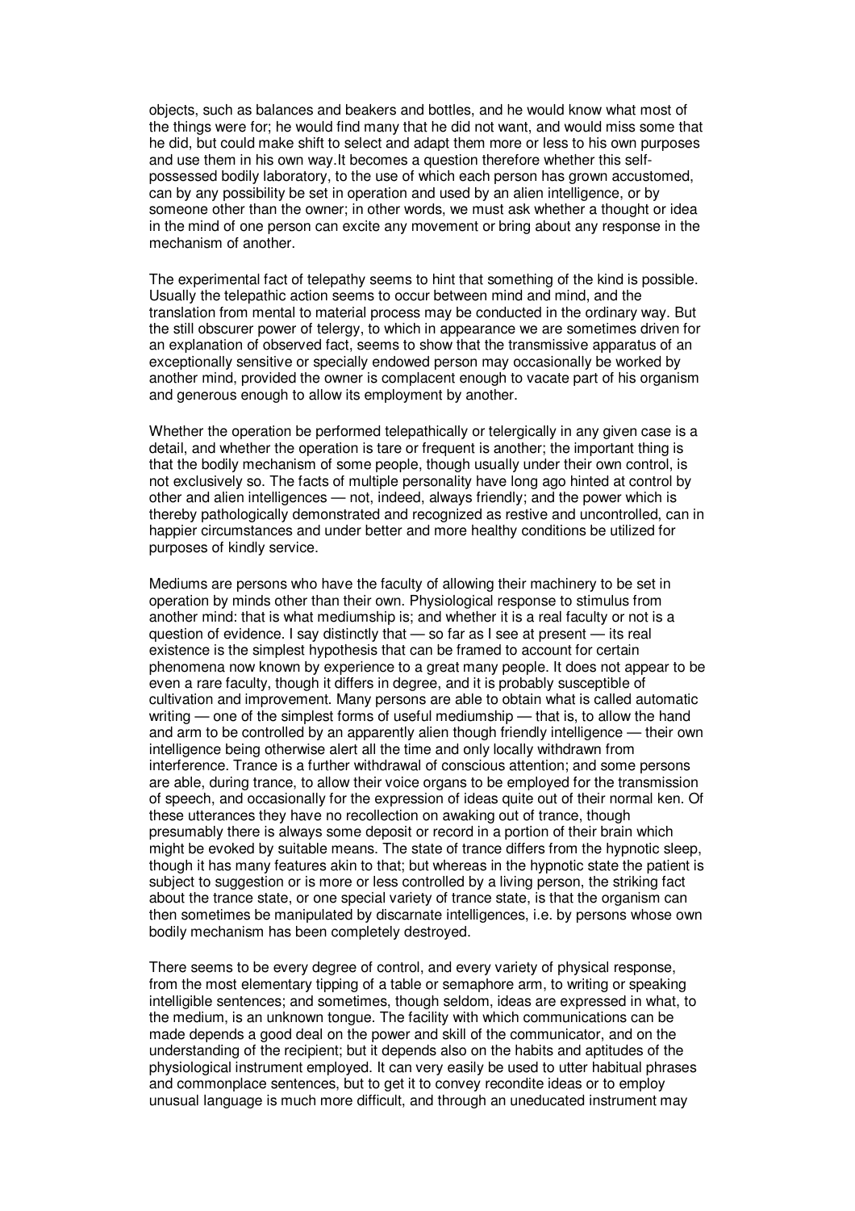objects, such as balances and beakers and bottles, and he would know what most of the things were for; he would find many that he did not want, and would miss some that he did, but could make shift to select and adapt them more or less to his own purposes and use them in his own way.It becomes a question therefore whether this self-possessed bodily laboratory, to the use of which each person has grown accustomed, can by any possibility be set in operation and used by an alien intelligence, or by someone other than the owner; in other words, we must ask whether a thought or idea in the mind of one person can excite any movement or bring about any response in the mechanism of another.

The experimental fact of telepathy seems to hint that something of the kind is possible. Usually the telepathic action seems to occur between mind and mind, and the translation from mental to material process may be conducted in the ordinary way. But the still obscurer power of telergy, to which in appearance we are sometimes driven for an explanation of observed fact, seems to show that the transmissive apparatus of an exceptionally sensitive or specially endowed person may occasionally be worked by another mind, provided the owner is complacent enough to vacate part of his organism and generous enough to allow its employment by another.

Whether the operation be performed telepathically or telergically in any given case is a detail, and whether the operation is tare or frequent is another; the important thing is that the bodily mechanism of some people, though usually under their own control, is not exclusively so. The facts of multiple personality have long ago hinted at control by other and alien intelligences — not, indeed, always friendly; and the power which is thereby pathologically demonstrated and recognized as restive and uncontrolled, can in happier circumstances and under better and more healthy conditions be utilized for purposes of kindly service.

Mediums are persons who have the faculty of allowing their machinery to be set in operation by minds other than their own. Physiological response to stimulus from another mind: that is what mediumship is; and whether it is a real faculty or not is a question of evidence. I say distinctly that — so far as I see at present — its real existence is the simplest hypothesis that can be framed to account for certain phenomena now known by experience to a great many people. It does not appear to be even a rare faculty, though it differs in degree, and it is probably susceptible of cultivation and improvement. Many persons are able to obtain what is called automatic writing — one of the simplest forms of useful mediumship — that is, to allow the hand and arm to be controlled by an apparently alien though friendly intelligence — their own intelligence being otherwise alert all the time and only locally withdrawn from interference. Trance is a further withdrawal of conscious attention; and some persons are able, during trance, to allow their voice organs to be employed for the transmission of speech, and occasionally for the expression of ideas quite out of their normal ken. Of these utterances they have no recollection on awaking out of trance, though presumably there is always some deposit or record in a portion of their brain which might be evoked by suitable means. The state of trance differs from the hypnotic sleep, though it has many features akin to that; but whereas in the hypnotic state the patient is subject to suggestion or is more or less controlled by a living person, the striking fact about the trance state, or one special variety of trance state, is that the organism can then sometimes be manipulated by discarnate intelligences, i.e. by persons whose own bodily mechanism has been completely destroyed.

There seems to be every degree of control, and every variety of physical response, from the most elementary tipping of a table or semaphore arm, to writing or speaking intelligible sentences; and sometimes, though seldom, ideas are expressed in what, to the medium, is an unknown tongue. The facility with which communications can be made depends a good deal on the power and skill of the communicator, and on the understanding of the recipient; but it depends also on the habits and aptitudes of the physiological instrument employed. It can very easily be used to utter habitual phrases and commonplace sentences, but to get it to convey recondite ideas or to employ unusual language is much more difficult, and through an uneducated instrument may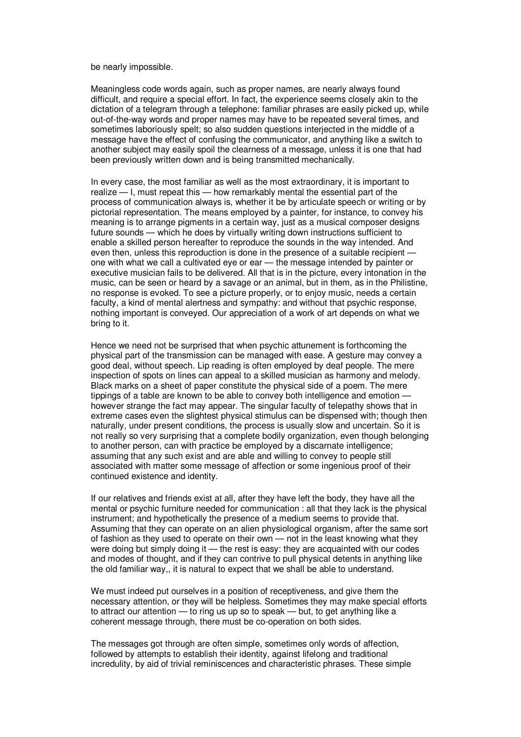be nearly impossible.

Meaningless code words again, such as proper names, are nearly always found difficult, and require a special effort. In fact, the experience seems closely akin to the dictation of a telegram through a telephone: familiar phrases are easily picked up, while out-of-the-way words and proper names may have to be repeated several times, and sometimes laboriously spelt; so also sudden questions interjected in the middle of a message have the effect of confusing the communicator, and anything like a switch to another subject may easily spoil the clearness of a message, unless it is one that had been previously written down and is being transmitted mechanically.

In every case, the most familiar as well as the most extraordinary, it is important to realize — I, must repeat this — how remarkably mental the essential part of the process of communication always is, whether it be by articulate speech or writing or by pictorial representation. The means employed by a painter, for instance, to convey his meaning is to arrange pigments in a certain way, just as a musical composer designs future sounds — which he does by virtually writing down instructions sufficient to enable a skilled person hereafter to reproduce the sounds in the way intended. And even then, unless this reproduction is done in the presence of a suitable recipient — one with what we call a cultivated eye or ear — the message intended by painter or executive musician fails to be delivered. All that is in the picture, every intonation in the music, can be seen or heard by a savage or an animal, but in them, as in the Philistine, no response is evoked. To see a picture properly, or to enjoy music, needs a certain faculty, a kind of mental alertness and sympathy: and without that psychic response, nothing important is conveyed. Our appreciation of a work of art depends on what we bring to it.

Hence we need not be surprised that when psychic attunement is forthcoming the physical part of the transmission can be managed with ease. A gesture may convey a good deal, without speech. Lip reading is often employed by deaf people. The mere inspection of spots on lines can appeal to a skilled musician as harmony and melody. Black marks on a sheet of paper constitute the physical side of a poem. The mere tippings of a table are known to be able to convey both intelligence and emotion — however strange the fact may appear. The singular faculty of telepathy shows that in extreme cases even the slightest physical stimulus can be dispensed with; though then naturally, under present conditions, the process is usually slow and uncertain. So it is not really so very surprising that a complete bodily organization, even though belonging to another person, can with practice be employed by a discarnate intelligence; assuming that any such exist and are able and willing to convey to people still associated with matter some message of affection or some ingenious proof of their continued existence and identity.

If our relatives and friends exist at all, after they have left the body, they have all the mental or psychic furniture needed for communication : all that they lack is the physical instrument; and hypothetically the presence of a medium seems to provide that. Assuming that they can operate on an alien physiological organism, after the same sort of fashion as they used to operate on their own — not in the least knowing what they were doing but simply doing it — the rest is easy: they are acquainted with our codes and modes of thought, and if they can contrive to pull physical detents in anything like the old familiar way,, it is natural to expect that we shall be able to understand.

We must indeed put ourselves in a position of receptiveness, and give them the necessary attention, or they will be helpless. Sometimes they may make special efforts to attract our attention — to ring us up so to speak — but, to get anything like a coherent message through, there must be co-operation on both sides.

The messages got through are often simple, sometimes only words of affection, followed by attempts to establish their identity, against lifelong and traditional incredulity, by aid of trivial reminiscences and characteristic phrases. These simple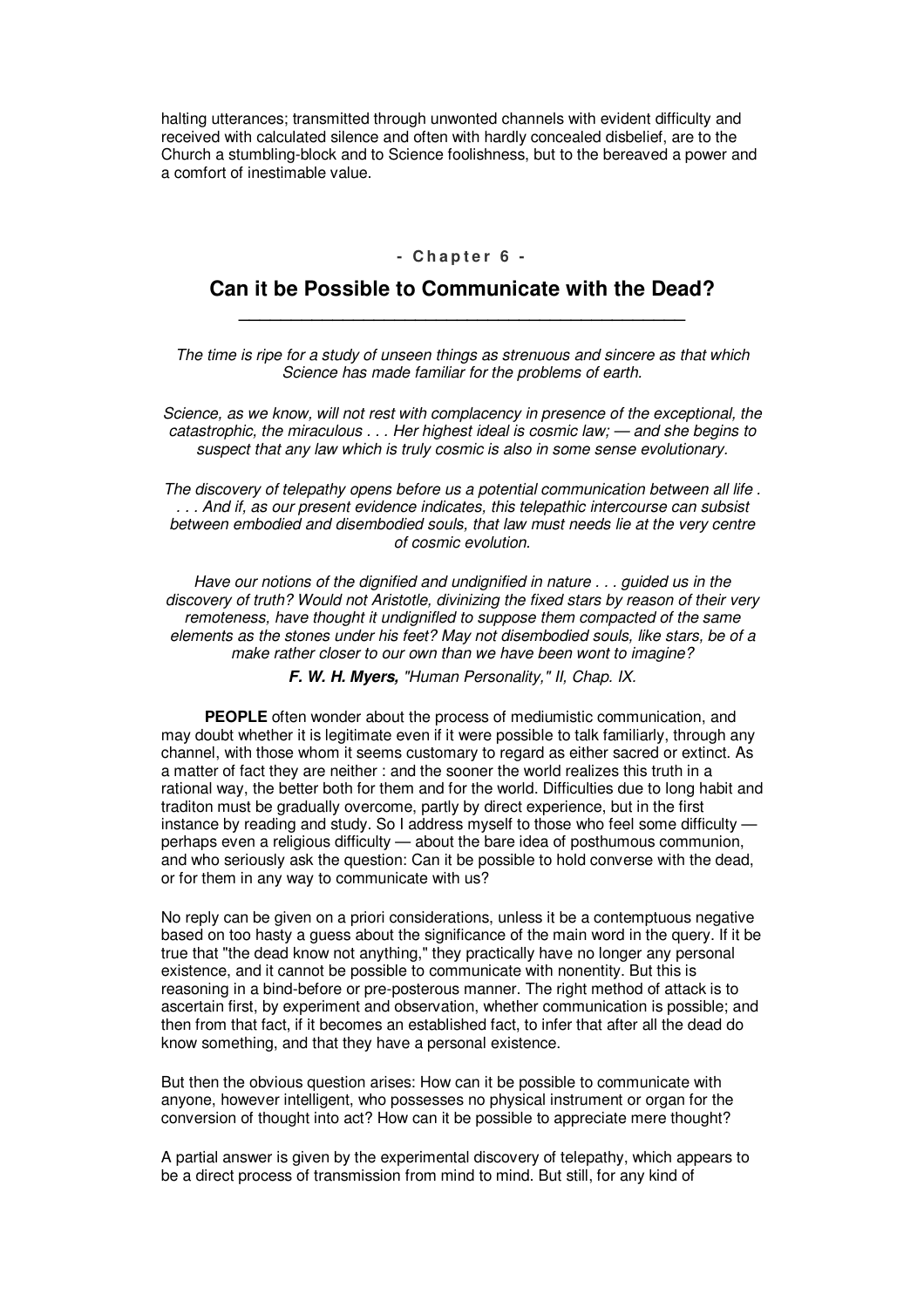halting utterances; transmitted through unwonted channels with evident difficulty and received with calculated silence and often with hardly concealed disbelief, are to the Church a stumbling-block and to Science foolishness, but to the bereaved a power and a comfort of inestimable value.

**- Chapter 6 -**

## Can it be Possible to Communicate with the Dead?

*The time is ripe for a study of unseen things as strenuous and sincere as that which Science has made familiar for the problems of earth.*

*Science, as we know, will not rest with complacency in presence of the exceptional, the catastrophic, the miraculous . . . Her highest ideal is cosmic law; — and she begins to suspect that any law which is truly cosmic is also in some sense evolutionary.*

*The discovery of telepathy opens before us a potential communication between all life . . . . And if, as our present evidence indicates, this telepathic intercourse can subsist between embodied and disembodied souls, that law must needs lie at the very centre of cosmic evolution.*

*Have our notions of the dignified and undignified in nature . . . guided us in the discovery of truth? Would not Aristotle, divinizing the fixed stars by reason of their very remoteness, have thought it undignifled to suppose them compacted of the same elements as the stones under his feet? May not disembodied souls, like stars, be of a make rather closer to our own than we have been wont to imagine?*

***F. W. H. Myers,*** *"Human Personality," II, Chap. IX.*

**PEOPLE** often wonder about the process of mediumistic communication, and may doubt whether it is legitimate even if it were possible to talk familiarly, through any channel, with those whom it seems customary to regard as either sacred or extinct. As a matter of fact they are neither : and the sooner the world realizes this truth in a rational way, the better both for them and for the world. Difficulties due to long habit and traditon must be gradually overcome, partly by direct experience, but in the first instance by reading and study. So I address myself to those who feel some difficulty — perhaps even a religious difficulty — about the bare idea of posthumous communion, and who seriously ask the question: Can it be possible to hold converse with the dead, or for them in any way to communicate with us?

No reply can be given on a priori considerations, unless it be a contemptuous negative based on too hasty a guess about the significance of the main word in the query. If it be true that "the dead know not anything," they practically have no longer any personal existence, and it cannot be possible to communicate with nonentity. But this is reasoning in a bind-before or pre-posterous manner. The right method of attack is to ascertain first, by experiment and observation, whether communication is possible; and then from that fact, if it becomes an established fact, to infer that after all the dead do know something, and that they have a personal existence.

But then the obvious question arises: How can it be possible to communicate with anyone, however intelligent, who possesses no physical instrument or organ for the conversion of thought into act? How can it be possible to appreciate mere thought?

A partial answer is given by the experimental discovery of telepathy, which appears to be a direct process of transmission from mind to mind. But still, for any kind of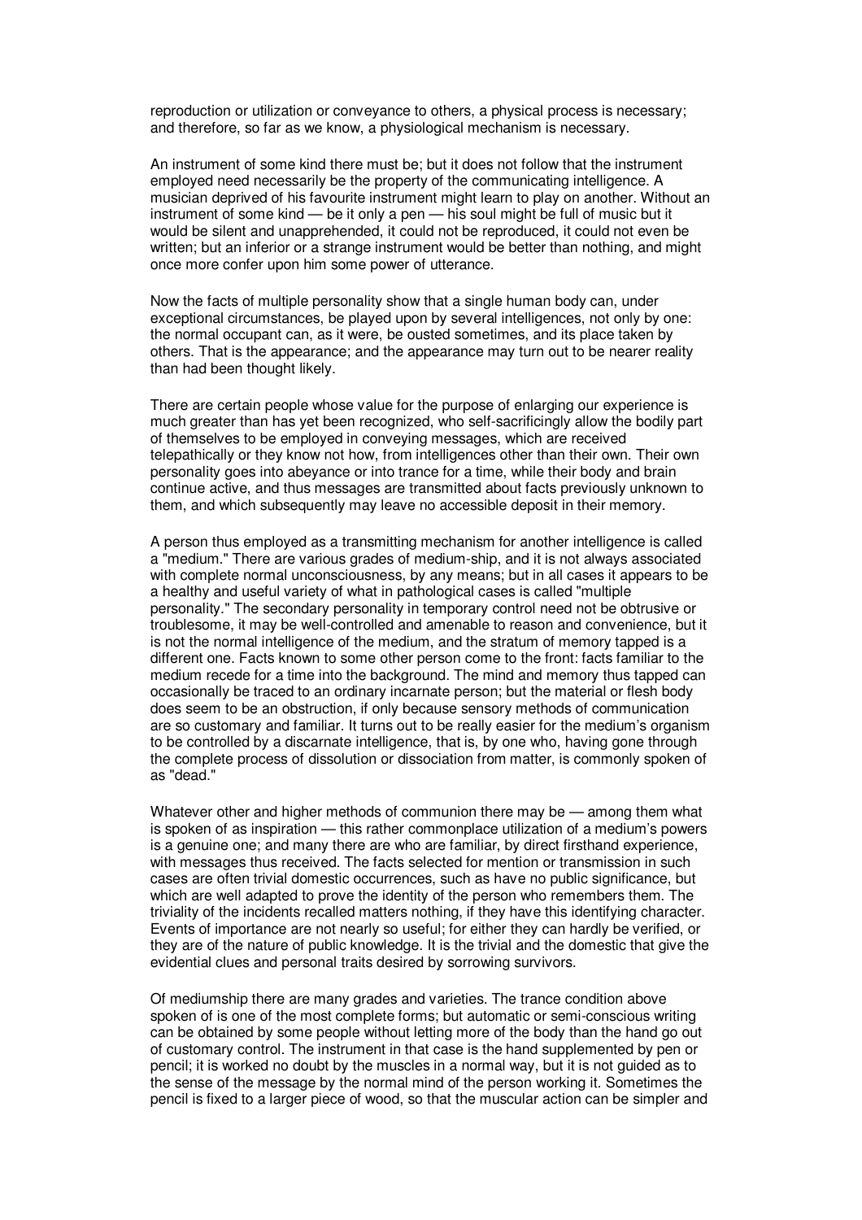reproduction or utilization or conveyance to others, a physical process is necessary; and therefore, so far as we know, a physiological mechanism is necessary.

An instrument of some kind there must be; but it does not follow that the instrument employed need necessarily be the property of the communicating intelligence. A musician deprived of his favourite instrument might learn to play on another. Without an instrument of some kind — be it only a pen — his soul might be full of music but it would be silent and unapprehended, it could not be reproduced, it could not even be written; but an inferior or a strange instrument would be better than nothing, and might once more confer upon him some power of utterance.

Now the facts of multiple personality show that a single human body can, under exceptional circumstances, be played upon by several intelligences, not only by one: the normal occupant can, as it were, be ousted sometimes, and its place taken by others. That is the appearance; and the appearance may turn out to be nearer reality than had been thought likely.

There are certain people whose value for the purpose of enlarging our experience is much greater than has yet been recognized, who self-sacrificingly allow the bodily part of themselves to be employed in conveying messages, which are received telepathically or they know not how, from intelligences other than their own. Their own personality goes into abeyance or into trance for a time, while their body and brain continue active, and thus messages are transmitted about facts previously unknown to them, and which subsequently may leave no accessible deposit in their memory.

A person thus employed as a transmitting mechanism for another intelligence is called a "medium." There are various grades of medium-ship, and it is not always associated with complete normal unconsciousness, by any means; but in all cases it appears to be a healthy and useful variety of what in pathological cases is called "multiple personality." The secondary personality in temporary control need not be obtrusive or troublesome, it may be well-controlled and amenable to reason and convenience, but it is not the normal intelligence of the medium, and the stratum of memory tapped is a different one. Facts known to some other person come to the front: facts familiar to the medium recede for a time into the background. The mind and memory thus tapped can occasionally be traced to an ordinary incarnate person; but the material or flesh body does seem to be an obstruction, if only because sensory methods of communication are so customary and familiar. It turns out to be really easier for the medium's organism to be controlled by a discarnate intelligence, that is, by one who, having gone through the complete process of dissolution or dissociation from matter, is commonly spoken of as "dead."

Whatever other and higher methods of communion there may be — among them what is spoken of as inspiration — this rather commonplace utilization of a medium's powers is a genuine one; and many there are who are familiar, by direct firsthand experience, with messages thus received. The facts selected for mention or transmission in such cases are often trivial domestic occurrences, such as have no public significance, but which are well adapted to prove the identity of the person who remembers them. The triviality of the incidents recalled matters nothing, if they have this identifying character. Events of importance are not nearly so useful; for either they can hardly be verified, or they are of the nature of public knowledge. It is the trivial and the domestic that give the evidential clues and personal traits desired by sorrowing survivors.

Of mediumship there are many grades and varieties. The trance condition above spoken of is one of the most complete forms; but automatic or semi-conscious writing can be obtained by some people without letting more of the body than the hand go out of customary control. The instrument in that case is the hand supplemented by pen or pencil; it is worked no doubt by the muscles in a normal way, but it is not guided as to the sense of the message by the normal mind of the person working it. Sometimes the pencil is fixed to a larger piece of wood, so that the muscular action can be simpler and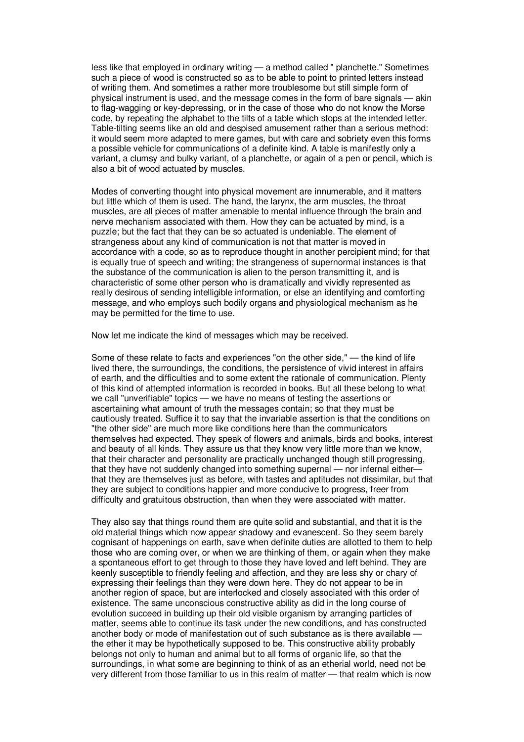less like that employed in ordinary writing — a method called " planchette." Sometimes such a piece of wood is constructed so as to be able to point to printed letters instead of writing them. And sometimes a rather more troublesome but still simple form of physical instrument is used, and the message comes in the form of bare signals — akin to flag-wagging or key-depressing, or in the case of those who do not know the Morse code, by repeating the alphabet to the tilts of a table which stops at the intended letter. Table-tilting seems like an old and despised amusement rather than a serious method: it would seem more adapted to mere games, but with care and sobriety even this forms a possible vehicle for communications of a definite kind. A table is manifestly only a variant, a clumsy and bulky variant, of a planchette, or again of a pen or pencil, which is also a bit of wood actuated by muscles.

Modes of converting thought into physical movement are innumerable, and it matters but little which of them is used. The hand, the larynx, the arm muscles, the throat muscles, are all pieces of matter amenable to mental influence through the brain and nerve mechanism associated with them. How they can be actuated by mind, is a puzzle; but the fact that they can be so actuated is undeniable. The element of strangeness about any kind of communication is not that matter is moved in accordance with a code, so as to reproduce thought in another percipient mind; for that is equally true of speech and writing; the strangeness of supernormal instances is that the substance of the communication is alien to the person transmitting it, and is characteristic of some other person who is dramatically and vividly represented as really desirous of sending intelligible information, or else an identifying and comforting message, and who employs such bodily organs and physiological mechanism as he may be permitted for the time to use.

Now let me indicate the kind of messages which may be received.

Some of these relate to facts and experiences "on the other side," — the kind of life lived there, the surroundings, the conditions, the persistence of vivid interest in affairs of earth, and the difficulties and to some extent the rationale of communication. Plenty of this kind of attempted information is recorded in books. But all these belong to what we call "unverifiable" topics — we have no means of testing the assertions or ascertaining what amount of truth the messages contain; so that they must be cautiously treated. Suffice it to say that the invariable assertion is that the conditions on "the other side" are much more like conditions here than the communicators themselves had expected. They speak of flowers and animals, birds and books, interest and beauty of all kinds. They assure us that they know very little more than we know, that their character and personality are practically unchanged though still progressing, that they have not suddenly changed into something supernal — nor infernal either— that they are themselves just as before, with tastes and aptitudes not dissimilar, but that they are subject to conditions happier and more conducive to progress, freer from difficulty and gratuitous obstruction, than when they were associated with matter.

They also say that things round them are quite solid and substantial, and that it is the old material things which now appear shadowy and evanescent. So they seem barely cognisant of happenings on earth, save when definite duties are allotted to them to help those who are coming over, or when we are thinking of them, or again when they make a spontaneous effort to get through to those they have loved and left behind. They are keenly susceptible to friendly feeling and affection, and they are less shy or chary of expressing their feelings than they were down here. They do not appear to be in another region of space, but are interlocked and closely associated with this order of existence. The same unconscious constructive ability as did in the long course of evolution succeed in building up their old visible organism by arranging particles of matter, seems able to continue its task under the new conditions, and has constructed another body or mode of manifestation out of such substance as is there available — the ether it may be hypothetically supposed to be. This constructive ability probably belongs not only to human and animal but to all forms of organic life, so that the surroundings, in what some are beginning to think of as an etherial world, need not be very different from those familiar to us in this realm of matter — that realm which is now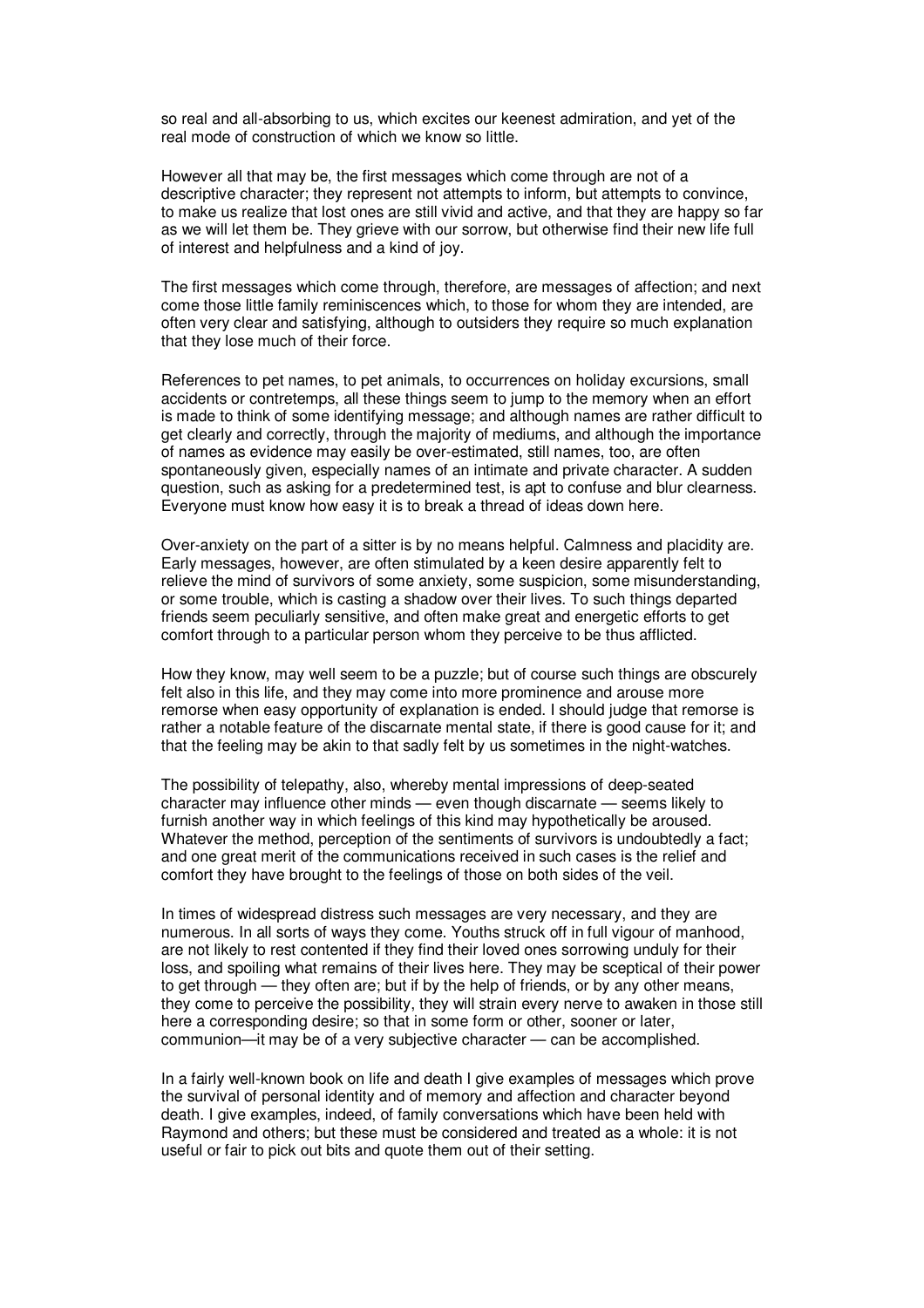so real and all-absorbing to us, which excites our keenest admiration, and yet of the real mode of construction of which we know so little.

However all that may be, the first messages which come through are not of a descriptive character; they represent not attempts to inform, but attempts to convince, to make us realize that lost ones are still vivid and active, and that they are happy so far as we will let them be. They grieve with our sorrow, but otherwise find their new life full of interest and helpfulness and a kind of joy.

The first messages which come through, therefore, are messages of affection; and next come those little family reminiscences which, to those for whom they are intended, are often very clear and satisfying, although to outsiders they require so much explanation that they lose much of their force.

References to pet names, to pet animals, to occurrences on holiday excursions, small accidents or contretemps, all these things seem to jump to the memory when an effort is made to think of some identifying message; and although names are rather difficult to get clearly and correctly, through the majority of mediums, and although the importance of names as evidence may easily be over-estimated, still names, too, are often spontaneously given, especially names of an intimate and private character. A sudden question, such as asking for a predetermined test, is apt to confuse and blur clearness. Everyone must know how easy it is to break a thread of ideas down here.

Over-anxiety on the part of a sitter is by no means helpful. Calmness and placidity are. Early messages, however, are often stimulated by a keen desire apparently felt to relieve the mind of survivors of some anxiety, some suspicion, some misunderstanding, or some trouble, which is casting a shadow over their lives. To such things departed friends seem peculiarly sensitive, and often make great and energetic efforts to get comfort through to a particular person whom they perceive to be thus afflicted.

How they know, may well seem to be a puzzle; but of course such things are obscurely felt also in this life, and they may come into more prominence and arouse more remorse when easy opportunity of explanation is ended. I should judge that remorse is rather a notable feature of the discarnate mental state, if there is good cause for it; and that the feeling may be akin to that sadly felt by us sometimes in the night-watches.

The possibility of telepathy, also, whereby mental impressions of deep-seated character may influence other minds — even though discarnate — seems likely to furnish another way in which feelings of this kind may hypothetically be aroused. Whatever the method, perception of the sentiments of survivors is undoubtedly a fact; and one great merit of the communications received in such cases is the relief and comfort they have brought to the feelings of those on both sides of the veil.

In times of widespread distress such messages are very necessary, and they are numerous. In all sorts of ways they come. Youths struck off in full vigour of manhood, are not likely to rest contented if they find their loved ones sorrowing unduly for their loss, and spoiling what remains of their lives here. They may be sceptical of their power to get through — they often are; but if by the help of friends, or by any other means, they come to perceive the possibility, they will strain every nerve to awaken in those still here a corresponding desire; so that in some form or other, sooner or later, communion—it may be of a very subjective character — can be accomplished.

In a fairly well-known book on life and death I give examples of messages which prove the survival of personal identity and of memory and affection and character beyond death. I give examples, indeed, of family conversations which have been held with Raymond and others; but these must be considered and treated as a whole: it is not useful or fair to pick out bits and quote them out of their setting.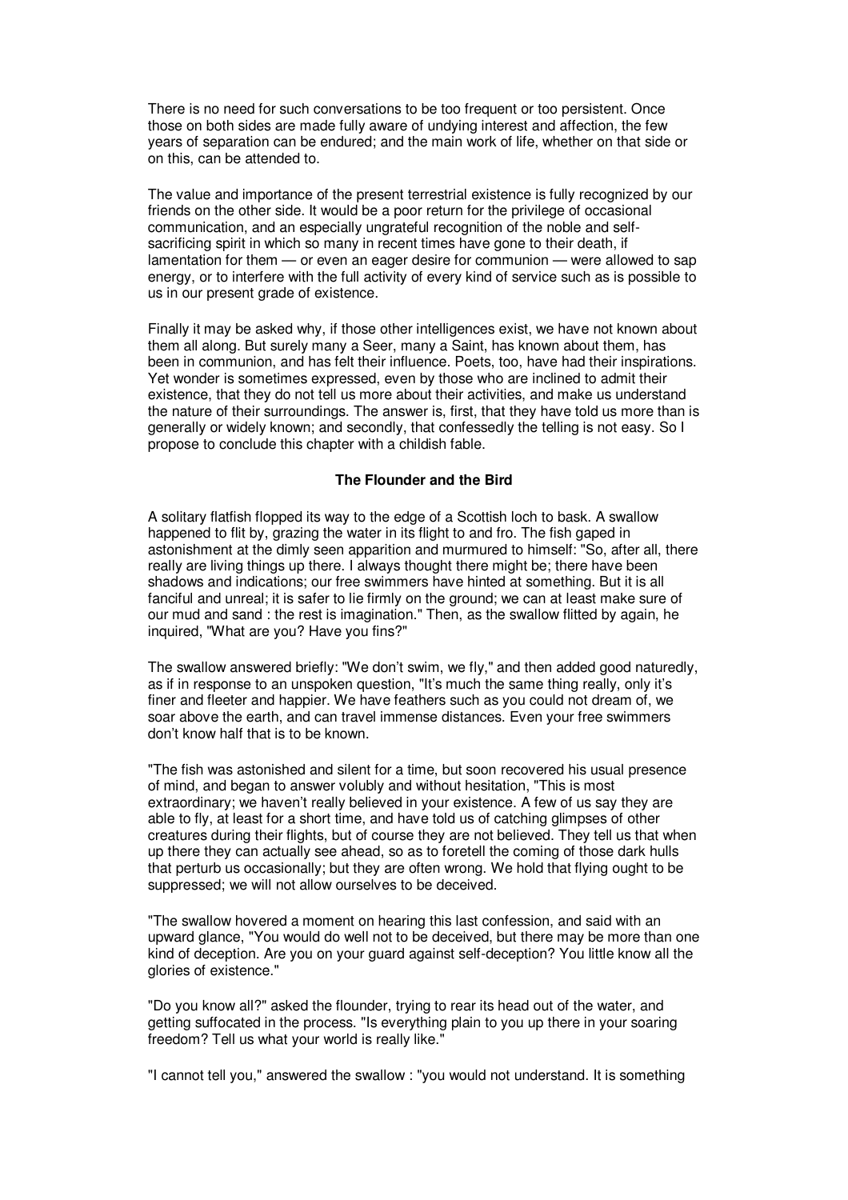There is no need for such conversations to be too frequent or too persistent. Once those on both sides are made fully aware of undying interest and affection, the few years of separation can be endured; and the main work of life, whether on that side or on this, can be attended to.

The value and importance of the present terrestrial existence is fully recognized by our friends on the other side. It would be a poor return for the privilege of occasional communication, and an especially ungrateful recognition of the noble and self-sacrificing spirit in which so many in recent times have gone to their death, if lamentation for them — or even an eager desire for communion — were allowed to sap energy, or to interfere with the full activity of every kind of service such as is possible to us in our present grade of existence.

Finally it may be asked why, if those other intelligences exist, we have not known about them all along. But surely many a Seer, many a Saint, has known about them, has been in communion, and has felt their influence. Poets, too, have had their inspirations. Yet wonder is sometimes expressed, even by those who are inclined to admit their existence, that they do not tell us more about their activities, and make us understand the nature of their surroundings. The answer is, first, that they have told us more than is generally or widely known; and secondly, that confessedly the telling is not easy. So I propose to conclude this chapter with a childish fable.

### The Flounder and the Bird

A solitary flatfish flopped its way to the edge of a Scottish loch to bask. A swallow happened to flit by, grazing the water in its flight to and fro. The fish gaped in astonishment at the dimly seen apparition and murmured to himself: "So, after all, there really are living things up there. I always thought there might be; there have been shadows and indications; our free swimmers have hinted at something. But it is all fanciful and unreal; it is safer to lie firmly on the ground; we can at least make sure of our mud and sand : the rest is imagination." Then, as the swallow flitted by again, he inquired, "What are you? Have you fins?"

The swallow answered briefly: "We don't swim, we fly," and then added good naturedly, as if in response to an unspoken question, "It's much the same thing really, only it's finer and fleeter and happier. We have feathers such as you could not dream of, we soar above the earth, and can travel immense distances. Even your free swimmers don't know half that is to be known.

"The fish was astonished and silent for a time, but soon recovered his usual presence of mind, and began to answer volubly and without hesitation, "This is most extraordinary; we haven't really believed in your existence. A few of us say they are able to fly, at least for a short time, and have told us of catching glimpses of other creatures during their flights, but of course they are not believed. They tell us that when up there they can actually see ahead, so as to foretell the coming of those dark hulls that perturb us occasionally; but they are often wrong. We hold that flying ought to be suppressed; we will not allow ourselves to be deceived.

"The swallow hovered a moment on hearing this last confession, and said with an upward glance, "You would do well not to be deceived, but there may be more than one kind of deception. Are you on your guard against self-deception? You little know all the glories of existence."

"Do you know all?" asked the flounder, trying to rear its head out of the water, and getting suffocated in the process. "Is everything plain to you up there in your soaring freedom? Tell us what your world is really like."

"I cannot tell you," answered the swallow : "you would not understand. It is something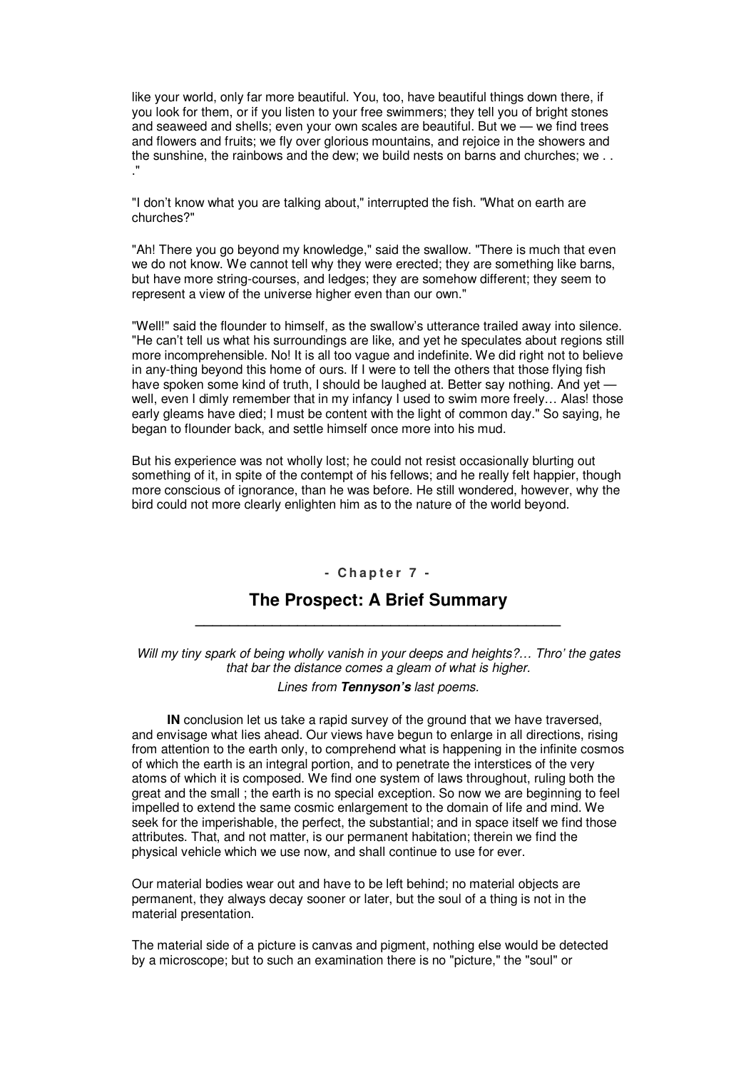like your world, only far more beautiful. You, too, have beautiful things down there, if you look for them, or if you listen to your free swimmers; they tell you of bright stones and seaweed and shells; even your own scales are beautiful. But we — we find trees and flowers and fruits; we fly over glorious mountains, and rejoice in the showers and the sunshine, the rainbows and the dew; we build nests on barns and churches; we . . ."

"I don't know what you are talking about," interrupted the fish. "What on earth are churches?"

"Ah! There you go beyond my knowledge," said the swallow. "There is much that even we do not know. We cannot tell why they were erected; they are something like barns, but have more string-courses, and ledges; they are somehow different; they seem to represent a view of the universe higher even than our own."

"Well!" said the flounder to himself, as the swallow's utterance trailed away into silence. "He can't tell us what his surroundings are like, and yet he speculates about regions still more incomprehensible. No! It is all too vague and indefinite. We did right not to believe in any-thing beyond this home of ours. If I were to tell the others that those flying fish have spoken some kind of truth, I should be laughed at. Better say nothing. And yet — well, even I dimly remember that in my infancy I used to swim more freely… Alas! those early gleams have died; I must be content with the light of common day." So saying, he began to flounder back, and settle himself once more into his mud.

But his experience was not wholly lost; he could not resist occasionally blurting out something of it, in spite of the contempt of his fellows; and he really felt happier, though more conscious of ignorance, than he was before. He still wondered, however, why the bird could not more clearly enlighten him as to the nature of the world beyond.

## - Chapter 7 -

## The Prospect: A Brief Summary

*Will my tiny spark of being wholly vanish in your deeps and heights?… Thro' the gates that bar the distance comes a gleam of what is higher.*

*Lines from **Tennyson's** last poems.*

**IN** conclusion let us take a rapid survey of the ground that we have traversed, and envisage what lies ahead. Our views have begun to enlarge in all directions, rising from attention to the earth only, to comprehend what is happening in the infinite cosmos of which the earth is an integral portion, and to penetrate the interstices of the very atoms of which it is composed. We find one system of laws throughout, ruling both the great and the small ; the earth is no special exception. So now we are beginning to feel impelled to extend the same cosmic enlargement to the domain of life and mind. We seek for the imperishable, the perfect, the substantial; and in space itself we find those attributes. That, and not matter, is our permanent habitation; therein we find the physical vehicle which we use now, and shall continue to use for ever.

Our material bodies wear out and have to be left behind; no material objects are permanent, they always decay sooner or later, but the soul of a thing is not in the material presentation.

The material side of a picture is canvas and pigment, nothing else would be detected by a microscope; but to such an examination there is no "picture," the "soul" or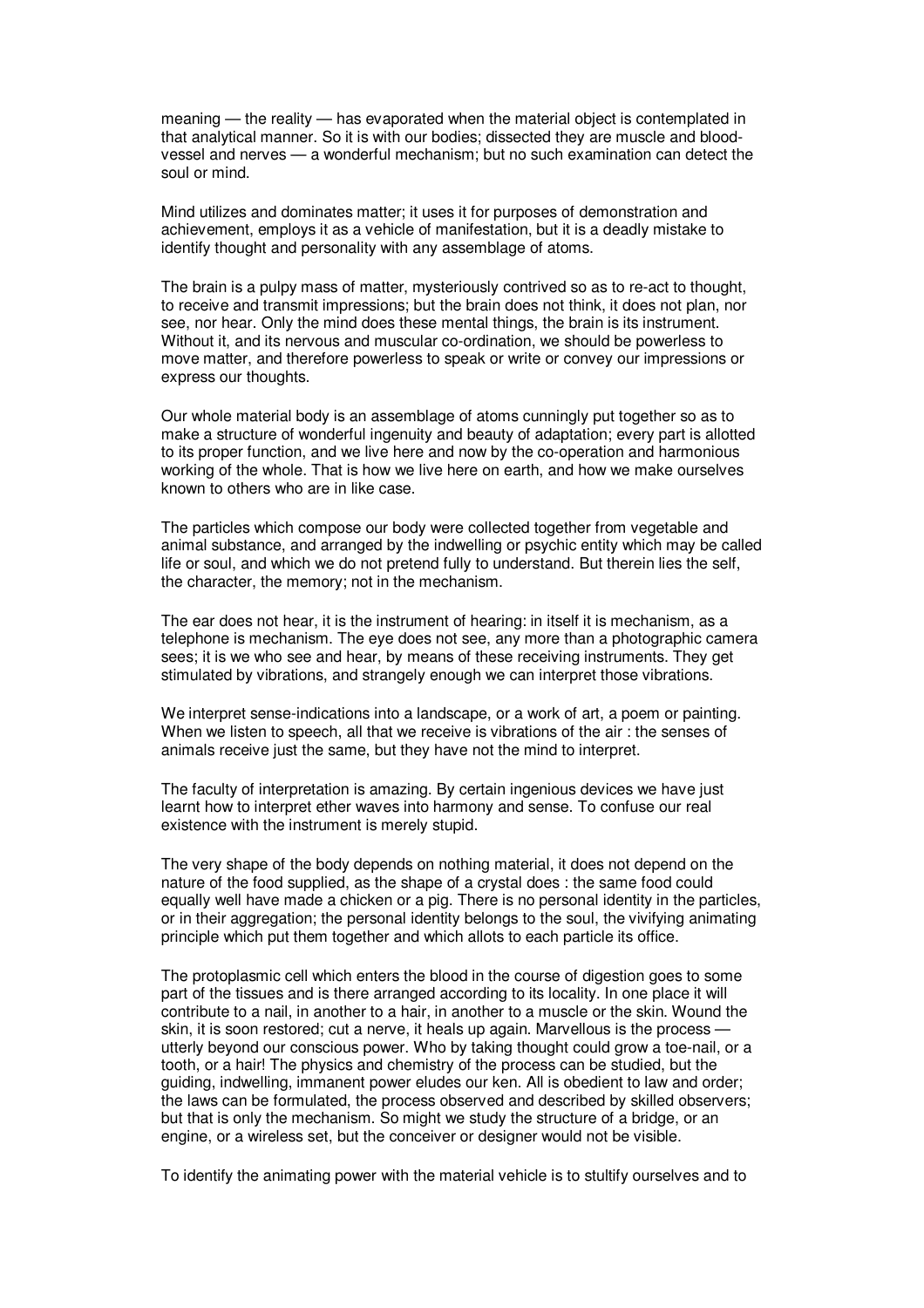meaning — the reality — has evaporated when the material object is contemplated in that analytical manner. So it is with our bodies; dissected they are muscle and blood-vessel and nerves — a wonderful mechanism; but no such examination can detect the soul or mind.

Mind utilizes and dominates matter; it uses it for purposes of demonstration and achievement, employs it as a vehicle of manifestation, but it is a deadly mistake to identify thought and personality with any assemblage of atoms.

The brain is a pulpy mass of matter, mysteriously contrived so as to re-act to thought, to receive and transmit impressions; but the brain does not think, it does not plan, nor see, nor hear. Only the mind does these mental things, the brain is its instrument. Without it, and its nervous and muscular co-ordination, we should be powerless to move matter, and therefore powerless to speak or write or convey our impressions or express our thoughts.

Our whole material body is an assemblage of atoms cunningly put together so as to make a structure of wonderful ingenuity and beauty of adaptation; every part is allotted to its proper function, and we live here and now by the co-operation and harmonious working of the whole. That is how we live here on earth, and how we make ourselves known to others who are in like case.

The particles which compose our body were collected together from vegetable and animal substance, and arranged by the indwelling or psychic entity which may be called life or soul, and which we do not pretend fully to understand. But therein lies the self, the character, the memory; not in the mechanism.

The ear does not hear, it is the instrument of hearing: in itself it is mechanism, as a telephone is mechanism. The eye does not see, any more than a photographic camera sees; it is we who see and hear, by means of these receiving instruments. They get stimulated by vibrations, and strangely enough we can interpret those vibrations.

We interpret sense-indications into a landscape, or a work of art, a poem or painting. When we listen to speech, all that we receive is vibrations of the air : the senses of animals receive just the same, but they have not the mind to interpret.

The faculty of interpretation is amazing. By certain ingenious devices we have just learnt how to interpret ether waves into harmony and sense. To confuse our real existence with the instrument is merely stupid.

The very shape of the body depends on nothing material, it does not depend on the nature of the food supplied, as the shape of a crystal does : the same food could equally well have made a chicken or a pig. There is no personal identity in the particles, or in their aggregation; the personal identity belongs to the soul, the vivifying animating principle which put them together and which allots to each particle its office.

The protoplasmic cell which enters the blood in the course of digestion goes to some part of the tissues and is there arranged according to its locality. In one place it will contribute to a nail, in another to a hair, in another to a muscle or the skin. Wound the skin, it is soon restored; cut a nerve, it heals up again. Marvellous is the process — utterly beyond our conscious power. Who by taking thought could grow a toe-nail, or a tooth, or a hair! The physics and chemistry of the process can be studied, but the guiding, indwelling, immanent power eludes our ken. All is obedient to law and order; the laws can be formulated, the process observed and described by skilled observers; but that is only the mechanism. So might we study the structure of a bridge, or an engine, or a wireless set, but the conceiver or designer would not be visible.

To identify the animating power with the material vehicle is to stultify ourselves and to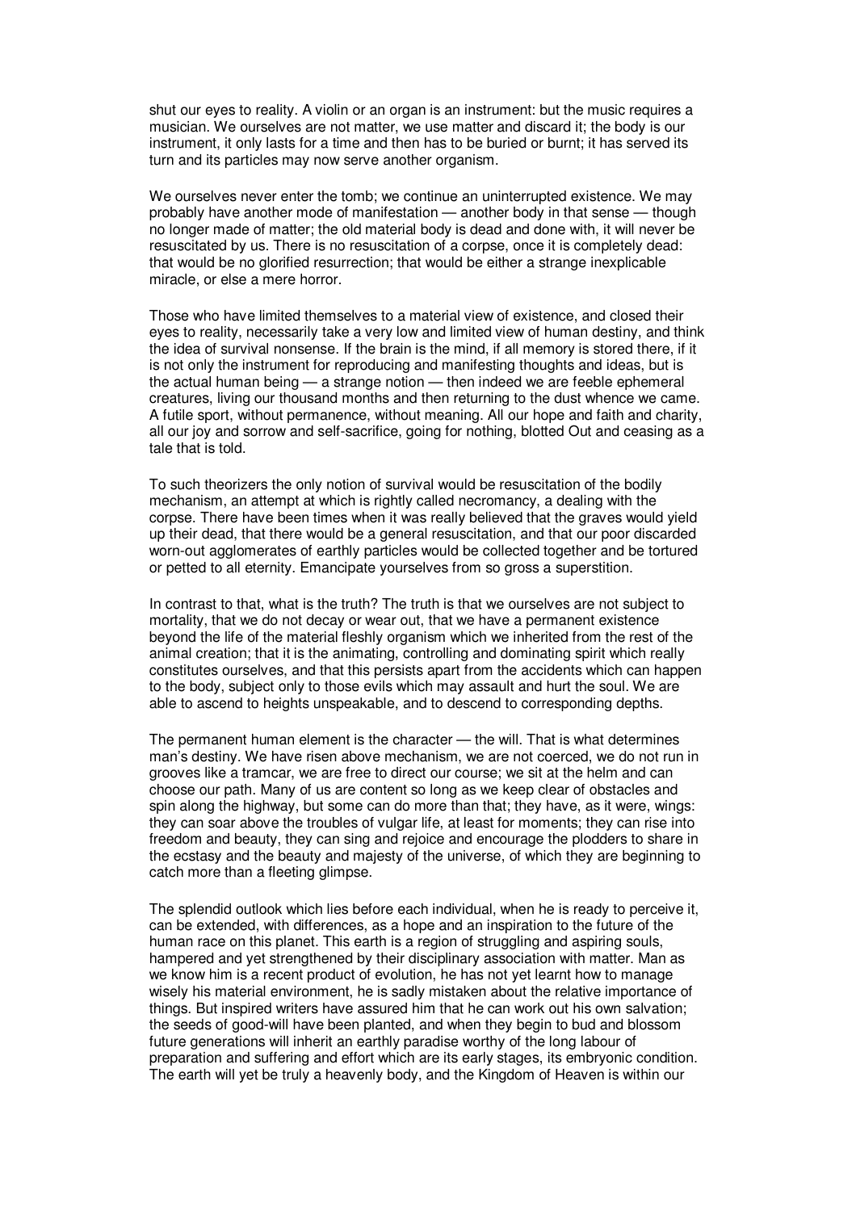shut our eyes to reality. A violin or an organ is an instrument: but the music requires a musician. We ourselves are not matter, we use matter and discard it; the body is our instrument, it only lasts for a time and then has to be buried or burnt; it has served its turn and its particles may now serve another organism.

We ourselves never enter the tomb; we continue an uninterrupted existence. We may probably have another mode of manifestation — another body in that sense — though no longer made of matter; the old material body is dead and done with, it will never be resuscitated by us. There is no resuscitation of a corpse, once it is completely dead: that would be no glorified resurrection; that would be either a strange inexplicable miracle, or else a mere horror.

Those who have limited themselves to a material view of existence, and closed their eyes to reality, necessarily take a very low and limited view of human destiny, and think the idea of survival nonsense. If the brain is the mind, if all memory is stored there, if it is not only the instrument for reproducing and manifesting thoughts and ideas, but is the actual human being — a strange notion — then indeed we are feeble ephemeral creatures, living our thousand months and then returning to the dust whence we came. A futile sport, without permanence, without meaning. All our hope and faith and charity, all our joy and sorrow and self-sacrifice, going for nothing, blotted Out and ceasing as a tale that is told.

To such theorizers the only notion of survival would be resuscitation of the bodily mechanism, an attempt at which is rightly called necromancy, a dealing with the corpse. There have been times when it was really believed that the graves would yield up their dead, that there would be a general resuscitation, and that our poor discarded worn-out agglomerates of earthly particles would be collected together and be tortured or petted to all eternity. Emancipate yourselves from so gross a superstition.

In contrast to that, what is the truth? The truth is that we ourselves are not subject to mortality, that we do not decay or wear out, that we have a permanent existence beyond the life of the material fleshly organism which we inherited from the rest of the animal creation; that it is the animating, controlling and dominating spirit which really constitutes ourselves, and that this persists apart from the accidents which can happen to the body, subject only to those evils which may assault and hurt the soul. We are able to ascend to heights unspeakable, and to descend to corresponding depths.

The permanent human element is the character — the will. That is what determines man's destiny. We have risen above mechanism, we are not coerced, we do not run in grooves like a tramcar, we are free to direct our course; we sit at the helm and can choose our path. Many of us are content so long as we keep clear of obstacles and spin along the highway, but some can do more than that; they have, as it were, wings: they can soar above the troubles of vulgar life, at least for moments; they can rise into freedom and beauty, they can sing and rejoice and encourage the plodders to share in the ecstasy and the beauty and majesty of the universe, of which they are beginning to catch more than a fleeting glimpse.

The splendid outlook which lies before each individual, when he is ready to perceive it, can be extended, with differences, as a hope and an inspiration to the future of the human race on this planet. This earth is a region of struggling and aspiring souls, hampered and yet strengthened by their disciplinary association with matter. Man as we know him is a recent product of evolution, he has not yet learnt how to manage wisely his material environment, he is sadly mistaken about the relative importance of things. But inspired writers have assured him that he can work out his own salvation; the seeds of good-will have been planted, and when they begin to bud and blossom future generations will inherit an earthly paradise worthy of the long labour of preparation and suffering and effort which are its early stages, its embryonic condition. The earth will yet be truly a heavenly body, and the Kingdom of Heaven is within our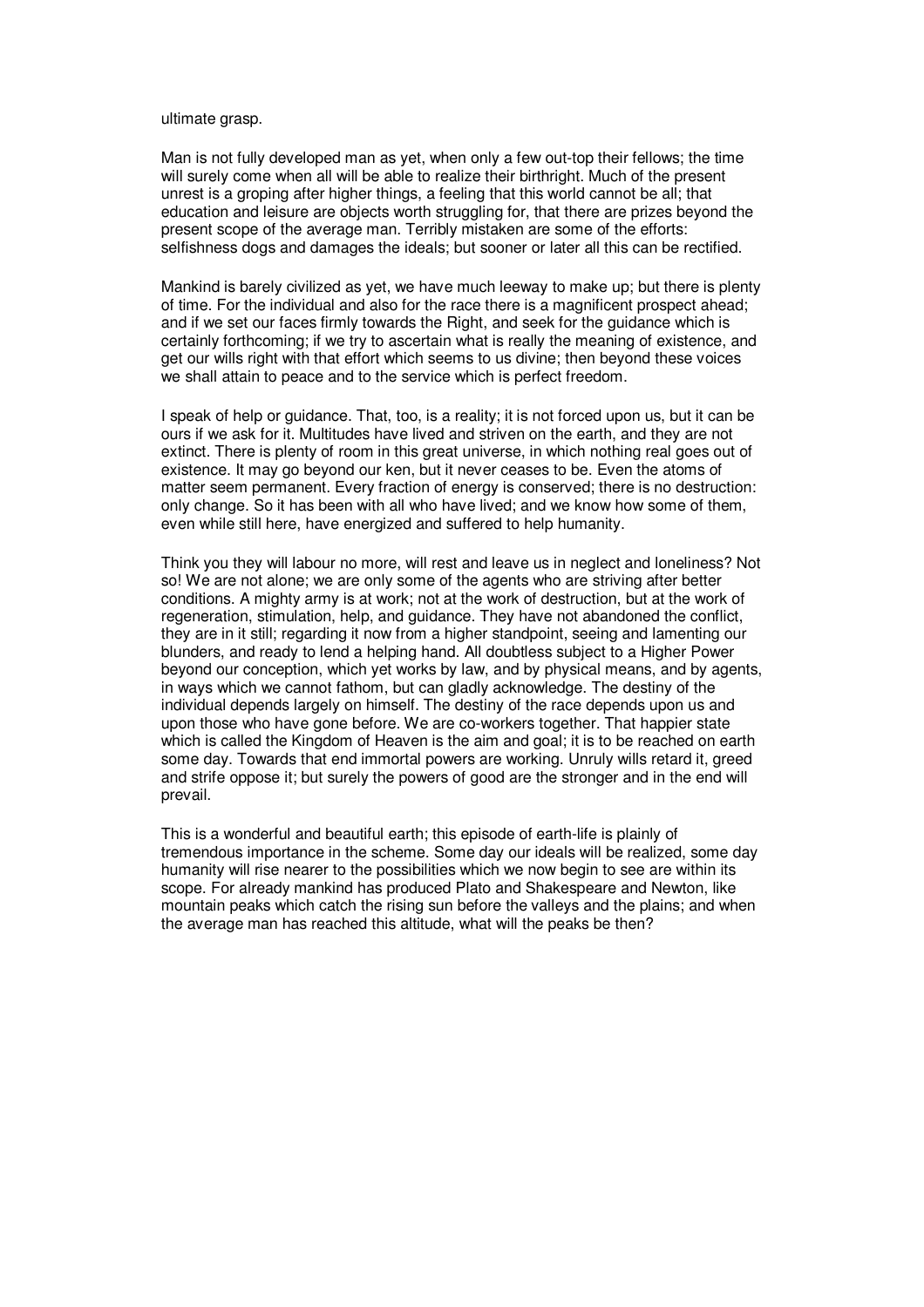ultimate grasp.

Man is not fully developed man as yet, when only a few out-top their fellows; the time will surely come when all will be able to realize their birthright. Much of the present unrest is a groping after higher things, a feeling that this world cannot be all; that education and leisure are objects worth struggling for, that there are prizes beyond the present scope of the average man. Terribly mistaken are some of the efforts: selfishness dogs and damages the ideals; but sooner or later all this can be rectified.

Mankind is barely civilized as yet, we have much leeway to make up; but there is plenty of time. For the individual and also for the race there is a magnificent prospect ahead; and if we set our faces firmly towards the Right, and seek for the guidance which is certainly forthcoming; if we try to ascertain what is really the meaning of existence, and get our wills right with that effort which seems to us divine; then beyond these voices we shall attain to peace and to the service which is perfect freedom.

I speak of help or guidance. That, too, is a reality; it is not forced upon us, but it can be ours if we ask for it. Multitudes have lived and striven on the earth, and they are not extinct. There is plenty of room in this great universe, in which nothing real goes out of existence. It may go beyond our ken, but it never ceases to be. Even the atoms of matter seem permanent. Every fraction of energy is conserved; there is no destruction: only change. So it has been with all who have lived; and we know how some of them, even while still here, have energized and suffered to help humanity.

Think you they will labour no more, will rest and leave us in neglect and loneliness? Not so! We are not alone; we are only some of the agents who are striving after better conditions. A mighty army is at work; not at the work of destruction, but at the work of regeneration, stimulation, help, and guidance. They have not abandoned the conflict, they are in it still; regarding it now from a higher standpoint, seeing and lamenting our blunders, and ready to lend a helping hand. All doubtless subject to a Higher Power beyond our conception, which yet works by law, and by physical means, and by agents, in ways which we cannot fathom, but can gladly acknowledge. The destiny of the individual depends largely on himself. The destiny of the race depends upon us and upon those who have gone before. We are co-workers together. That happier state which is called the Kingdom of Heaven is the aim and goal; it is to be reached on earth some day. Towards that end immortal powers are working. Unruly wills retard it, greed and strife oppose it; but surely the powers of good are the stronger and in the end will prevail.

This is a wonderful and beautiful earth; this episode of earth-life is plainly of tremendous importance in the scheme. Some day our ideals will be realized, some day humanity will rise nearer to the possibilities which we now begin to see are within its scope. For already mankind has produced Plato and Shakespeare and Newton, like mountain peaks which catch the rising sun before the valleys and the plains; and when the average man has reached this altitude, what will the peaks be then?